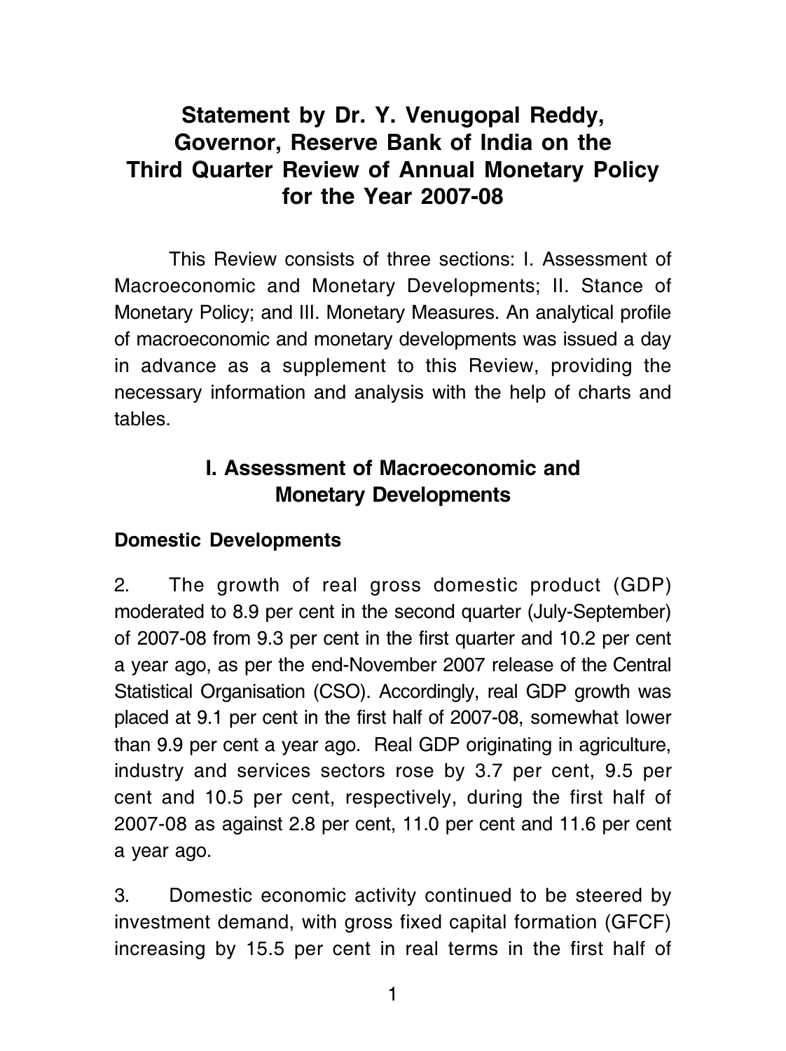# Statement by Dr. Y. Venugopal Reddy, Governor, Reserve Bank of India on the Third Quarter Review of Annual Monetary Policy for the Year 2007-08

This Review consists of three sections: I. Assessment of Macroeconomic and Monetary Developments; II. Stance of Monetary Policy; and III. Monetary Measures. An analytical profile of macroeconomic and monetary developments was issued a day in advance as a supplement to this Review, providing the necessary information and analysis with the help of charts and tables.

## I. Assessment of Macroeconomic and Monetary Developments

### Domestic Developments

2. The growth of real gross domestic product (GDP) moderated to 8.9 per cent in the second quarter (July-September) of 2007-08 from 9.3 per cent in the first quarter and 10.2 per cent a year ago, as per the end-November 2007 release of the Central Statistical Organisation (CSO). Accordingly, real GDP growth was placed at 9.1 per cent in the first half of 2007-08, somewhat lower than 9.9 per cent a year ago. Real GDP originating in agriculture, industry and services sectors rose by 3.7 per cent, 9.5 per cent and 10.5 per cent, respectively, during the first half of 2007-08 as against 2.8 per cent, 11.0 per cent and 11.6 per cent a year ago.

3. Domestic economic activity continued to be steered by investment demand, with gross fixed capital formation (GFCF) increasing by 15.5 per cent in real terms in the first half of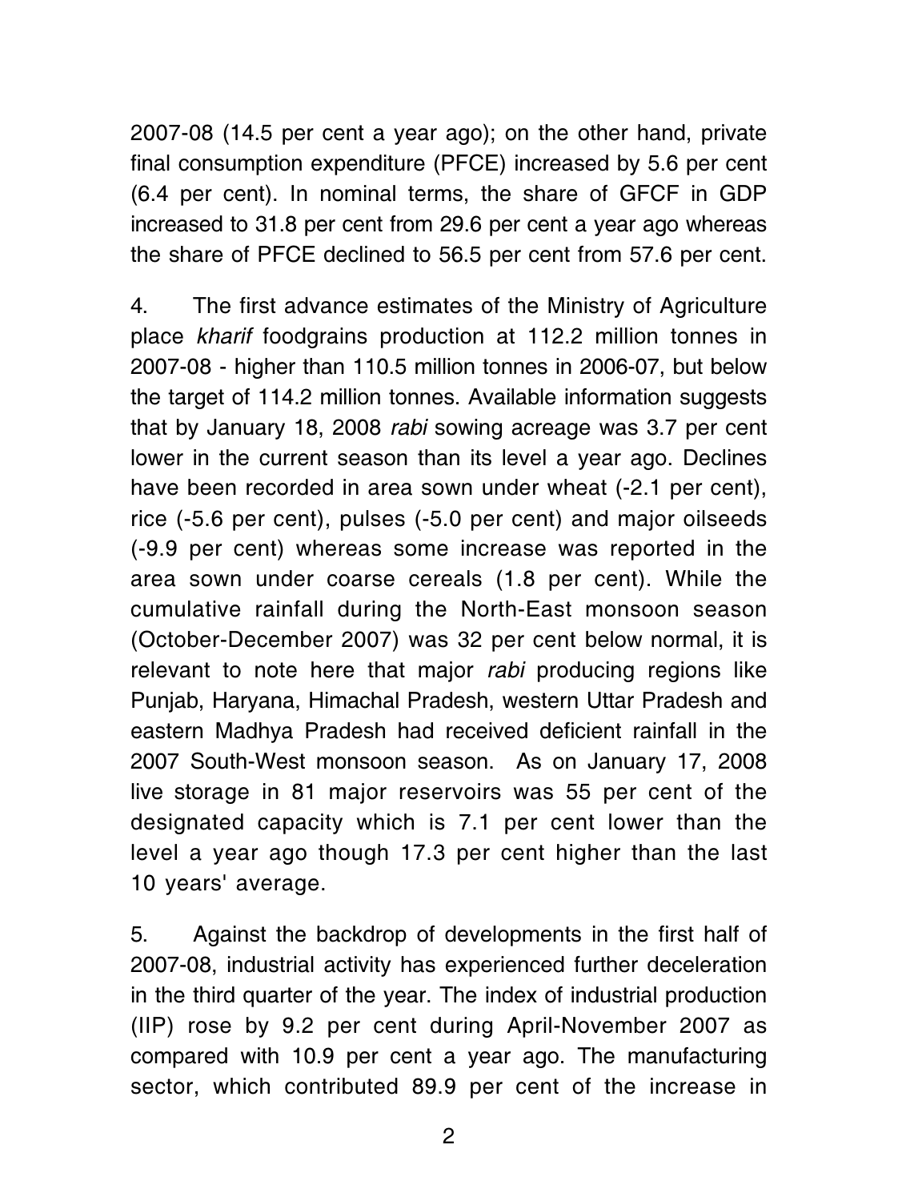2007-08 (14.5 per cent a year ago); on the other hand, private final consumption expenditure (PFCE) increased by 5.6 per cent (6.4 per cent). In nominal terms, the share of GFCF in GDP increased to 31.8 per cent from 29.6 per cent a year ago whereas the share of PFCE declined to 56.5 per cent from 57.6 per cent.

4. The first advance estimates of the Ministry of Agriculture place *kharif* foodgrains production at 112.2 million tonnes in 2007-08 - higher than 110.5 million tonnes in 2006-07, but below the target of 114.2 million tonnes. Available information suggests that by January 18, 2008 *rabi* sowing acreage was 3.7 per cent lower in the current season than its level a year ago. Declines have been recorded in area sown under wheat (-2.1 per cent), rice (-5.6 per cent), pulses (-5.0 per cent) and major oilseeds (-9.9 per cent) whereas some increase was reported in the area sown under coarse cereals (1.8 per cent). While the cumulative rainfall during the North-East monsoon season (October-December 2007) was 32 per cent below normal, it is relevant to note here that major *rabi* producing regions like Punjab, Haryana, Himachal Pradesh, western Uttar Pradesh and eastern Madhya Pradesh had received deficient rainfall in the 2007 South-West monsoon season. As on January 17, 2008 live storage in 81 major reservoirs was 55 per cent of the designated capacity which is 7.1 per cent lower than the level a year ago though 17.3 per cent higher than the last 10 years' average.

5. Against the backdrop of developments in the first half of 2007-08, industrial activity has experienced further deceleration in the third quarter of the year. The index of industrial production (IIP) rose by 9.2 per cent during April-November 2007 as compared with 10.9 per cent a year ago. The manufacturing sector, which contributed 89.9 per cent of the increase in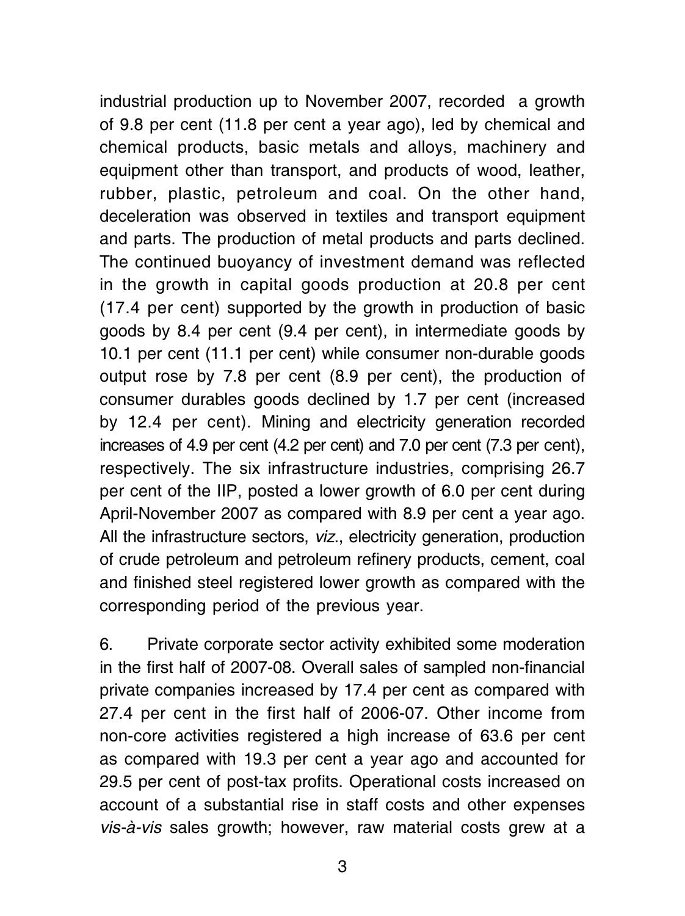industrial production up to November 2007, recorded a growth of 9.8 per cent (11.8 per cent a year ago), led by chemical and chemical products, basic metals and alloys, machinery and equipment other than transport, and products of wood, leather, rubber, plastic, petroleum and coal. On the other hand, deceleration was observed in textiles and transport equipment and parts. The production of metal products and parts declined. The continued buoyancy of investment demand was reflected in the growth in capital goods production at 20.8 per cent (17.4 per cent) supported by the growth in production of basic goods by 8.4 per cent (9.4 per cent), in intermediate goods by 10.1 per cent (11.1 per cent) while consumer non-durable goods output rose by 7.8 per cent (8.9 per cent), the production of consumer durables goods declined by 1.7 per cent (increased by 12.4 per cent). Mining and electricity generation recorded increases of 4.9 per cent (4.2 per cent) and 7.0 per cent (7.3 per cent), respectively. The six infrastructure industries, comprising 26.7 per cent of the IIP, posted a lower growth of 6.0 per cent during April-November 2007 as compared with 8.9 per cent a year ago. All the infrastructure sectors, *viz*., electricity generation, production of crude petroleum and petroleum refinery products, cement, coal and finished steel registered lower growth as compared with the corresponding period of the previous year.

6. Private corporate sector activity exhibited some moderation in the first half of 2007-08. Overall sales of sampled non-financial private companies increased by 17.4 per cent as compared with 27.4 per cent in the first half of 2006-07. Other income from non-core activities registered a high increase of 63.6 per cent as compared with 19.3 per cent a year ago and accounted for 29.5 per cent of post-tax profits. Operational costs increased on account of a substantial rise in staff costs and other expenses *vis-à-vis* sales growth; however, raw material costs grew at a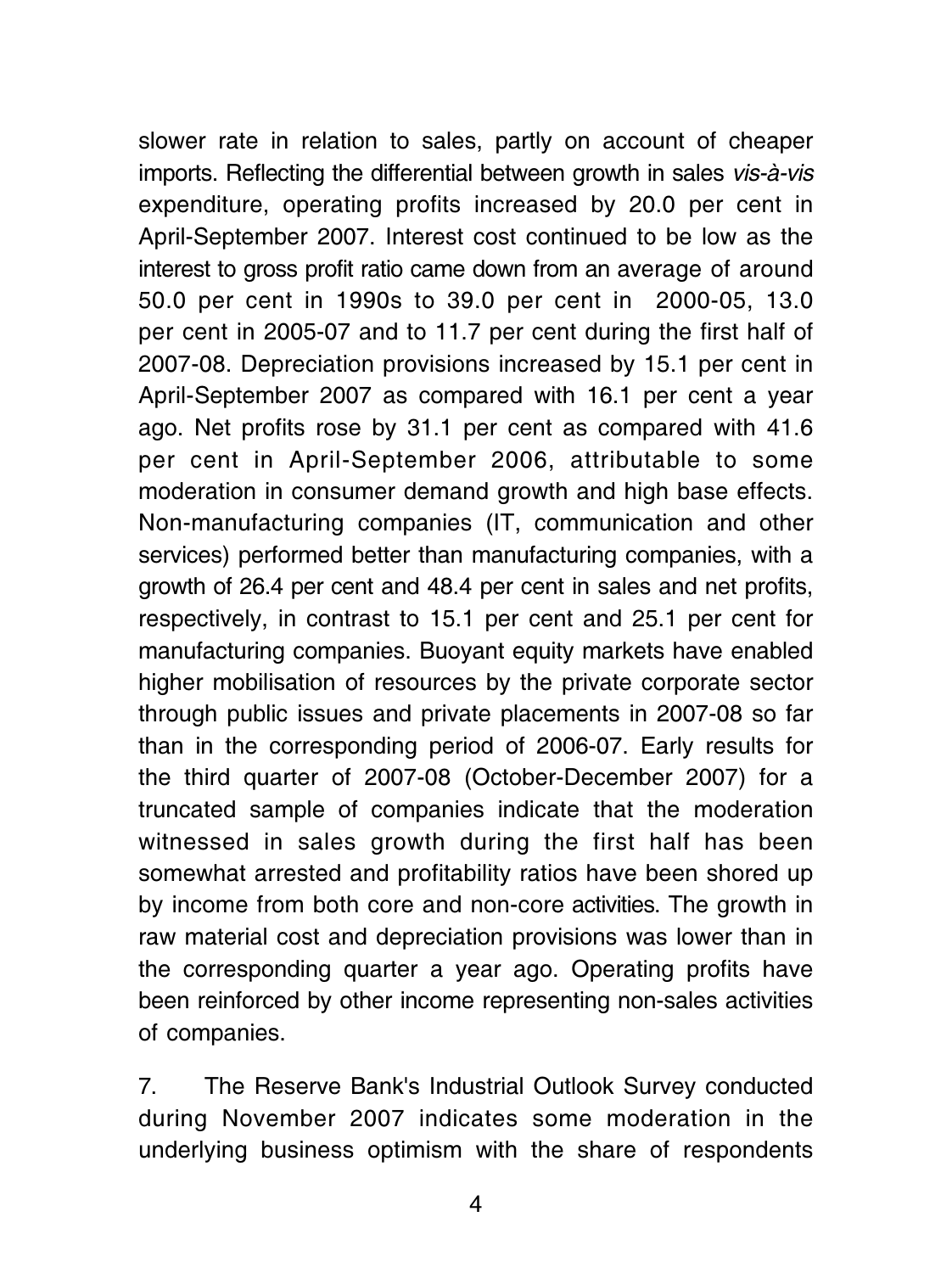slower rate in relation to sales, partly on account of cheaper imports. Reflecting the differential between growth in sales *vis-à-vis* expenditure, operating profits increased by 20.0 per cent in April-September 2007. Interest cost continued to be low as the interest to gross profit ratio came down from an average of around 50.0 per cent in 1990s to 39.0 per cent in 2000-05, 13.0 per cent in 2005-07 and to 11.7 per cent during the first half of 2007-08. Depreciation provisions increased by 15.1 per cent in April-September 2007 as compared with 16.1 per cent a year ago. Net profits rose by 31.1 per cent as compared with 41.6 per cent in April-September 2006, attributable to some moderation in consumer demand growth and high base effects. Non-manufacturing companies (IT, communication and other services) performed better than manufacturing companies, with a growth of 26.4 per cent and 48.4 per cent in sales and net profits, respectively, in contrast to 15.1 per cent and 25.1 per cent for manufacturing companies. Buoyant equity markets have enabled higher mobilisation of resources by the private corporate sector through public issues and private placements in 2007-08 so far than in the corresponding period of 2006-07. Early results for the third quarter of 2007-08 (October-December 2007) for a truncated sample of companies indicate that the moderation witnessed in sales growth during the first half has been somewhat arrested and profitability ratios have been shored up by income from both core and non-core activities. The growth in raw material cost and depreciation provisions was lower than in the corresponding quarter a year ago. Operating profits have been reinforced by other income representing non-sales activities of companies.

7. The Reserve Bank's Industrial Outlook Survey conducted during November 2007 indicates some moderation in the underlying business optimism with the share of respondents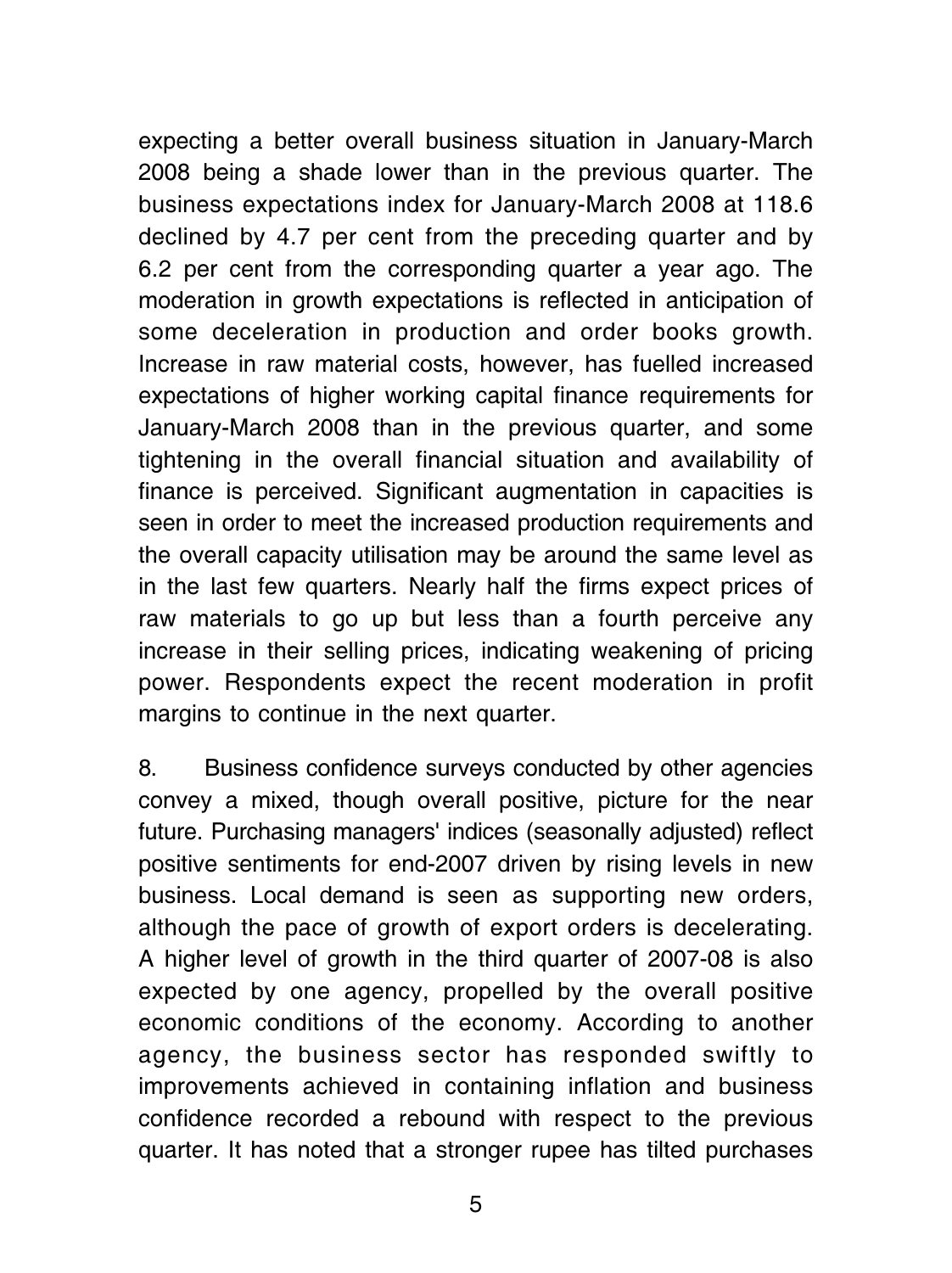expecting a better overall business situation in January-March 2008 being a shade lower than in the previous quarter. The business expectations index for January-March 2008 at 118.6 declined by 4.7 per cent from the preceding quarter and by 6.2 per cent from the corresponding quarter a year ago. The moderation in growth expectations is reflected in anticipation of some deceleration in production and order books growth. Increase in raw material costs, however, has fuelled increased expectations of higher working capital finance requirements for January-March 2008 than in the previous quarter, and some tightening in the overall financial situation and availability of finance is perceived. Significant augmentation in capacities is seen in order to meet the increased production requirements and the overall capacity utilisation may be around the same level as in the last few quarters. Nearly half the firms expect prices of raw materials to go up but less than a fourth perceive any increase in their selling prices, indicating weakening of pricing power. Respondents expect the recent moderation in profit margins to continue in the next quarter.

8. Business confidence surveys conducted by other agencies convey a mixed, though overall positive, picture for the near future. Purchasing managers' indices (seasonally adjusted) reflect positive sentiments for end-2007 driven by rising levels in new business. Local demand is seen as supporting new orders, although the pace of growth of export orders is decelerating. A higher level of growth in the third quarter of 2007-08 is also expected by one agency, propelled by the overall positive economic conditions of the economy. According to another agency, the business sector has responded swiftly to improvements achieved in containing inflation and business confidence recorded a rebound with respect to the previous quarter. It has noted that a stronger rupee has tilted purchases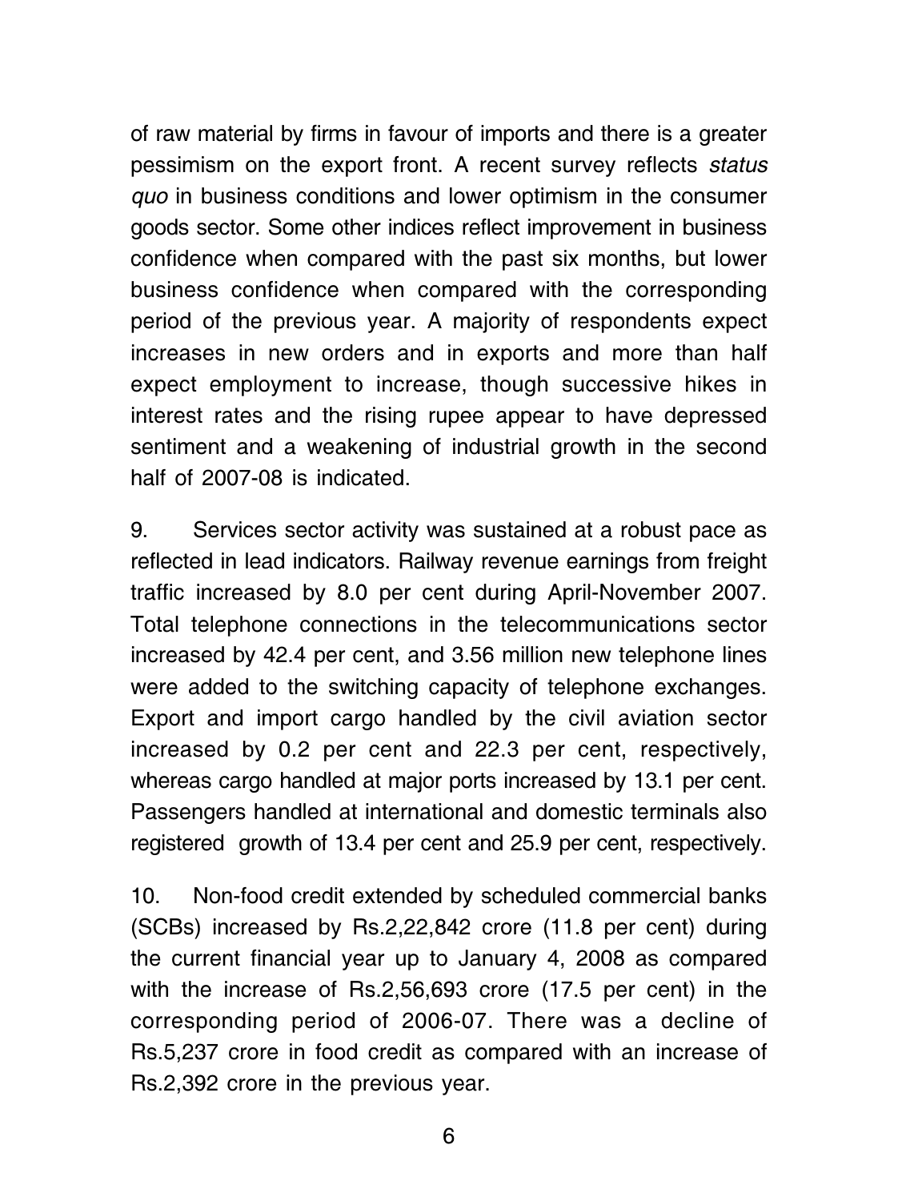of raw material by firms in favour of imports and there is a greater pessimism on the export front. A recent survey reflects *status quo* in business conditions and lower optimism in the consumer goods sector. Some other indices reflect improvement in business confidence when compared with the past six months, but lower business confidence when compared with the corresponding period of the previous year. A majority of respondents expect increases in new orders and in exports and more than half expect employment to increase, though successive hikes in interest rates and the rising rupee appear to have depressed sentiment and a weakening of industrial growth in the second half of 2007-08 is indicated.

9. Services sector activity was sustained at a robust pace as reflected in lead indicators. Railway revenue earnings from freight traffic increased by 8.0 per cent during April-November 2007. Total telephone connections in the telecommunications sector increased by 42.4 per cent, and 3.56 million new telephone lines were added to the switching capacity of telephone exchanges. Export and import cargo handled by the civil aviation sector increased by 0.2 per cent and 22.3 per cent, respectively, whereas cargo handled at major ports increased by 13.1 per cent. Passengers handled at international and domestic terminals also registered growth of 13.4 per cent and 25.9 per cent, respectively.

10. Non-food credit extended by scheduled commercial banks (SCBs) increased by Rs.2,22,842 crore (11.8 per cent) during the current financial year up to January 4, 2008 as compared with the increase of Rs.2,56,693 crore (17.5 per cent) in the corresponding period of 2006-07. There was a decline of Rs.5,237 crore in food credit as compared with an increase of Rs.2,392 crore in the previous year.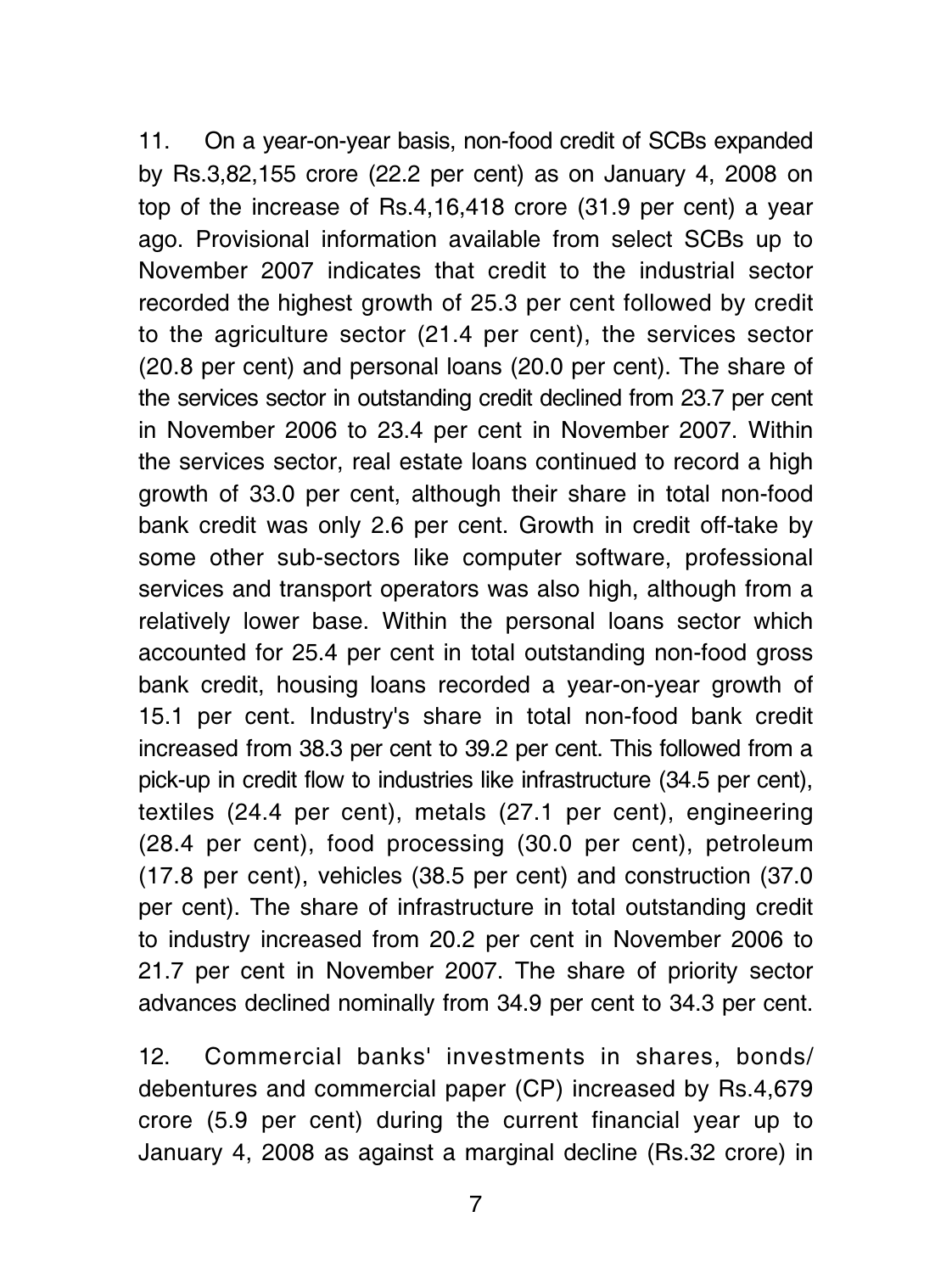11. On a year-on-year basis, non-food credit of SCBs expanded by Rs.3,82,155 crore (22.2 per cent) as on January 4, 2008 on top of the increase of Rs.4,16,418 crore (31.9 per cent) a year ago. Provisional information available from select SCBs up to November 2007 indicates that credit to the industrial sector recorded the highest growth of 25.3 per cent followed by credit to the agriculture sector (21.4 per cent), the services sector (20.8 per cent) and personal loans (20.0 per cent). The share of the services sector in outstanding credit declined from 23.7 per cent in November 2006 to 23.4 per cent in November 2007. Within the services sector, real estate loans continued to record a high growth of 33.0 per cent, although their share in total non-food bank credit was only 2.6 per cent. Growth in credit off-take by some other sub-sectors like computer software, professional services and transport operators was also high, although from a relatively lower base. Within the personal loans sector which accounted for 25.4 per cent in total outstanding non-food gross bank credit, housing loans recorded a year-on-year growth of 15.1 per cent. Industry's share in total non-food bank credit increased from 38.3 per cent to 39.2 per cent. This followed from a pick-up in credit flow to industries like infrastructure (34.5 per cent), textiles (24.4 per cent), metals (27.1 per cent), engineering (28.4 per cent), food processing (30.0 per cent), petroleum (17.8 per cent), vehicles (38.5 per cent) and construction (37.0 per cent). The share of infrastructure in total outstanding credit to industry increased from 20.2 per cent in November 2006 to 21.7 per cent in November 2007. The share of priority sector advances declined nominally from 34.9 per cent to 34.3 per cent.

12. Commercial banks' investments in shares, bonds/ debentures and commercial paper (CP) increased by Rs.4,679 crore (5.9 per cent) during the current financial year up to January 4, 2008 as against a marginal decline (Rs.32 crore) in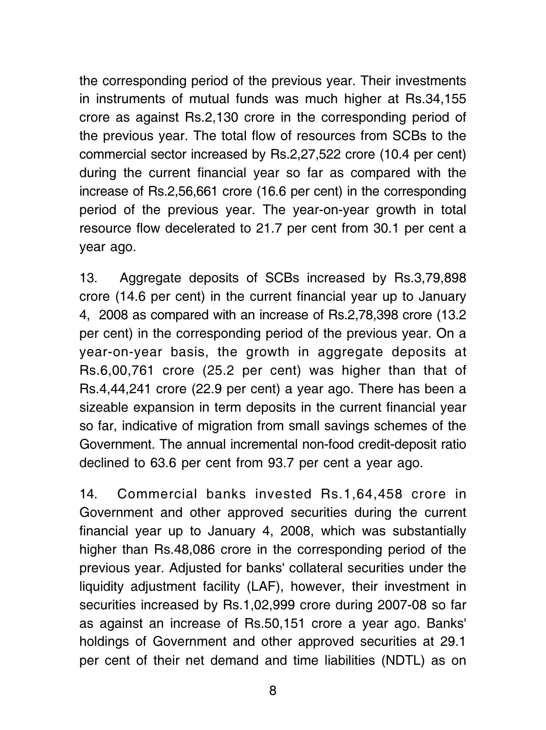the corresponding period of the previous year. Their investments in instruments of mutual funds was much higher at Rs.34,155 crore as against Rs.2,130 crore in the corresponding period of the previous year. The total flow of resources from SCBs to the commercial sector increased by Rs.2,27,522 crore (10.4 per cent) during the current financial year so far as compared with the increase of Rs.2,56,661 crore (16.6 per cent) in the corresponding period of the previous year. The year-on-year growth in total resource flow decelerated to 21.7 per cent from 30.1 per cent a year ago.

13. Aggregate deposits of SCBs increased by Rs.3,79,898 crore (14.6 per cent) in the current financial year up to January 4, 2008 as compared with an increase of Rs.2,78,398 crore (13.2 per cent) in the corresponding period of the previous year. On a year-on-year basis, the growth in aggregate deposits at Rs.6,00,761 crore (25.2 per cent) was higher than that of Rs.4,44,241 crore (22.9 per cent) a year ago. There has been a sizeable expansion in term deposits in the current financial year so far, indicative of migration from small savings schemes of the Government. The annual incremental non-food credit-deposit ratio declined to 63.6 per cent from 93.7 per cent a year ago.

14. Commercial banks invested Rs.1,64,458 crore in Government and other approved securities during the current financial year up to January 4, 2008, which was substantially higher than Rs.48,086 crore in the corresponding period of the previous year. Adjusted for banks' collateral securities under the liquidity adjustment facility (LAF), however, their investment in securities increased by Rs.1,02,999 crore during 2007-08 so far as against an increase of Rs.50,151 crore a year ago. Banks' holdings of Government and other approved securities at 29.1 per cent of their net demand and time liabilities (NDTL) as on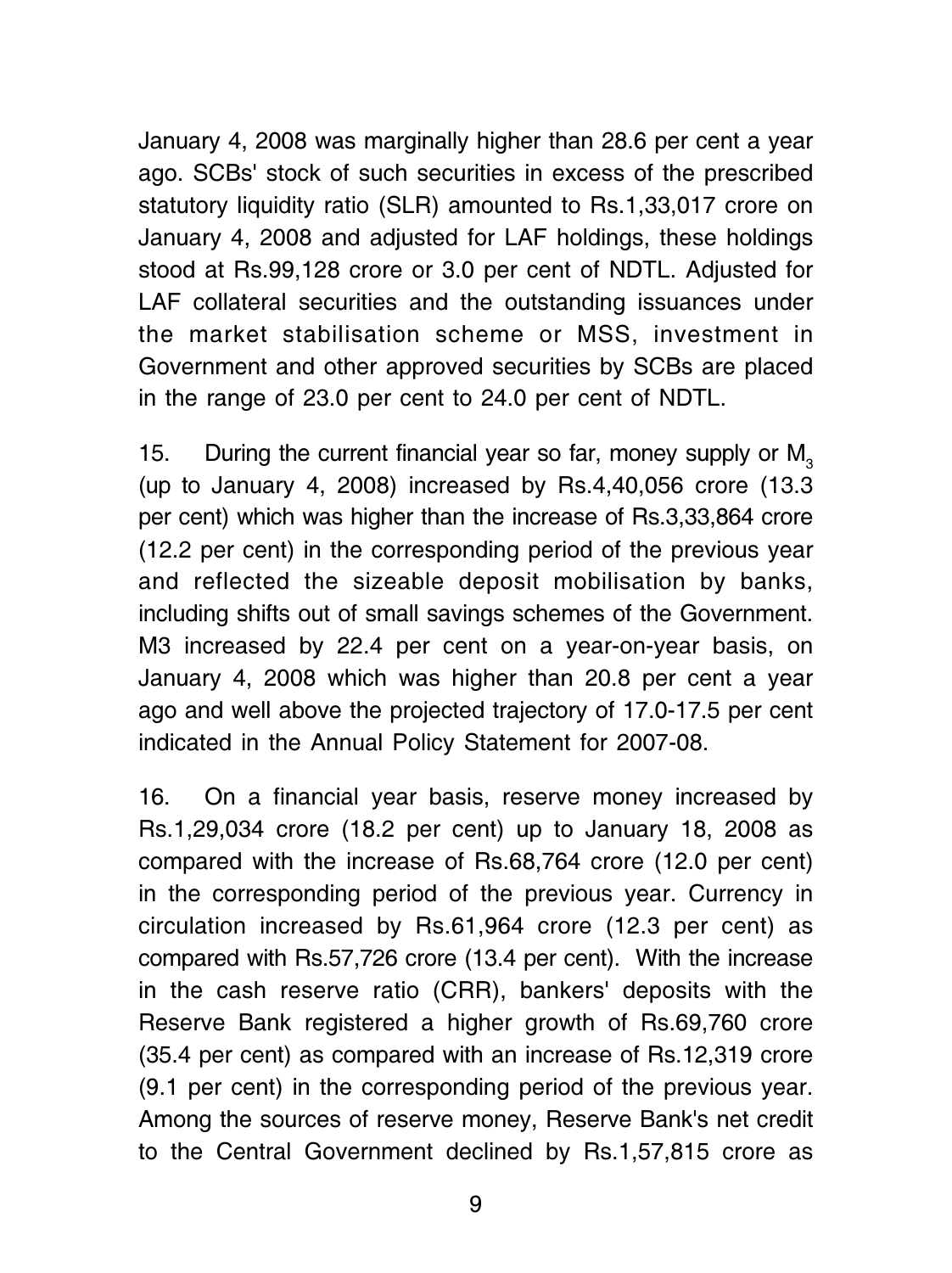January 4, 2008 was marginally higher than 28.6 per cent a year ago. SCBs' stock of such securities in excess of the prescribed statutory liquidity ratio (SLR) amounted to Rs.1,33,017 crore on January 4, 2008 and adjusted for LAF holdings, these holdings stood at Rs.99,128 crore or 3.0 per cent of NDTL. Adjusted for LAF collateral securities and the outstanding issuances under the market stabilisation scheme or MSS, investment in Government and other approved securities by SCBs are placed in the range of 23.0 per cent to 24.0 per cent of NDTL.

15. During the current financial year so far, money supply or $M_3$ (up to January 4, 2008) increased by Rs.4,40,056 crore (13.3 per cent) which was higher than the increase of Rs.3,33,864 crore (12.2 per cent) in the corresponding period of the previous year and reflected the sizeable deposit mobilisation by banks, including shifts out of small savings schemes of the Government. M3 increased by 22.4 per cent on a year-on-year basis, on January 4, 2008 which was higher than 20.8 per cent a year ago and well above the projected trajectory of 17.0-17.5 per cent indicated in the Annual Policy Statement for 2007-08.

16. On a financial year basis, reserve money increased by Rs.1,29,034 crore (18.2 per cent) up to January 18, 2008 as compared with the increase of Rs.68,764 crore (12.0 per cent) in the corresponding period of the previous year. Currency in circulation increased by Rs.61,964 crore (12.3 per cent) as compared with Rs.57,726 crore (13.4 per cent). With the increase in the cash reserve ratio (CRR), bankers' deposits with the Reserve Bank registered a higher growth of Rs.69,760 crore (35.4 per cent) as compared with an increase of Rs.12,319 crore (9.1 per cent) in the corresponding period of the previous year. Among the sources of reserve money, Reserve Bank's net credit to the Central Government declined by Rs.1,57,815 crore as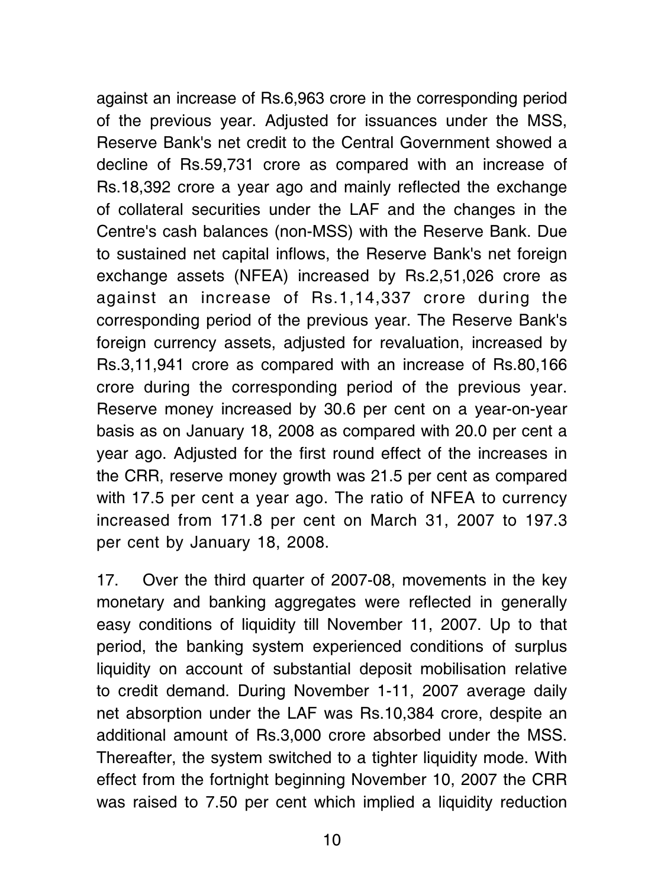against an increase of Rs.6,963 crore in the corresponding period of the previous year. Adjusted for issuances under the MSS, Reserve Bank's net credit to the Central Government showed a decline of Rs.59,731 crore as compared with an increase of Rs.18,392 crore a year ago and mainly reflected the exchange of collateral securities under the LAF and the changes in the Centre's cash balances (non-MSS) with the Reserve Bank. Due to sustained net capital inflows, the Reserve Bank's net foreign exchange assets (NFEA) increased by Rs.2,51,026 crore as against an increase of Rs.1,14,337 crore during the corresponding period of the previous year. The Reserve Bank's foreign currency assets, adjusted for revaluation, increased by Rs.3,11,941 crore as compared with an increase of Rs.80,166 crore during the corresponding period of the previous year. Reserve money increased by 30.6 per cent on a year-on-year basis as on January 18, 2008 as compared with 20.0 per cent a year ago. Adjusted for the first round effect of the increases in the CRR, reserve money growth was 21.5 per cent as compared with 17.5 per cent a year ago. The ratio of NFEA to currency increased from 171.8 per cent on March 31, 2007 to 197.3 per cent by January 18, 2008.

17. Over the third quarter of 2007-08, movements in the key monetary and banking aggregates were reflected in generally easy conditions of liquidity till November 11, 2007. Up to that period, the banking system experienced conditions of surplus liquidity on account of substantial deposit mobilisation relative to credit demand. During November 1-11, 2007 average daily net absorption under the LAF was Rs.10,384 crore, despite an additional amount of Rs.3,000 crore absorbed under the MSS. Thereafter, the system switched to a tighter liquidity mode. With effect from the fortnight beginning November 10, 2007 the CRR was raised to 7.50 per cent which implied a liquidity reduction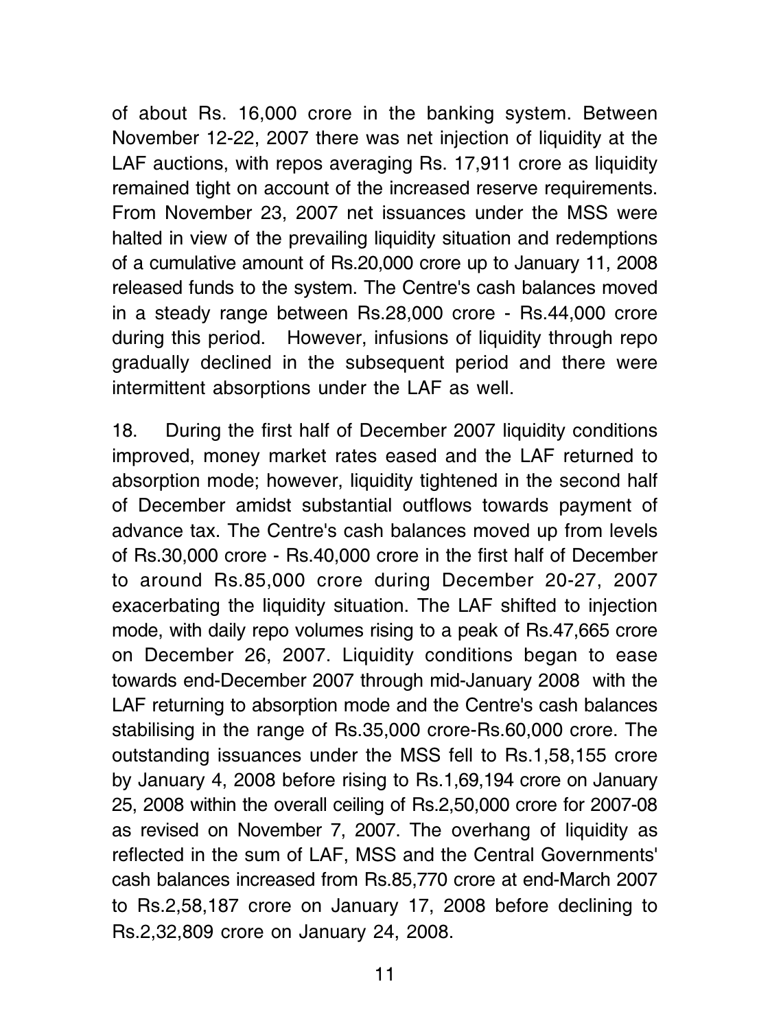of about Rs. 16,000 crore in the banking system. Between November 12-22, 2007 there was net injection of liquidity at the LAF auctions, with repos averaging Rs. 17,911 crore as liquidity remained tight on account of the increased reserve requirements. From November 23, 2007 net issuances under the MSS were halted in view of the prevailing liquidity situation and redemptions of a cumulative amount of Rs.20,000 crore up to January 11, 2008 released funds to the system. The Centre's cash balances moved in a steady range between Rs.28,000 crore - Rs.44,000 crore during this period. However, infusions of liquidity through repo gradually declined in the subsequent period and there were intermittent absorptions under the LAF as well.

18. During the first half of December 2007 liquidity conditions improved, money market rates eased and the LAF returned to absorption mode; however, liquidity tightened in the second half of December amidst substantial outflows towards payment of advance tax. The Centre's cash balances moved up from levels of Rs.30,000 crore - Rs.40,000 crore in the first half of December to around Rs.85,000 crore during December 20-27, 2007 exacerbating the liquidity situation. The LAF shifted to injection mode, with daily repo volumes rising to a peak of Rs.47,665 crore on December 26, 2007. Liquidity conditions began to ease towards end-December 2007 through mid-January 2008 with the LAF returning to absorption mode and the Centre's cash balances stabilising in the range of Rs.35,000 crore-Rs.60,000 crore. The outstanding issuances under the MSS fell to Rs.1,58,155 crore by January 4, 2008 before rising to Rs.1,69,194 crore on January 25, 2008 within the overall ceiling of Rs.2,50,000 crore for 2007-08 as revised on November 7, 2007. The overhang of liquidity as reflected in the sum of LAF, MSS and the Central Governments' cash balances increased from Rs.85,770 crore at end-March 2007 to Rs.2,58,187 crore on January 17, 2008 before declining to Rs.2,32,809 crore on January 24, 2008.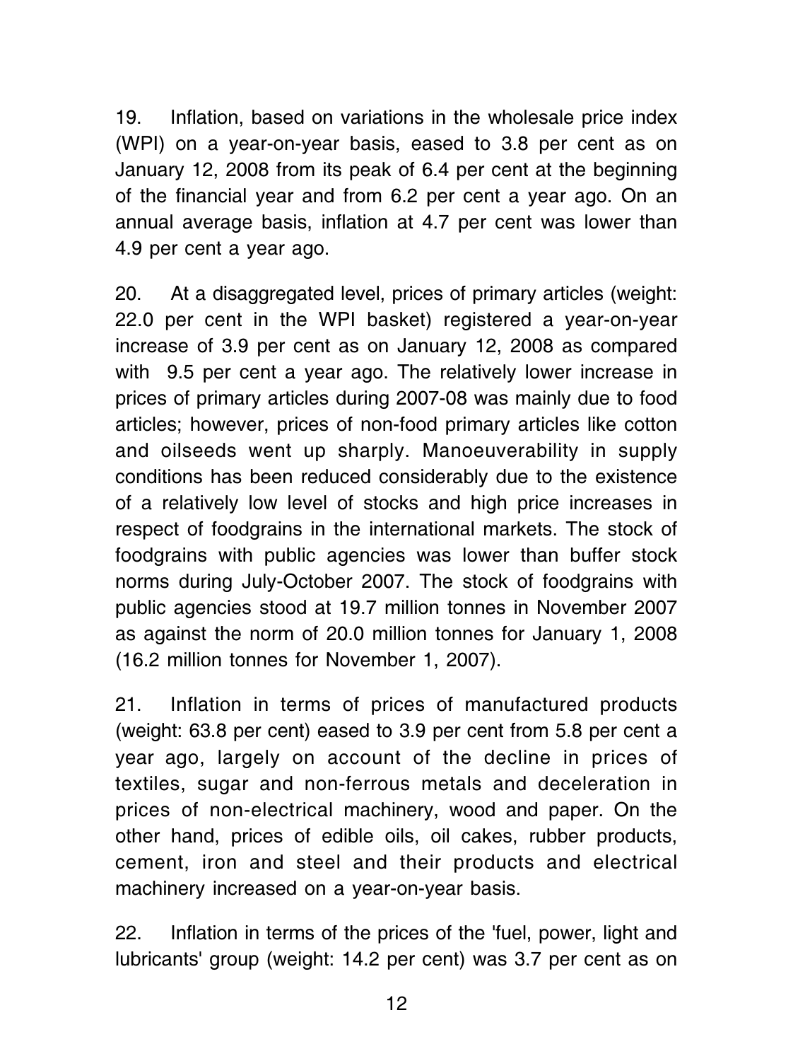19. Inflation, based on variations in the wholesale price index (WPI) on a year-on-year basis, eased to 3.8 per cent as on January 12, 2008 from its peak of 6.4 per cent at the beginning of the financial year and from 6.2 per cent a year ago. On an annual average basis, inflation at 4.7 per cent was lower than 4.9 per cent a year ago.

20. At a disaggregated level, prices of primary articles (weight: 22.0 per cent in the WPI basket) registered a year-on-year increase of 3.9 per cent as on January 12, 2008 as compared with 9.5 per cent a year ago. The relatively lower increase in prices of primary articles during 2007-08 was mainly due to food articles; however, prices of non-food primary articles like cotton and oilseeds went up sharply. Manoeuverability in supply conditions has been reduced considerably due to the existence of a relatively low level of stocks and high price increases in respect of foodgrains in the international markets. The stock of foodgrains with public agencies was lower than buffer stock norms during July-October 2007. The stock of foodgrains with public agencies stood at 19.7 million tonnes in November 2007 as against the norm of 20.0 million tonnes for January 1, 2008 (16.2 million tonnes for November 1, 2007).

21. Inflation in terms of prices of manufactured products (weight: 63.8 per cent) eased to 3.9 per cent from 5.8 per cent a year ago, largely on account of the decline in prices of textiles, sugar and non-ferrous metals and deceleration in prices of non-electrical machinery, wood and paper. On the other hand, prices of edible oils, oil cakes, rubber products, cement, iron and steel and their products and electrical machinery increased on a year-on-year basis.

22. Inflation in terms of the prices of the 'fuel, power, light and lubricants' group (weight: 14.2 per cent) was 3.7 per cent as on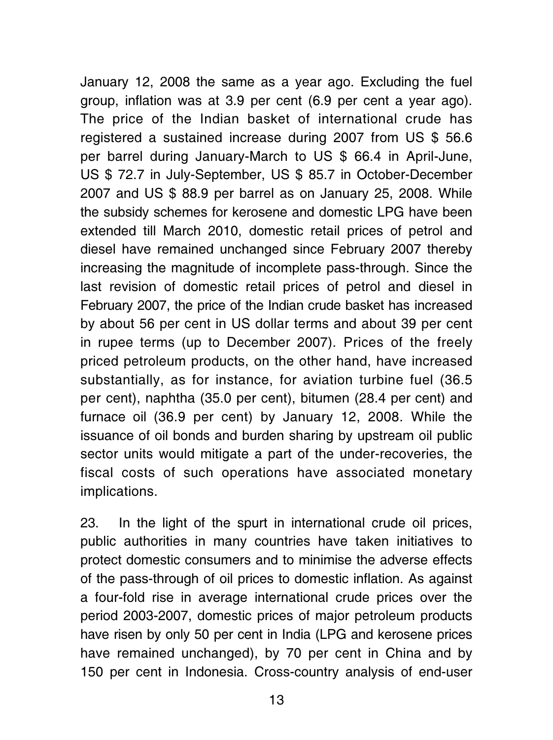January 12, 2008 the same as a year ago. Excluding the fuel group, inflation was at 3.9 per cent (6.9 per cent a year ago). The price of the Indian basket of international crude has registered a sustained increase during 2007 from US $ 56.6 per barrel during January-March to US $ 66.4 in April-June, US $ 72.7 in July-September, US $ 85.7 in October-December 2007 and US $ 88.9 per barrel as on January 25, 2008. While the subsidy schemes for kerosene and domestic LPG have been extended till March 2010, domestic retail prices of petrol and diesel have remained unchanged since February 2007 thereby increasing the magnitude of incomplete pass-through. Since the last revision of domestic retail prices of petrol and diesel in February 2007, the price of the Indian crude basket has increased by about 56 per cent in US dollar terms and about 39 per cent in rupee terms (up to December 2007). Prices of the freely priced petroleum products, on the other hand, have increased substantially, as for instance, for aviation turbine fuel (36.5 per cent), naphtha (35.0 per cent), bitumen (28.4 per cent) and furnace oil (36.9 per cent) by January 12, 2008. While the issuance of oil bonds and burden sharing by upstream oil public sector units would mitigate a part of the under-recoveries, the fiscal costs of such operations have associated monetary implications.

23. In the light of the spurt in international crude oil prices, public authorities in many countries have taken initiatives to protect domestic consumers and to minimise the adverse effects of the pass-through of oil prices to domestic inflation. As against a four-fold rise in average international crude prices over the period 2003-2007, domestic prices of major petroleum products have risen by only 50 per cent in India (LPG and kerosene prices have remained unchanged), by 70 per cent in China and by 150 per cent in Indonesia. Cross-country analysis of end-user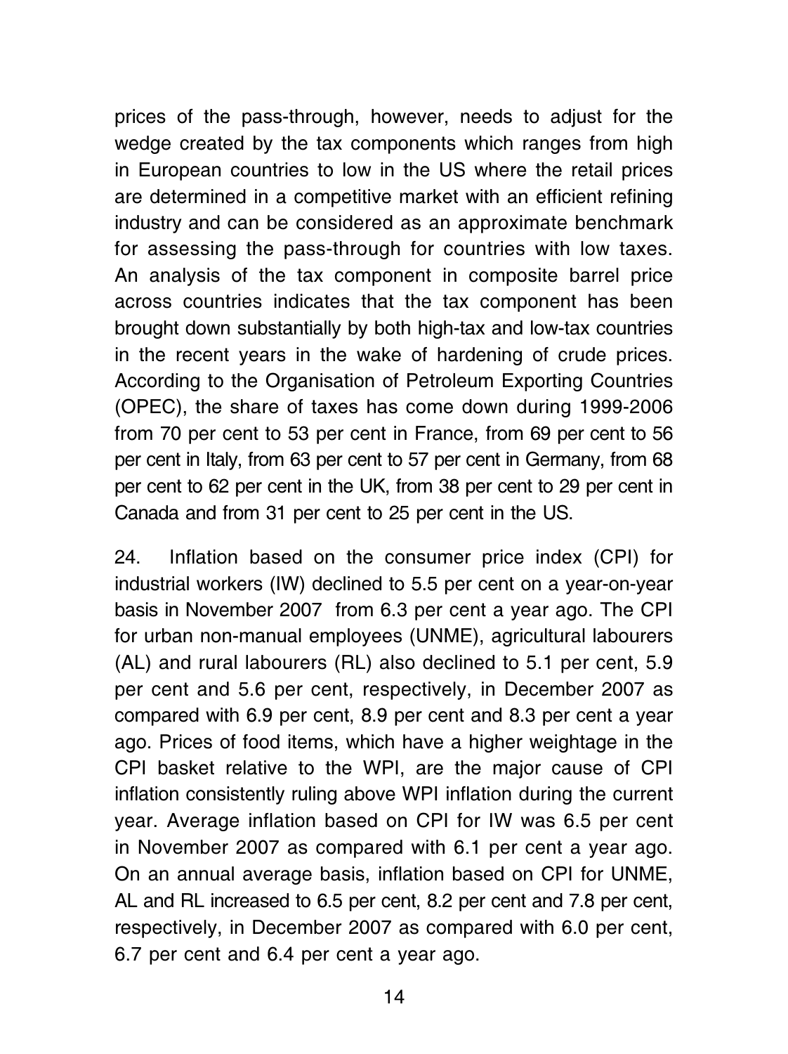prices of the pass-through, however, needs to adjust for the wedge created by the tax components which ranges from high in European countries to low in the US where the retail prices are determined in a competitive market with an efficient refining industry and can be considered as an approximate benchmark for assessing the pass-through for countries with low taxes. An analysis of the tax component in composite barrel price across countries indicates that the tax component has been brought down substantially by both high-tax and low-tax countries in the recent years in the wake of hardening of crude prices. According to the Organisation of Petroleum Exporting Countries (OPEC), the share of taxes has come down during 1999-2006 from 70 per cent to 53 per cent in France, from 69 per cent to 56 per cent in Italy, from 63 per cent to 57 per cent in Germany, from 68 per cent to 62 per cent in the UK, from 38 per cent to 29 per cent in Canada and from 31 per cent to 25 per cent in the US.

24. Inflation based on the consumer price index (CPI) for industrial workers (IW) declined to 5.5 per cent on a year-on-year basis in November 2007 from 6.3 per cent a year ago. The CPI for urban non-manual employees (UNME), agricultural labourers (AL) and rural labourers (RL) also declined to 5.1 per cent, 5.9 per cent and 5.6 per cent, respectively, in December 2007 as compared with 6.9 per cent, 8.9 per cent and 8.3 per cent a year ago. Prices of food items, which have a higher weightage in the CPI basket relative to the WPI, are the major cause of CPI inflation consistently ruling above WPI inflation during the current year. Average inflation based on CPI for IW was 6.5 per cent in November 2007 as compared with 6.1 per cent a year ago. On an annual average basis, inflation based on CPI for UNME, AL and RL increased to 6.5 per cent, 8.2 per cent and 7.8 per cent, respectively, in December 2007 as compared with 6.0 per cent, 6.7 per cent and 6.4 per cent a year ago.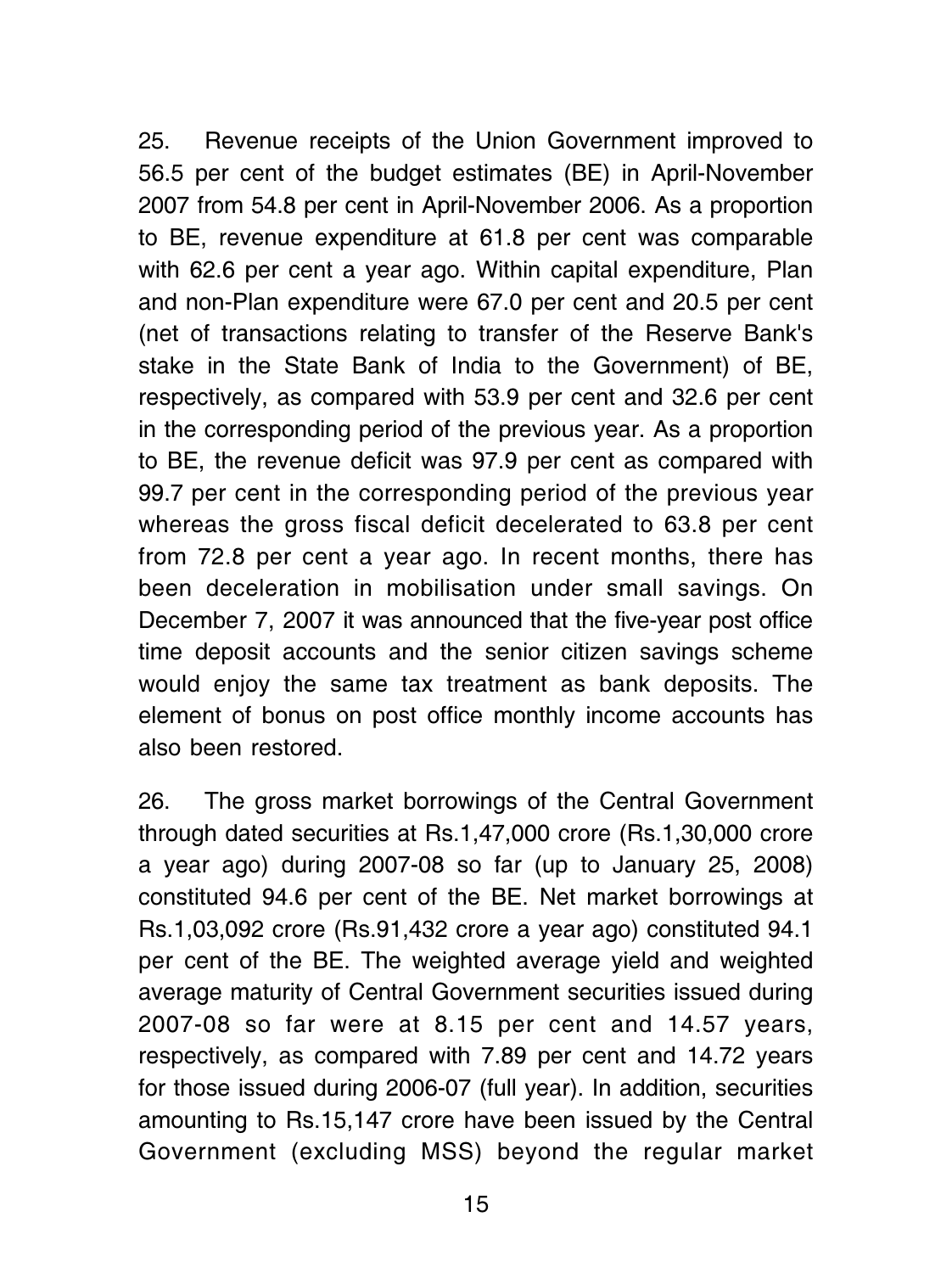25. Revenue receipts of the Union Government improved to 56.5 per cent of the budget estimates (BE) in April-November 2007 from 54.8 per cent in April-November 2006. As a proportion to BE, revenue expenditure at 61.8 per cent was comparable with 62.6 per cent a year ago. Within capital expenditure, Plan and non-Plan expenditure were 67.0 per cent and 20.5 per cent (net of transactions relating to transfer of the Reserve Bank's stake in the State Bank of India to the Government) of BE, respectively, as compared with 53.9 per cent and 32.6 per cent in the corresponding period of the previous year. As a proportion to BE, the revenue deficit was 97.9 per cent as compared with 99.7 per cent in the corresponding period of the previous year whereas the gross fiscal deficit decelerated to 63.8 per cent from 72.8 per cent a year ago. In recent months, there has been deceleration in mobilisation under small savings. On December 7, 2007 it was announced that the five-year post office time deposit accounts and the senior citizen savings scheme would enjoy the same tax treatment as bank deposits. The element of bonus on post office monthly income accounts has also been restored.

26. The gross market borrowings of the Central Government through dated securities at Rs.1,47,000 crore (Rs.1,30,000 crore a year ago) during 2007-08 so far (up to January 25, 2008) constituted 94.6 per cent of the BE. Net market borrowings at Rs.1,03,092 crore (Rs.91,432 crore a year ago) constituted 94.1 per cent of the BE. The weighted average yield and weighted average maturity of Central Government securities issued during 2007-08 so far were at 8.15 per cent and 14.57 years, respectively, as compared with 7.89 per cent and 14.72 years for those issued during 2006-07 (full year). In addition, securities amounting to Rs.15,147 crore have been issued by the Central Government (excluding MSS) beyond the regular market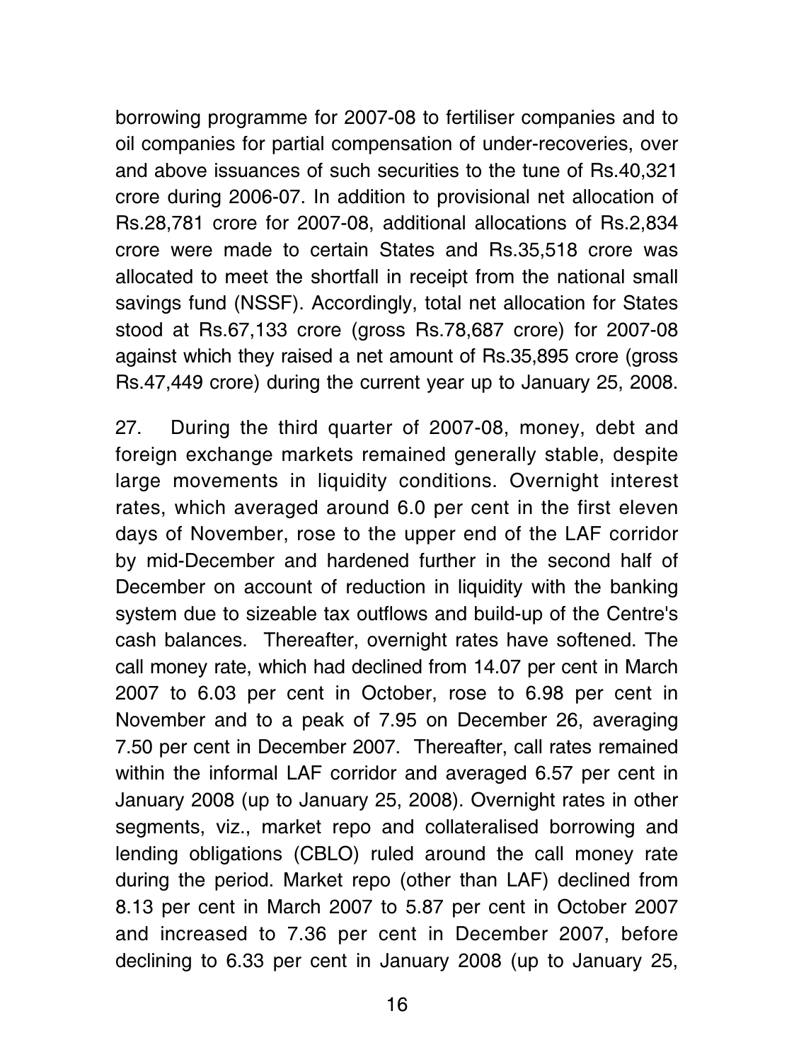borrowing programme for 2007-08 to fertiliser companies and to oil companies for partial compensation of under-recoveries, over and above issuances of such securities to the tune of Rs.40,321 crore during 2006-07. In addition to provisional net allocation of Rs.28,781 crore for 2007-08, additional allocations of Rs.2,834 crore were made to certain States and Rs.35,518 crore was allocated to meet the shortfall in receipt from the national small savings fund (NSSF). Accordingly, total net allocation for States stood at Rs.67,133 crore (gross Rs.78,687 crore) for 2007-08 against which they raised a net amount of Rs.35,895 crore (gross Rs.47,449 crore) during the current year up to January 25, 2008.

27. During the third quarter of 2007-08, money, debt and foreign exchange markets remained generally stable, despite large movements in liquidity conditions. Overnight interest rates, which averaged around 6.0 per cent in the first eleven days of November, rose to the upper end of the LAF corridor by mid-December and hardened further in the second half of December on account of reduction in liquidity with the banking system due to sizeable tax outflows and build-up of the Centre's cash balances. Thereafter, overnight rates have softened. The call money rate, which had declined from 14.07 per cent in March 2007 to 6.03 per cent in October, rose to 6.98 per cent in November and to a peak of 7.95 on December 26, averaging 7.50 per cent in December 2007. Thereafter, call rates remained within the informal LAF corridor and averaged 6.57 per cent in January 2008 (up to January 25, 2008). Overnight rates in other segments, viz., market repo and collateralised borrowing and lending obligations (CBLO) ruled around the call money rate during the period. Market repo (other than LAF) declined from 8.13 per cent in March 2007 to 5.87 per cent in October 2007 and increased to 7.36 per cent in December 2007, before declining to 6.33 per cent in January 2008 (up to January 25,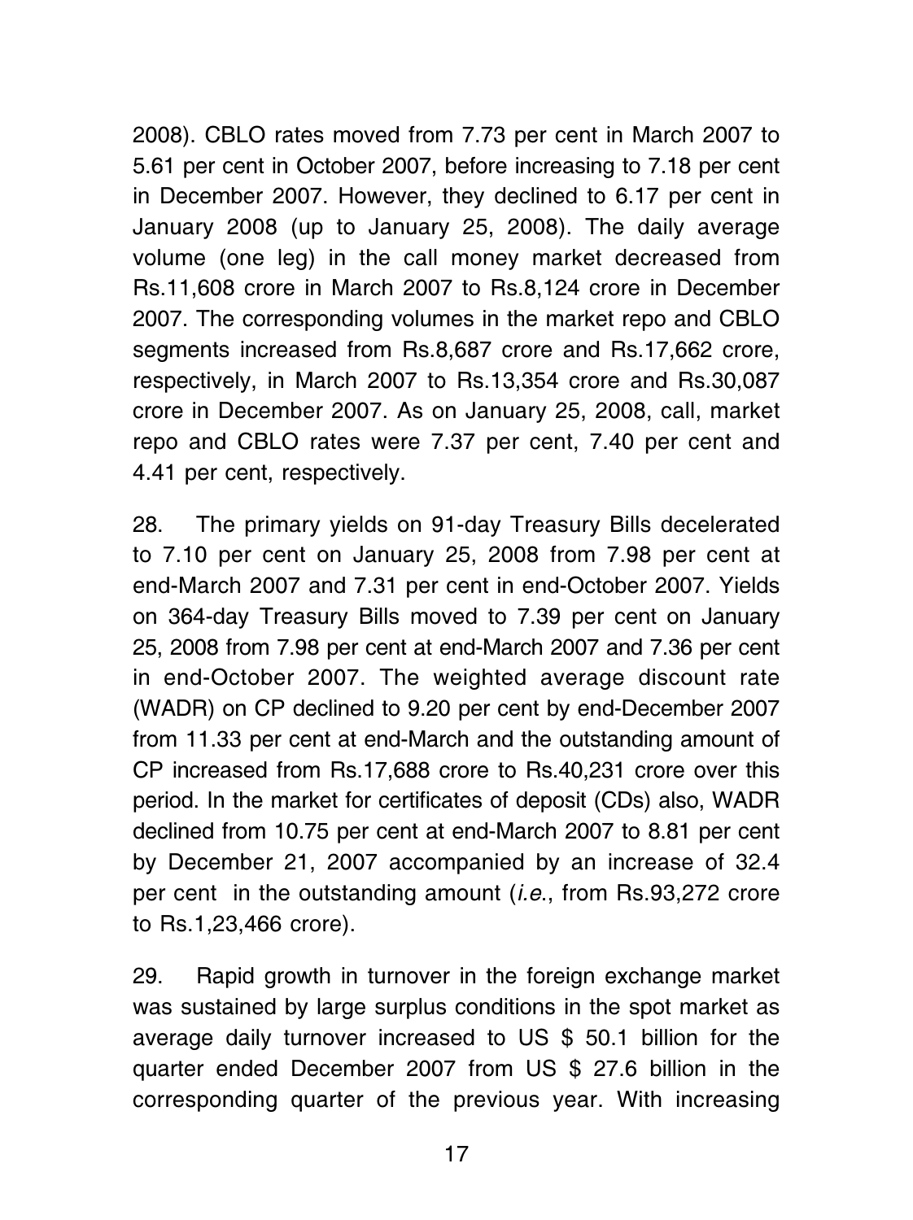2008). CBLO rates moved from 7.73 per cent in March 2007 to 5.61 per cent in October 2007, before increasing to 7.18 per cent in December 2007. However, they declined to 6.17 per cent in January 2008 (up to January 25, 2008). The daily average volume (one leg) in the call money market decreased from Rs.11,608 crore in March 2007 to Rs.8,124 crore in December 2007. The corresponding volumes in the market repo and CBLO segments increased from Rs.8,687 crore and Rs.17,662 crore, respectively, in March 2007 to Rs.13,354 crore and Rs.30,087 crore in December 2007. As on January 25, 2008, call, market repo and CBLO rates were 7.37 per cent, 7.40 per cent and 4.41 per cent, respectively.

28. The primary yields on 91-day Treasury Bills decelerated to 7.10 per cent on January 25, 2008 from 7.98 per cent at end-March 2007 and 7.31 per cent in end-October 2007. Yields on 364-day Treasury Bills moved to 7.39 per cent on January 25, 2008 from 7.98 per cent at end-March 2007 and 7.36 per cent in end-October 2007. The weighted average discount rate (WADR) on CP declined to 9.20 per cent by end-December 2007 from 11.33 per cent at end-March and the outstanding amount of CP increased from Rs.17,688 crore to Rs.40,231 crore over this period. In the market for certificates of deposit (CDs) also, WADR declined from 10.75 per cent at end-March 2007 to 8.81 per cent by December 21, 2007 accompanied by an increase of 32.4 per cent in the outstanding amount (*i.e.*, from Rs.93,272 crore to Rs.1,23,466 crore).

29. Rapid growth in turnover in the foreign exchange market was sustained by large surplus conditions in the spot market as average daily turnover increased to US $ 50.1 billion for the quarter ended December 2007 from US $ 27.6 billion in the corresponding quarter of the previous year. With increasing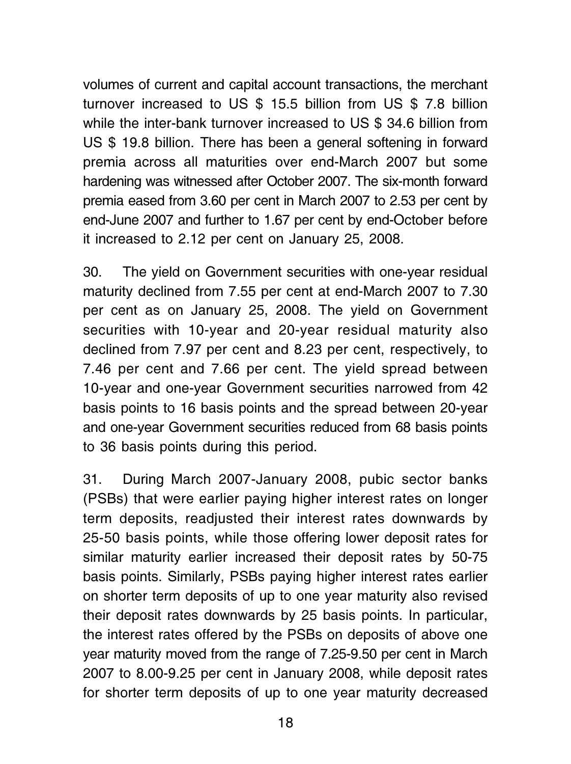volumes of current and capital account transactions, the merchant turnover increased to US $ 15.5 billion from US $ 7.8 billion while the inter-bank turnover increased to US $ 34.6 billion from US $ 19.8 billion. There has been a general softening in forward premia across all maturities over end-March 2007 but some hardening was witnessed after October 2007. The six-month forward premia eased from 3.60 per cent in March 2007 to 2.53 per cent by end-June 2007 and further to 1.67 per cent by end-October before it increased to 2.12 per cent on January 25, 2008.

30. The yield on Government securities with one-year residual maturity declined from 7.55 per cent at end-March 2007 to 7.30 per cent as on January 25, 2008. The yield on Government securities with 10-year and 20-year residual maturity also declined from 7.97 per cent and 8.23 per cent, respectively, to 7.46 per cent and 7.66 per cent. The yield spread between 10-year and one-year Government securities narrowed from 42 basis points to 16 basis points and the spread between 20-year and one-year Government securities reduced from 68 basis points to 36 basis points during this period.

31. During March 2007-January 2008, pubic sector banks (PSBs) that were earlier paying higher interest rates on longer term deposits, readjusted their interest rates downwards by 25-50 basis points, while those offering lower deposit rates for similar maturity earlier increased their deposit rates by 50-75 basis points. Similarly, PSBs paying higher interest rates earlier on shorter term deposits of up to one year maturity also revised their deposit rates downwards by 25 basis points. In particular, the interest rates offered by the PSBs on deposits of above one year maturity moved from the range of 7.25-9.50 per cent in March 2007 to 8.00-9.25 per cent in January 2008, while deposit rates for shorter term deposits of up to one year maturity decreased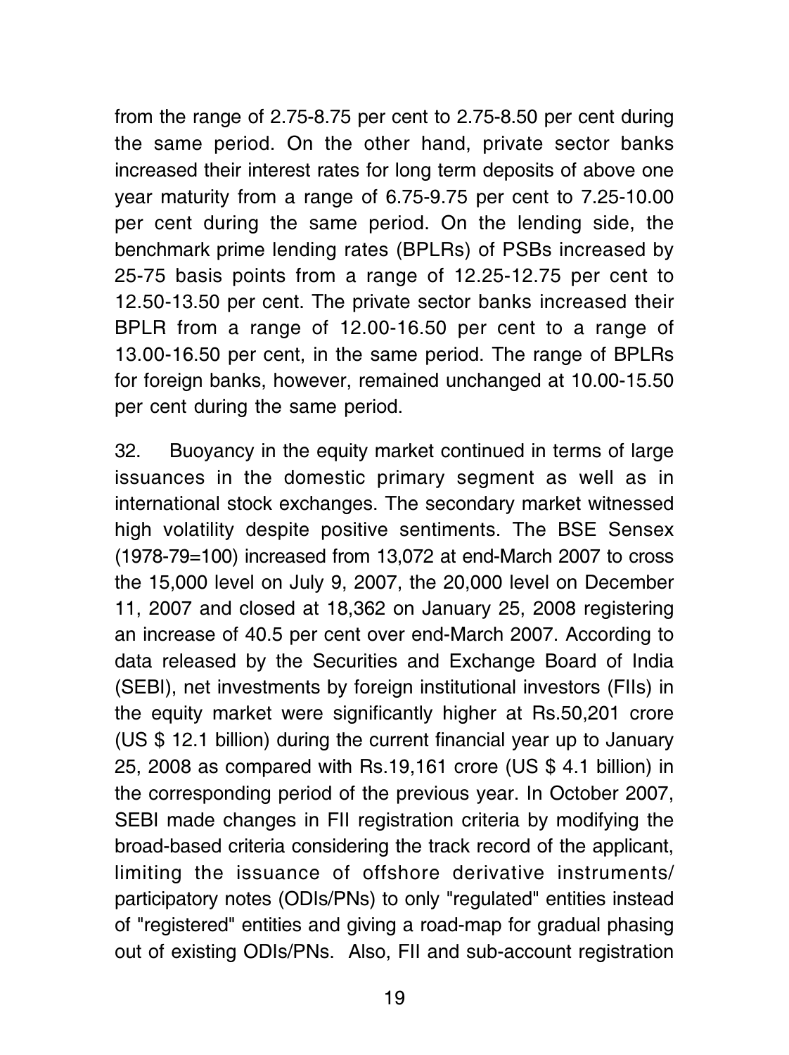from the range of 2.75-8.75 per cent to 2.75-8.50 per cent during the same period. On the other hand, private sector banks increased their interest rates for long term deposits of above one year maturity from a range of 6.75-9.75 per cent to 7.25-10.00 per cent during the same period. On the lending side, the benchmark prime lending rates (BPLRs) of PSBs increased by 25-75 basis points from a range of 12.25-12.75 per cent to 12.50-13.50 per cent. The private sector banks increased their BPLR from a range of 12.00-16.50 per cent to a range of 13.00-16.50 per cent, in the same period. The range of BPLRs for foreign banks, however, remained unchanged at 10.00-15.50 per cent during the same period.

32. Buoyancy in the equity market continued in terms of large issuances in the domestic primary segment as well as in international stock exchanges. The secondary market witnessed high volatility despite positive sentiments. The BSE Sensex (1978-79=100) increased from 13,072 at end-March 2007 to cross the 15,000 level on July 9, 2007, the 20,000 level on December 11, 2007 and closed at 18,362 on January 25, 2008 registering an increase of 40.5 per cent over end-March 2007. According to data released by the Securities and Exchange Board of India (SEBI), net investments by foreign institutional investors (FIIs) in the equity market were significantly higher at Rs.50,201 crore (US $ 12.1 billion) during the current financial year up to January 25, 2008 as compared with Rs.19,161 crore (US $ 4.1 billion) in the corresponding period of the previous year. In October 2007, SEBI made changes in FII registration criteria by modifying the broad-based criteria considering the track record of the applicant, limiting the issuance of offshore derivative instruments/ participatory notes (ODIs/PNs) to only "regulated" entities instead of "registered" entities and giving a road-map for gradual phasing out of existing ODIs/PNs. Also, FII and sub-account registration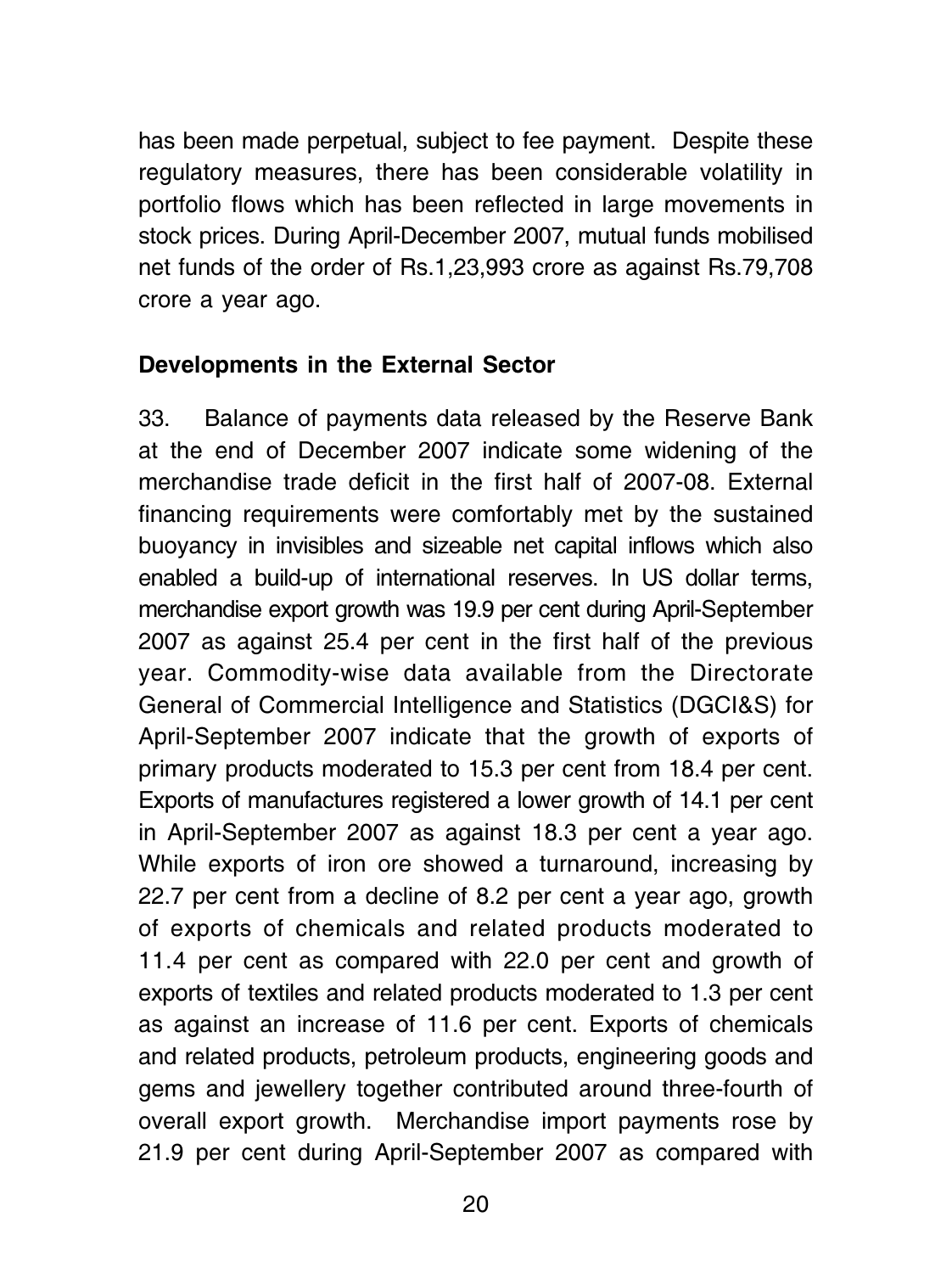has been made perpetual, subject to fee payment. Despite these regulatory measures, there has been considerable volatility in portfolio flows which has been reflected in large movements in stock prices. During April-December 2007, mutual funds mobilised net funds of the order of Rs.1,23,993 crore as against Rs.79,708 crore a year ago.

**Developments in the External Sector**

33. Balance of payments data released by the Reserve Bank at the end of December 2007 indicate some widening of the merchandise trade deficit in the first half of 2007-08. External financing requirements were comfortably met by the sustained buoyancy in invisibles and sizeable net capital inflows which also enabled a build-up of international reserves. In US dollar terms, merchandise export growth was 19.9 per cent during April-September 2007 as against 25.4 per cent in the first half of the previous year. Commodity-wise data available from the Directorate General of Commercial Intelligence and Statistics (DGCI&S) for April-September 2007 indicate that the growth of exports of primary products moderated to 15.3 per cent from 18.4 per cent. Exports of manufactures registered a lower growth of 14.1 per cent in April-September 2007 as against 18.3 per cent a year ago. While exports of iron ore showed a turnaround, increasing by 22.7 per cent from a decline of 8.2 per cent a year ago, growth of exports of chemicals and related products moderated to 11.4 per cent as compared with 22.0 per cent and growth of exports of textiles and related products moderated to 1.3 per cent as against an increase of 11.6 per cent. Exports of chemicals and related products, petroleum products, engineering goods and gems and jewellery together contributed around three-fourth of overall export growth. Merchandise import payments rose by 21.9 per cent during April-September 2007 as compared with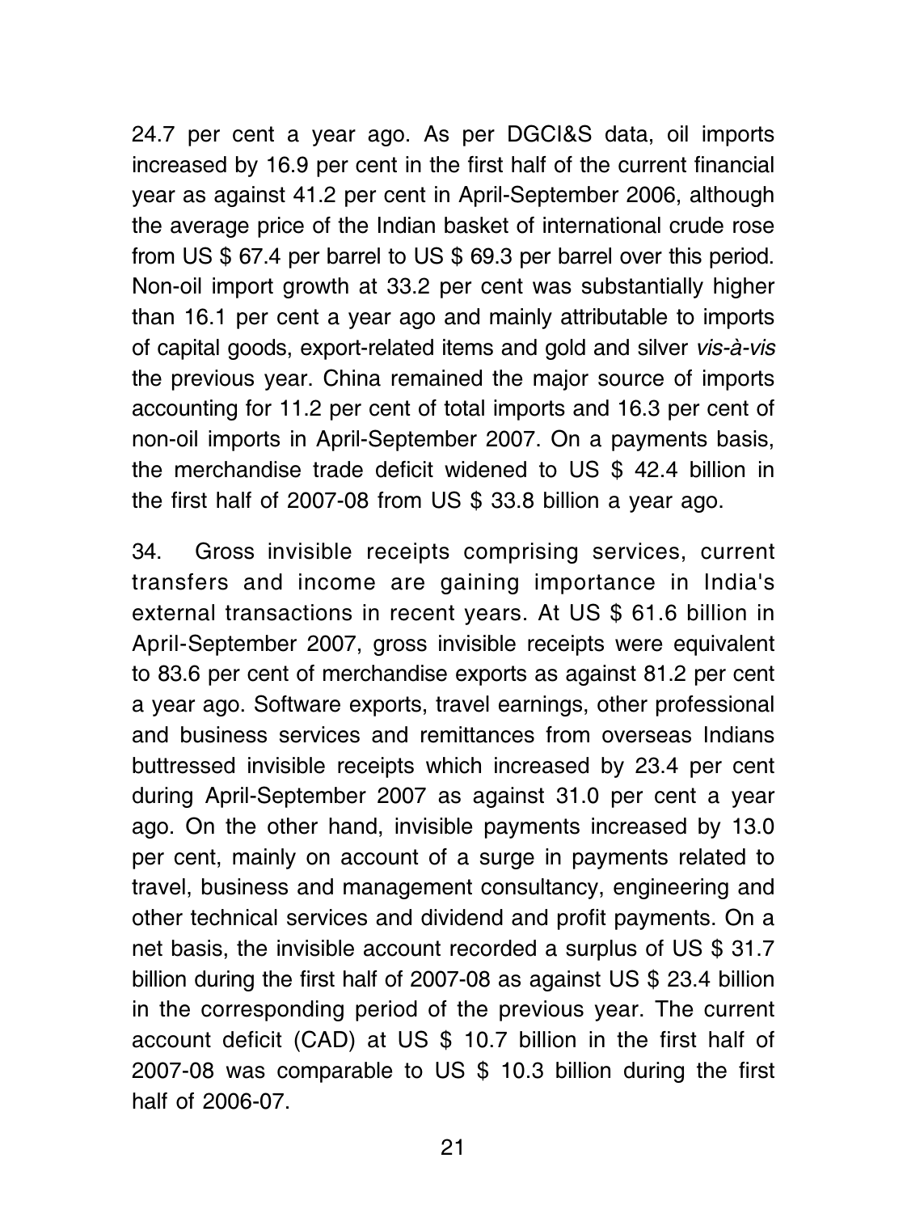24.7 per cent a year ago. As per DGCI&S data, oil imports increased by 16.9 per cent in the first half of the current financial year as against 41.2 per cent in April-September 2006, although the average price of the Indian basket of international crude rose from US $ 67.4 per barrel to US $ 69.3 per barrel over this period. Non-oil import growth at 33.2 per cent was substantially higher than 16.1 per cent a year ago and mainly attributable to imports of capital goods, export-related items and gold and silver *vis-à-vis* the previous year. China remained the major source of imports accounting for 11.2 per cent of total imports and 16.3 per cent of non-oil imports in April-September 2007. On a payments basis, the merchandise trade deficit widened to US $ 42.4 billion in the first half of 2007-08 from US $ 33.8 billion a year ago.

34. Gross invisible receipts comprising services, current transfers and income are gaining importance in India's external transactions in recent years. At US $ 61.6 billion in April-September 2007, gross invisible receipts were equivalent to 83.6 per cent of merchandise exports as against 81.2 per cent a year ago. Software exports, travel earnings, other professional and business services and remittances from overseas Indians buttressed invisible receipts which increased by 23.4 per cent during April-September 2007 as against 31.0 per cent a year ago. On the other hand, invisible payments increased by 13.0 per cent, mainly on account of a surge in payments related to travel, business and management consultancy, engineering and other technical services and dividend and profit payments. On a net basis, the invisible account recorded a surplus of US $ 31.7 billion during the first half of 2007-08 as against US $ 23.4 billion in the corresponding period of the previous year. The current account deficit (CAD) at US $ 10.7 billion in the first half of 2007-08 was comparable to US $ 10.3 billion during the first half of 2006-07.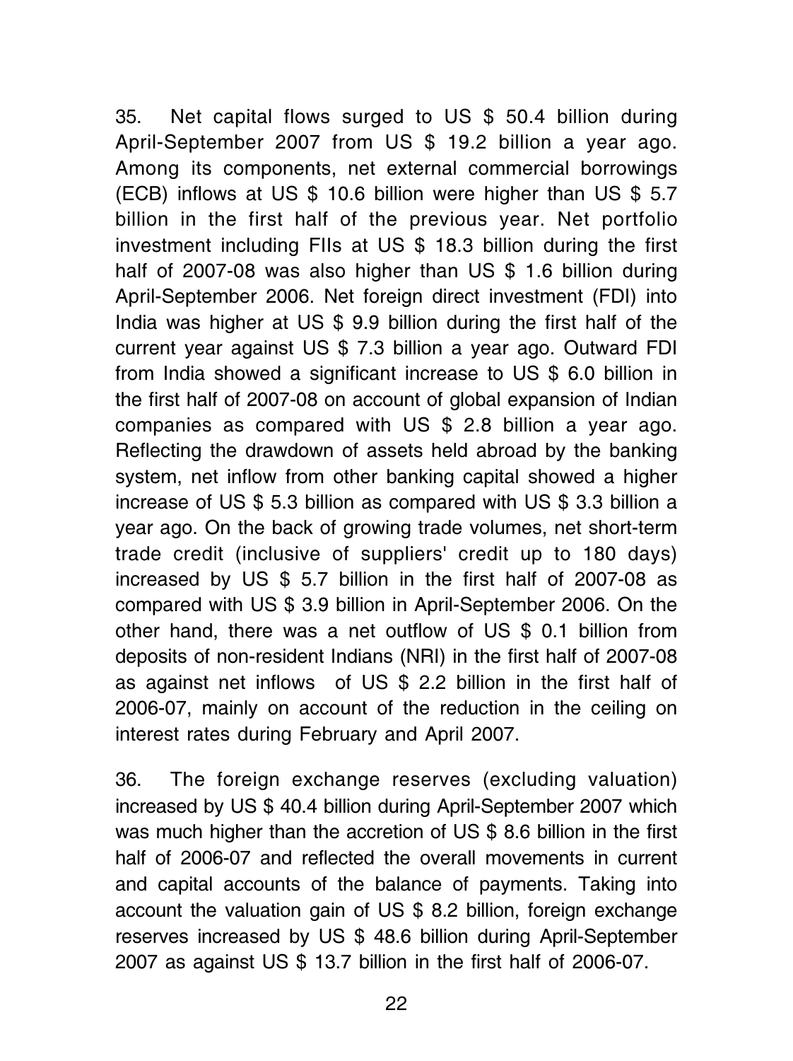35. Net capital flows surged to US $ 50.4 billion during April-September 2007 from US $ 19.2 billion a year ago. Among its components, net external commercial borrowings (ECB) inflows at US $ 10.6 billion were higher than US $ 5.7 billion in the first half of the previous year. Net portfolio investment including FIIs at US $ 18.3 billion during the first half of 2007-08 was also higher than US $ 1.6 billion during April-September 2006. Net foreign direct investment (FDI) into India was higher at US $ 9.9 billion during the first half of the current year against US $ 7.3 billion a year ago. Outward FDI from India showed a significant increase to US $ 6.0 billion in the first half of 2007-08 on account of global expansion of Indian companies as compared with US $ 2.8 billion a year ago. Reflecting the drawdown of assets held abroad by the banking system, net inflow from other banking capital showed a higher increase of US $ 5.3 billion as compared with US $ 3.3 billion a year ago. On the back of growing trade volumes, net short-term trade credit (inclusive of suppliers' credit up to 180 days) increased by US $ 5.7 billion in the first half of 2007-08 as compared with US $ 3.9 billion in April-September 2006. On the other hand, there was a net outflow of US $ 0.1 billion from deposits of non-resident Indians (NRI) in the first half of 2007-08 as against net inflows of US $ 2.2 billion in the first half of 2006-07, mainly on account of the reduction in the ceiling on interest rates during February and April 2007.

36. The foreign exchange reserves (excluding valuation) increased by US $ 40.4 billion during April-September 2007 which was much higher than the accretion of US $ 8.6 billion in the first half of 2006-07 and reflected the overall movements in current and capital accounts of the balance of payments. Taking into account the valuation gain of US $ 8.2 billion, foreign exchange reserves increased by US $ 48.6 billion during April-September 2007 as against US $ 13.7 billion in the first half of 2006-07.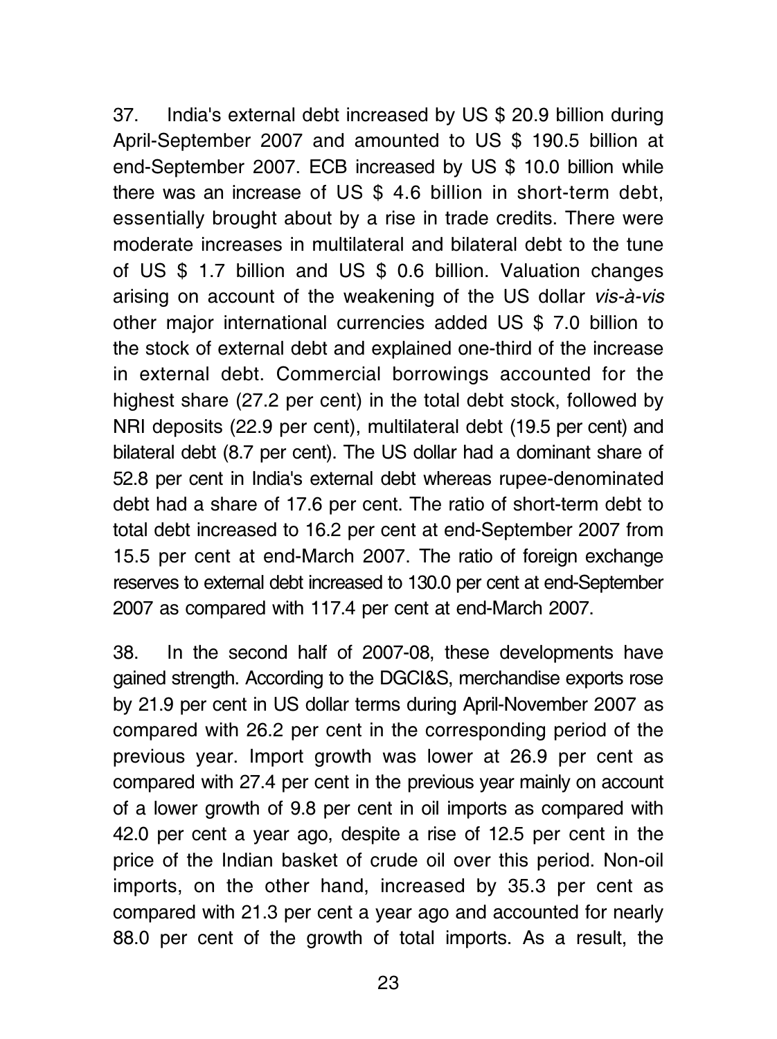37. India's external debt increased by US $ 20.9 billion during April-September 2007 and amounted to US $ 190.5 billion at end-September 2007. ECB increased by US $ 10.0 billion while there was an increase of US $ 4.6 billion in short-term debt, essentially brought about by a rise in trade credits. There were moderate increases in multilateral and bilateral debt to the tune of US $ 1.7 billion and US $ 0.6 billion. Valuation changes arising on account of the weakening of the US dollar *vis-à-vis* other major international currencies added US $ 7.0 billion to the stock of external debt and explained one-third of the increase in external debt. Commercial borrowings accounted for the highest share (27.2 per cent) in the total debt stock, followed by NRI deposits (22.9 per cent), multilateral debt (19.5 per cent) and bilateral debt (8.7 per cent). The US dollar had a dominant share of 52.8 per cent in India's external debt whereas rupee-denominated debt had a share of 17.6 per cent. The ratio of short-term debt to total debt increased to 16.2 per cent at end-September 2007 from 15.5 per cent at end-March 2007. The ratio of foreign exchange reserves to external debt increased to 130.0 per cent at end-September 2007 as compared with 117.4 per cent at end-March 2007.

38. In the second half of 2007-08, these developments have gained strength. According to the DGCI&S, merchandise exports rose by 21.9 per cent in US dollar terms during April-November 2007 as compared with 26.2 per cent in the corresponding period of the previous year. Import growth was lower at 26.9 per cent as compared with 27.4 per cent in the previous year mainly on account of a lower growth of 9.8 per cent in oil imports as compared with 42.0 per cent a year ago, despite a rise of 12.5 per cent in the price of the Indian basket of crude oil over this period. Non-oil imports, on the other hand, increased by 35.3 per cent as compared with 21.3 per cent a year ago and accounted for nearly 88.0 per cent of the growth of total imports. As a result, the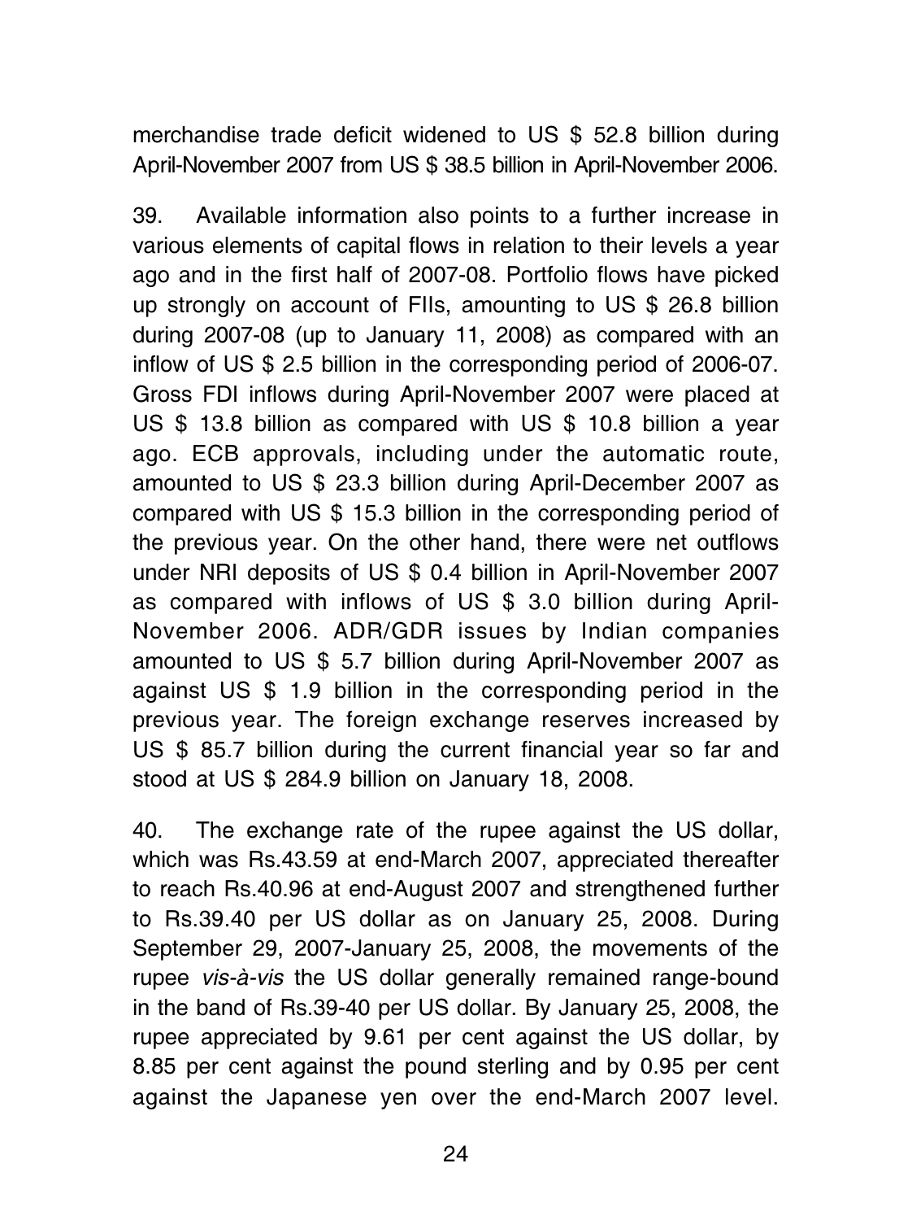merchandise trade deficit widened to US $ 52.8 billion during April-November 2007 from US $ 38.5 billion in April-November 2006.

39. Available information also points to a further increase in various elements of capital flows in relation to their levels a year ago and in the first half of 2007-08. Portfolio flows have picked up strongly on account of FIIs, amounting to US $ 26.8 billion during 2007-08 (up to January 11, 2008) as compared with an inflow of US $ 2.5 billion in the corresponding period of 2006-07. Gross FDI inflows during April-November 2007 were placed at US $ 13.8 billion as compared with US $ 10.8 billion a year ago. ECB approvals, including under the automatic route, amounted to US $ 23.3 billion during April-December 2007 as compared with US $ 15.3 billion in the corresponding period of the previous year. On the other hand, there were net outflows under NRI deposits of US $ 0.4 billion in April-November 2007 as compared with inflows of US $ 3.0 billion during April-November 2006. ADR/GDR issues by Indian companies amounted to US $ 5.7 billion during April-November 2007 as against US $ 1.9 billion in the corresponding period in the previous year. The foreign exchange reserves increased by US $ 85.7 billion during the current financial year so far and stood at US $ 284.9 billion on January 18, 2008.

40. The exchange rate of the rupee against the US dollar, which was Rs.43.59 at end-March 2007, appreciated thereafter to reach Rs.40.96 at end-August 2007 and strengthened further to Rs.39.40 per US dollar as on January 25, 2008. During September 29, 2007-January 25, 2008, the movements of the rupee *vis-à-vis* the US dollar generally remained range-bound in the band of Rs.39-40 per US dollar. By January 25, 2008, the rupee appreciated by 9.61 per cent against the US dollar, by 8.85 per cent against the pound sterling and by 0.95 per cent against the Japanese yen over the end-March 2007 level.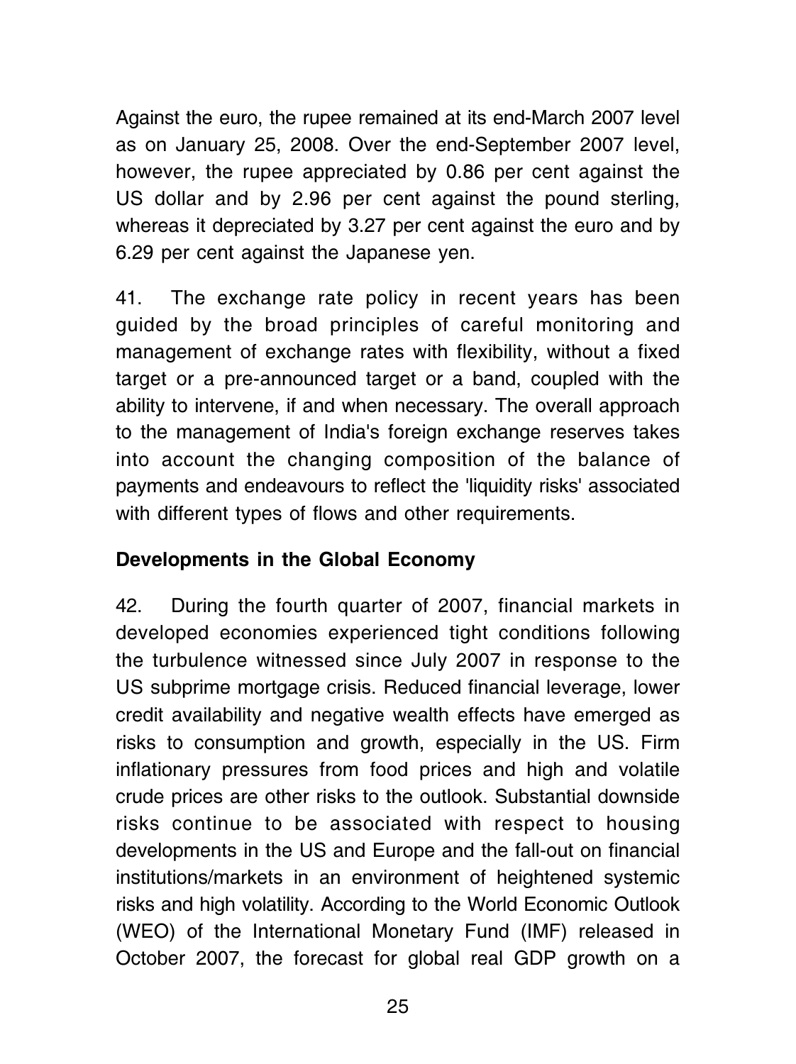Against the euro, the rupee remained at its end-March 2007 level as on January 25, 2008. Over the end-September 2007 level, however, the rupee appreciated by 0.86 per cent against the US dollar and by 2.96 per cent against the pound sterling, whereas it depreciated by 3.27 per cent against the euro and by 6.29 per cent against the Japanese yen.

41. The exchange rate policy in recent years has been guided by the broad principles of careful monitoring and management of exchange rates with flexibility, without a fixed target or a pre-announced target or a band, coupled with the ability to intervene, if and when necessary. The overall approach to the management of India's foreign exchange reserves takes into account the changing composition of the balance of payments and endeavours to reflect the 'liquidity risks' associated with different types of flows and other requirements.

**Developments in the Global Economy**

42. During the fourth quarter of 2007, financial markets in developed economies experienced tight conditions following the turbulence witnessed since July 2007 in response to the US subprime mortgage crisis. Reduced financial leverage, lower credit availability and negative wealth effects have emerged as risks to consumption and growth, especially in the US. Firm inflationary pressures from food prices and high and volatile crude prices are other risks to the outlook. Substantial downside risks continue to be associated with respect to housing developments in the US and Europe and the fall-out on financial institutions/markets in an environment of heightened systemic risks and high volatility. According to the World Economic Outlook (WEO) of the International Monetary Fund (IMF) released in October 2007, the forecast for global real GDP growth on a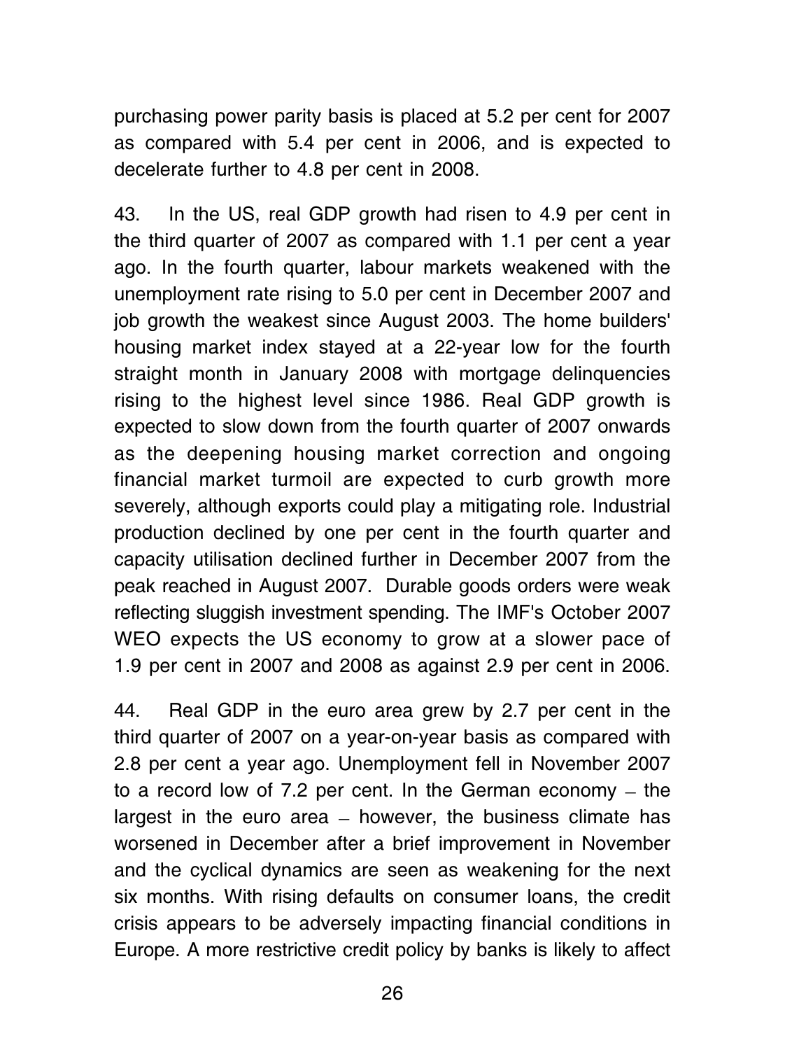purchasing power parity basis is placed at 5.2 per cent for 2007 as compared with 5.4 per cent in 2006, and is expected to decelerate further to 4.8 per cent in 2008.

43. In the US, real GDP growth had risen to 4.9 per cent in the third quarter of 2007 as compared with 1.1 per cent a year ago. In the fourth quarter, labour markets weakened with the unemployment rate rising to 5.0 per cent in December 2007 and job growth the weakest since August 2003. The home builders' housing market index stayed at a 22-year low for the fourth straight month in January 2008 with mortgage delinquencies rising to the highest level since 1986. Real GDP growth is expected to slow down from the fourth quarter of 2007 onwards as the deepening housing market correction and ongoing financial market turmoil are expected to curb growth more severely, although exports could play a mitigating role. Industrial production declined by one per cent in the fourth quarter and capacity utilisation declined further in December 2007 from the peak reached in August 2007. Durable goods orders were weak reflecting sluggish investment spending. The IMF's October 2007 WEO expects the US economy to grow at a slower pace of 1.9 per cent in 2007 and 2008 as against 2.9 per cent in 2006.

44. Real GDP in the euro area grew by 2.7 per cent in the third quarter of 2007 on a year-on-year basis as compared with 2.8 per cent a year ago. Unemployment fell in November 2007 to a record low of 7.2 per cent. In the German economy – the largest in the euro area – however, the business climate has worsened in December after a brief improvement in November and the cyclical dynamics are seen as weakening for the next six months. With rising defaults on consumer loans, the credit crisis appears to be adversely impacting financial conditions in Europe. A more restrictive credit policy by banks is likely to affect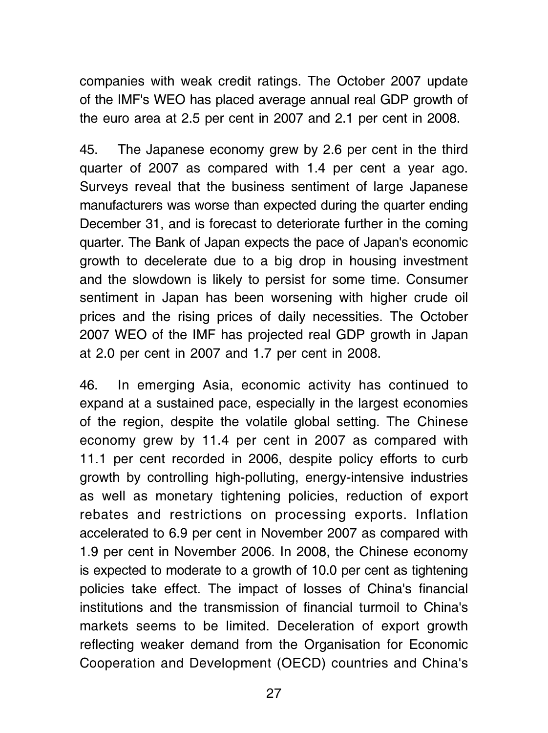companies with weak credit ratings. The October 2007 update of the IMF's WEO has placed average annual real GDP growth of the euro area at 2.5 per cent in 2007 and 2.1 per cent in 2008.

45. The Japanese economy grew by 2.6 per cent in the third quarter of 2007 as compared with 1.4 per cent a year ago. Surveys reveal that the business sentiment of large Japanese manufacturers was worse than expected during the quarter ending December 31, and is forecast to deteriorate further in the coming quarter. The Bank of Japan expects the pace of Japan's economic growth to decelerate due to a big drop in housing investment and the slowdown is likely to persist for some time. Consumer sentiment in Japan has been worsening with higher crude oil prices and the rising prices of daily necessities. The October 2007 WEO of the IMF has projected real GDP growth in Japan at 2.0 per cent in 2007 and 1.7 per cent in 2008.

46. In emerging Asia, economic activity has continued to expand at a sustained pace, especially in the largest economies of the region, despite the volatile global setting. The Chinese economy grew by 11.4 per cent in 2007 as compared with 11.1 per cent recorded in 2006, despite policy efforts to curb growth by controlling high-polluting, energy-intensive industries as well as monetary tightening policies, reduction of export rebates and restrictions on processing exports. Inflation accelerated to 6.9 per cent in November 2007 as compared with 1.9 per cent in November 2006. In 2008, the Chinese economy is expected to moderate to a growth of 10.0 per cent as tightening policies take effect. The impact of losses of China's financial institutions and the transmission of financial turmoil to China's markets seems to be limited. Deceleration of export growth reflecting weaker demand from the Organisation for Economic Cooperation and Development (OECD) countries and China's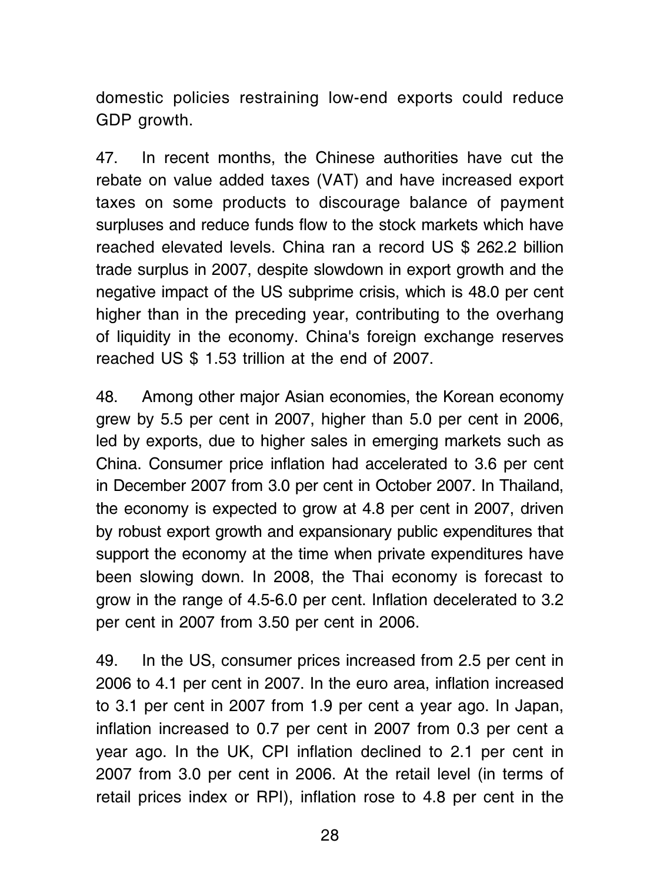domestic policies restraining low-end exports could reduce GDP growth.

47. In recent months, the Chinese authorities have cut the rebate on value added taxes (VAT) and have increased export taxes on some products to discourage balance of payment surpluses and reduce funds flow to the stock markets which have reached elevated levels. China ran a record US $ 262.2 billion trade surplus in 2007, despite slowdown in export growth and the negative impact of the US subprime crisis, which is 48.0 per cent higher than in the preceding year, contributing to the overhang of liquidity in the economy. China's foreign exchange reserves reached US $ 1.53 trillion at the end of 2007.

48. Among other major Asian economies, the Korean economy grew by 5.5 per cent in 2007, higher than 5.0 per cent in 2006, led by exports, due to higher sales in emerging markets such as China. Consumer price inflation had accelerated to 3.6 per cent in December 2007 from 3.0 per cent in October 2007. In Thailand, the economy is expected to grow at 4.8 per cent in 2007, driven by robust export growth and expansionary public expenditures that support the economy at the time when private expenditures have been slowing down. In 2008, the Thai economy is forecast to grow in the range of 4.5-6.0 per cent. Inflation decelerated to 3.2 per cent in 2007 from 3.50 per cent in 2006.

49. In the US, consumer prices increased from 2.5 per cent in 2006 to 4.1 per cent in 2007. In the euro area, inflation increased to 3.1 per cent in 2007 from 1.9 per cent a year ago. In Japan, inflation increased to 0.7 per cent in 2007 from 0.3 per cent a year ago. In the UK, CPI inflation declined to 2.1 per cent in 2007 from 3.0 per cent in 2006. At the retail level (in terms of retail prices index or RPI), inflation rose to 4.8 per cent in the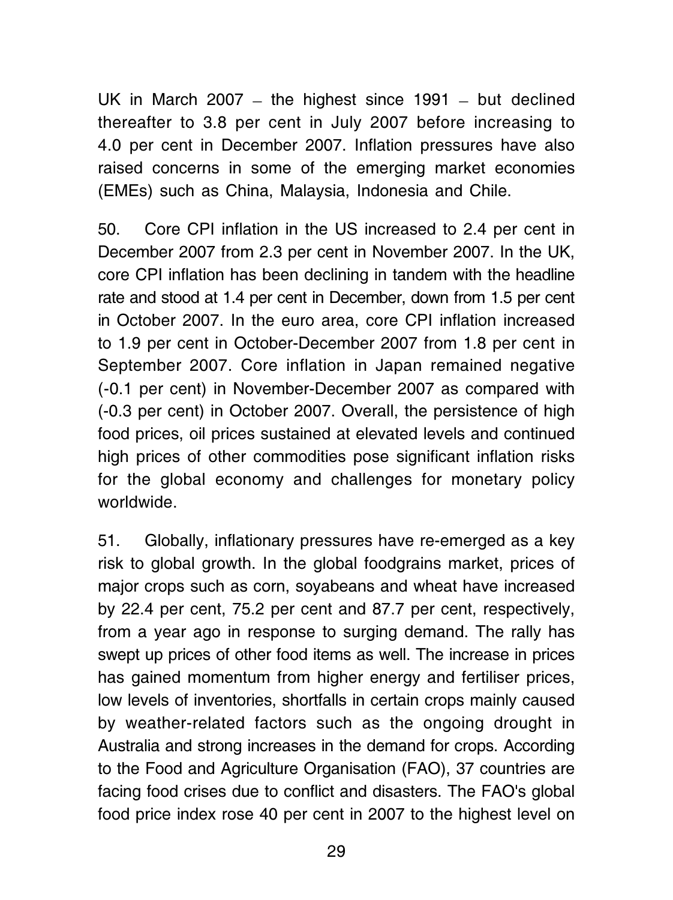UK in March 2007 – the highest since 1991 – but declined thereafter to 3.8 per cent in July 2007 before increasing to 4.0 per cent in December 2007. Inflation pressures have also raised concerns in some of the emerging market economies (EMEs) such as China, Malaysia, Indonesia and Chile.

50. Core CPI inflation in the US increased to 2.4 per cent in December 2007 from 2.3 per cent in November 2007. In the UK, core CPI inflation has been declining in tandem with the headline rate and stood at 1.4 per cent in December, down from 1.5 per cent in October 2007. In the euro area, core CPI inflation increased to 1.9 per cent in October-December 2007 from 1.8 per cent in September 2007. Core inflation in Japan remained negative (-0.1 per cent) in November-December 2007 as compared with (-0.3 per cent) in October 2007. Overall, the persistence of high food prices, oil prices sustained at elevated levels and continued high prices of other commodities pose significant inflation risks for the global economy and challenges for monetary policy worldwide.

51. Globally, inflationary pressures have re-emerged as a key risk to global growth. In the global foodgrains market, prices of major crops such as corn, soyabeans and wheat have increased by 22.4 per cent, 75.2 per cent and 87.7 per cent, respectively, from a year ago in response to surging demand. The rally has swept up prices of other food items as well. The increase in prices has gained momentum from higher energy and fertiliser prices, low levels of inventories, shortfalls in certain crops mainly caused by weather-related factors such as the ongoing drought in Australia and strong increases in the demand for crops. According to the Food and Agriculture Organisation (FAO), 37 countries are facing food crises due to conflict and disasters. The FAO's global food price index rose 40 per cent in 2007 to the highest level on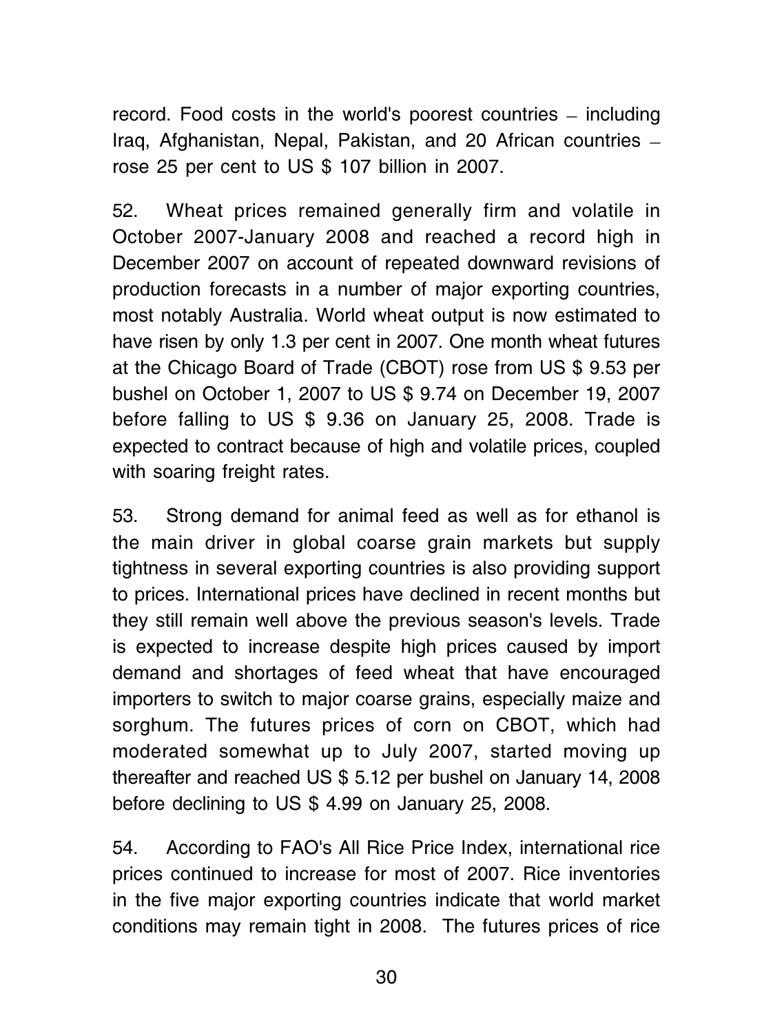record. Food costs in the world's poorest countries – including Iraq, Afghanistan, Nepal, Pakistan, and 20 African countries – rose 25 per cent to US $ 107 billion in 2007.

52. Wheat prices remained generally firm and volatile in October 2007-January 2008 and reached a record high in December 2007 on account of repeated downward revisions of production forecasts in a number of major exporting countries, most notably Australia. World wheat output is now estimated to have risen by only 1.3 per cent in 2007. One month wheat futures at the Chicago Board of Trade (CBOT) rose from US $ 9.53 per bushel on October 1, 2007 to US $ 9.74 on December 19, 2007 before falling to US $ 9.36 on January 25, 2008. Trade is expected to contract because of high and volatile prices, coupled with soaring freight rates.

53. Strong demand for animal feed as well as for ethanol is the main driver in global coarse grain markets but supply tightness in several exporting countries is also providing support to prices. International prices have declined in recent months but they still remain well above the previous season's levels. Trade is expected to increase despite high prices caused by import demand and shortages of feed wheat that have encouraged importers to switch to major coarse grains, especially maize and sorghum. The futures prices of corn on CBOT, which had moderated somewhat up to July 2007, started moving up thereafter and reached US $ 5.12 per bushel on January 14, 2008 before declining to US $ 4.99 on January 25, 2008.

54. According to FAO's All Rice Price Index, international rice prices continued to increase for most of 2007. Rice inventories in the five major exporting countries indicate that world market conditions may remain tight in 2008. The futures prices of rice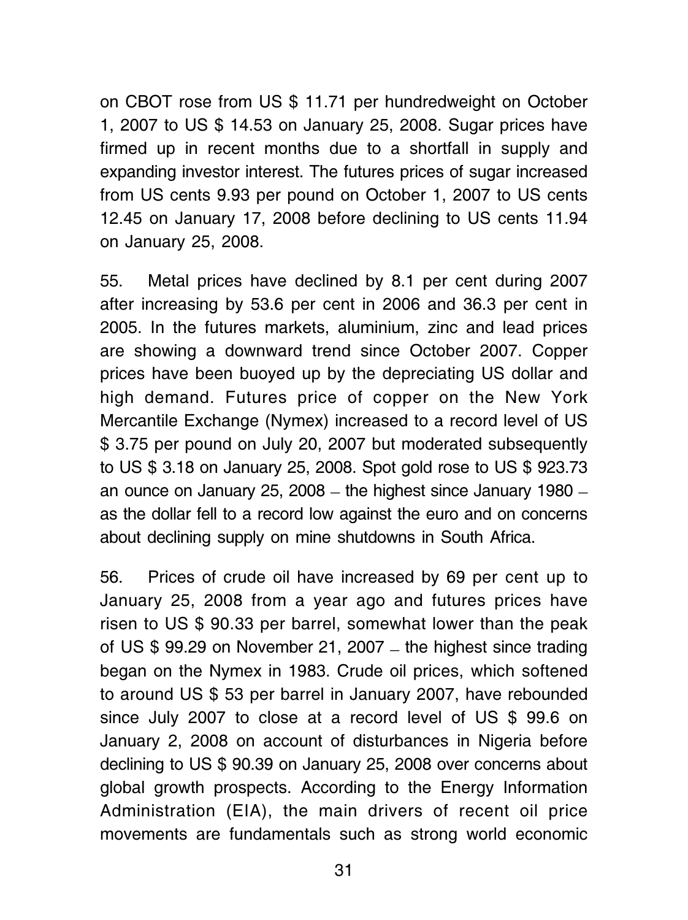on CBOT rose from US $ 11.71 per hundredweight on October 1, 2007 to US $ 14.53 on January 25, 2008. Sugar prices have firmed up in recent months due to a shortfall in supply and expanding investor interest. The futures prices of sugar increased from US cents 9.93 per pound on October 1, 2007 to US cents 12.45 on January 17, 2008 before declining to US cents 11.94 on January 25, 2008.

55. Metal prices have declined by 8.1 per cent during 2007 after increasing by 53.6 per cent in 2006 and 36.3 per cent in 2005. In the futures markets, aluminium, zinc and lead prices are showing a downward trend since October 2007. Copper prices have been buoyed up by the depreciating US dollar and high demand. Futures price of copper on the New York Mercantile Exchange (Nymex) increased to a record level of US $ 3.75 per pound on July 20, 2007 but moderated subsequently to US $ 3.18 on January 25, 2008. Spot gold rose to US $ 923.73 an ounce on January 25, 2008 – the highest since January 1980 – as the dollar fell to a record low against the euro and on concerns about declining supply on mine shutdowns in South Africa.

56. Prices of crude oil have increased by 69 per cent up to January 25, 2008 from a year ago and futures prices have risen to US $ 90.33 per barrel, somewhat lower than the peak of US $ 99.29 on November 21, 2007 – the highest since trading began on the Nymex in 1983. Crude oil prices, which softened to around US $ 53 per barrel in January 2007, have rebounded since July 2007 to close at a record level of US $ 99.6 on January 2, 2008 on account of disturbances in Nigeria before declining to US $ 90.39 on January 25, 2008 over concerns about global growth prospects. According to the Energy Information Administration (EIA), the main drivers of recent oil price movements are fundamentals such as strong world economic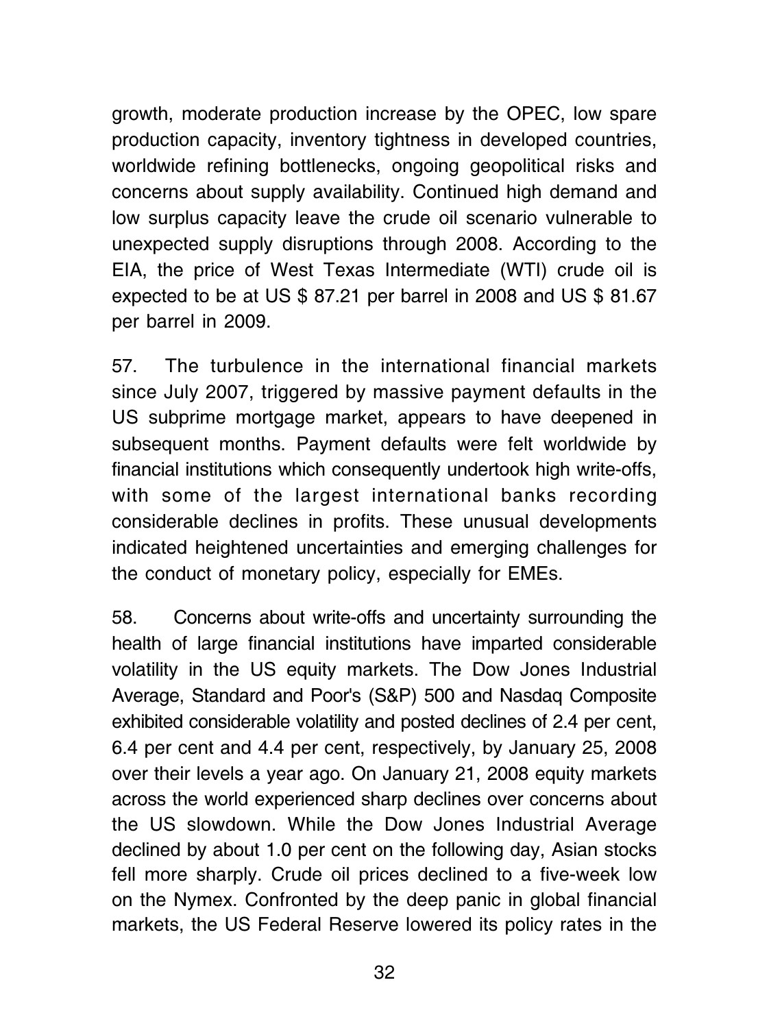growth, moderate production increase by the OPEC, low spare production capacity, inventory tightness in developed countries, worldwide refining bottlenecks, ongoing geopolitical risks and concerns about supply availability. Continued high demand and low surplus capacity leave the crude oil scenario vulnerable to unexpected supply disruptions through 2008. According to the EIA, the price of West Texas Intermediate (WTI) crude oil is expected to be at US $ 87.21 per barrel in 2008 and US $ 81.67 per barrel in 2009.

57. The turbulence in the international financial markets since July 2007, triggered by massive payment defaults in the US subprime mortgage market, appears to have deepened in subsequent months. Payment defaults were felt worldwide by financial institutions which consequently undertook high write-offs, with some of the largest international banks recording considerable declines in profits. These unusual developments indicated heightened uncertainties and emerging challenges for the conduct of monetary policy, especially for EMEs.

58. Concerns about write-offs and uncertainty surrounding the health of large financial institutions have imparted considerable volatility in the US equity markets. The Dow Jones Industrial Average, Standard and Poor's (S&P) 500 and Nasdaq Composite exhibited considerable volatility and posted declines of 2.4 per cent, 6.4 per cent and 4.4 per cent, respectively, by January 25, 2008 over their levels a year ago. On January 21, 2008 equity markets across the world experienced sharp declines over concerns about the US slowdown. While the Dow Jones Industrial Average declined by about 1.0 per cent on the following day, Asian stocks fell more sharply. Crude oil prices declined to a five-week low on the Nymex. Confronted by the deep panic in global financial markets, the US Federal Reserve lowered its policy rates in the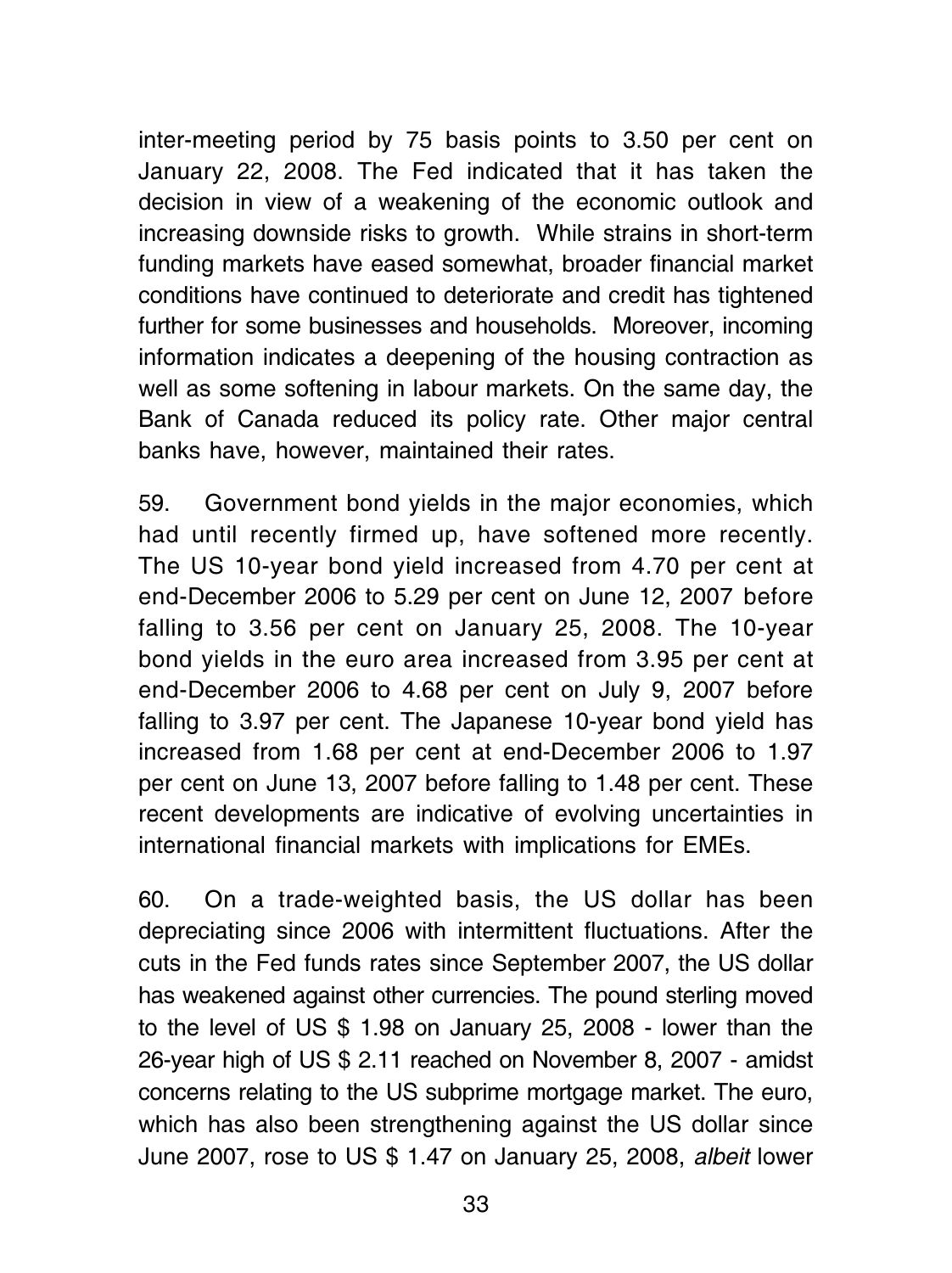inter-meeting period by 75 basis points to 3.50 per cent on January 22, 2008. The Fed indicated that it has taken the decision in view of a weakening of the economic outlook and increasing downside risks to growth. While strains in short-term funding markets have eased somewhat, broader financial market conditions have continued to deteriorate and credit has tightened further for some businesses and households. Moreover, incoming information indicates a deepening of the housing contraction as well as some softening in labour markets. On the same day, the Bank of Canada reduced its policy rate. Other major central banks have, however, maintained their rates.

59. Government bond yields in the major economies, which had until recently firmed up, have softened more recently. The US 10-year bond yield increased from 4.70 per cent at end-December 2006 to 5.29 per cent on June 12, 2007 before falling to 3.56 per cent on January 25, 2008. The 10-year bond yields in the euro area increased from 3.95 per cent at end-December 2006 to 4.68 per cent on July 9, 2007 before falling to 3.97 per cent. The Japanese 10-year bond yield has increased from 1.68 per cent at end-December 2006 to 1.97 per cent on June 13, 2007 before falling to 1.48 per cent. These recent developments are indicative of evolving uncertainties in international financial markets with implications for EMEs.

60. On a trade-weighted basis, the US dollar has been depreciating since 2006 with intermittent fluctuations. After the cuts in the Fed funds rates since September 2007, the US dollar has weakened against other currencies. The pound sterling moved to the level of US $ 1.98 on January 25, 2008 - lower than the 26-year high of US $ 2.11 reached on November 8, 2007 - amidst concerns relating to the US subprime mortgage market. The euro, which has also been strengthening against the US dollar since June 2007, rose to US $ 1.47 on January 25, 2008, *albeit* lower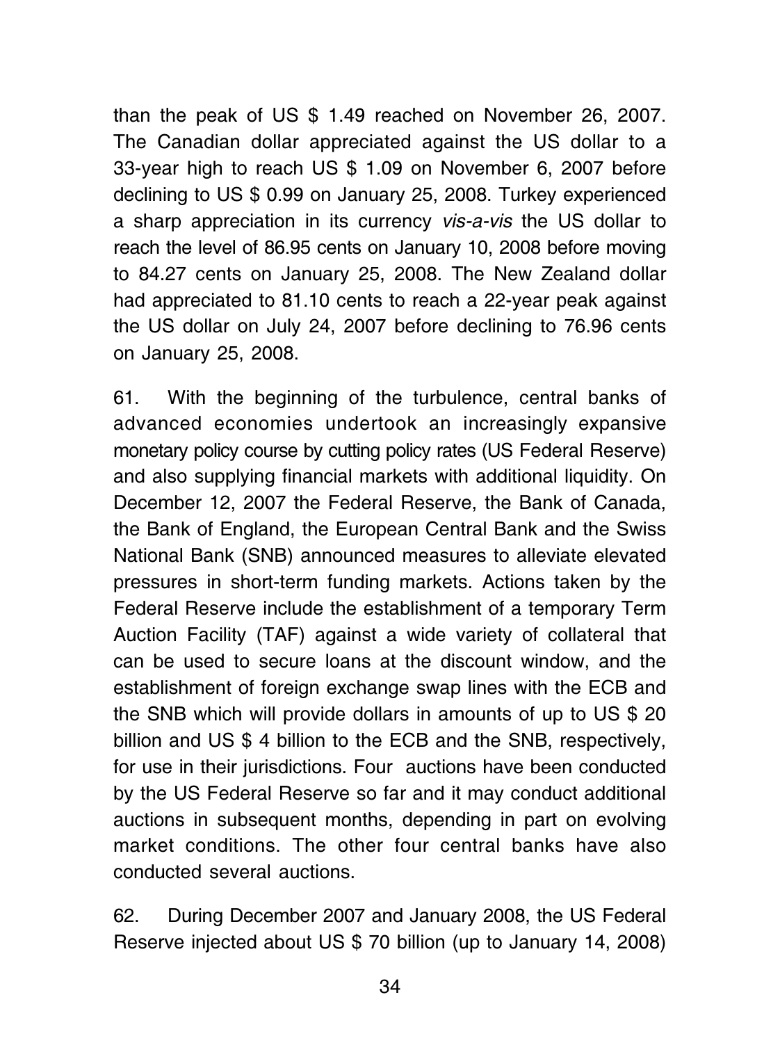than the peak of US $ 1.49 reached on November 26, 2007. The Canadian dollar appreciated against the US dollar to a 33-year high to reach US $ 1.09 on November 6, 2007 before declining to US $ 0.99 on January 25, 2008. Turkey experienced a sharp appreciation in its currency *vis-a-vis* the US dollar to reach the level of 86.95 cents on January 10, 2008 before moving to 84.27 cents on January 25, 2008. The New Zealand dollar had appreciated to 81.10 cents to reach a 22-year peak against the US dollar on July 24, 2007 before declining to 76.96 cents on January 25, 2008.

61. With the beginning of the turbulence, central banks of advanced economies undertook an increasingly expansive monetary policy course by cutting policy rates (US Federal Reserve) and also supplying financial markets with additional liquidity. On December 12, 2007 the Federal Reserve, the Bank of Canada, the Bank of England, the European Central Bank and the Swiss National Bank (SNB) announced measures to alleviate elevated pressures in short-term funding markets. Actions taken by the Federal Reserve include the establishment of a temporary Term Auction Facility (TAF) against a wide variety of collateral that can be used to secure loans at the discount window, and the establishment of foreign exchange swap lines with the ECB and the SNB which will provide dollars in amounts of up to US $ 20 billion and US $ 4 billion to the ECB and the SNB, respectively, for use in their jurisdictions. Four auctions have been conducted by the US Federal Reserve so far and it may conduct additional auctions in subsequent months, depending in part on evolving market conditions. The other four central banks have also conducted several auctions.

62. During December 2007 and January 2008, the US Federal Reserve injected about US $ 70 billion (up to January 14, 2008)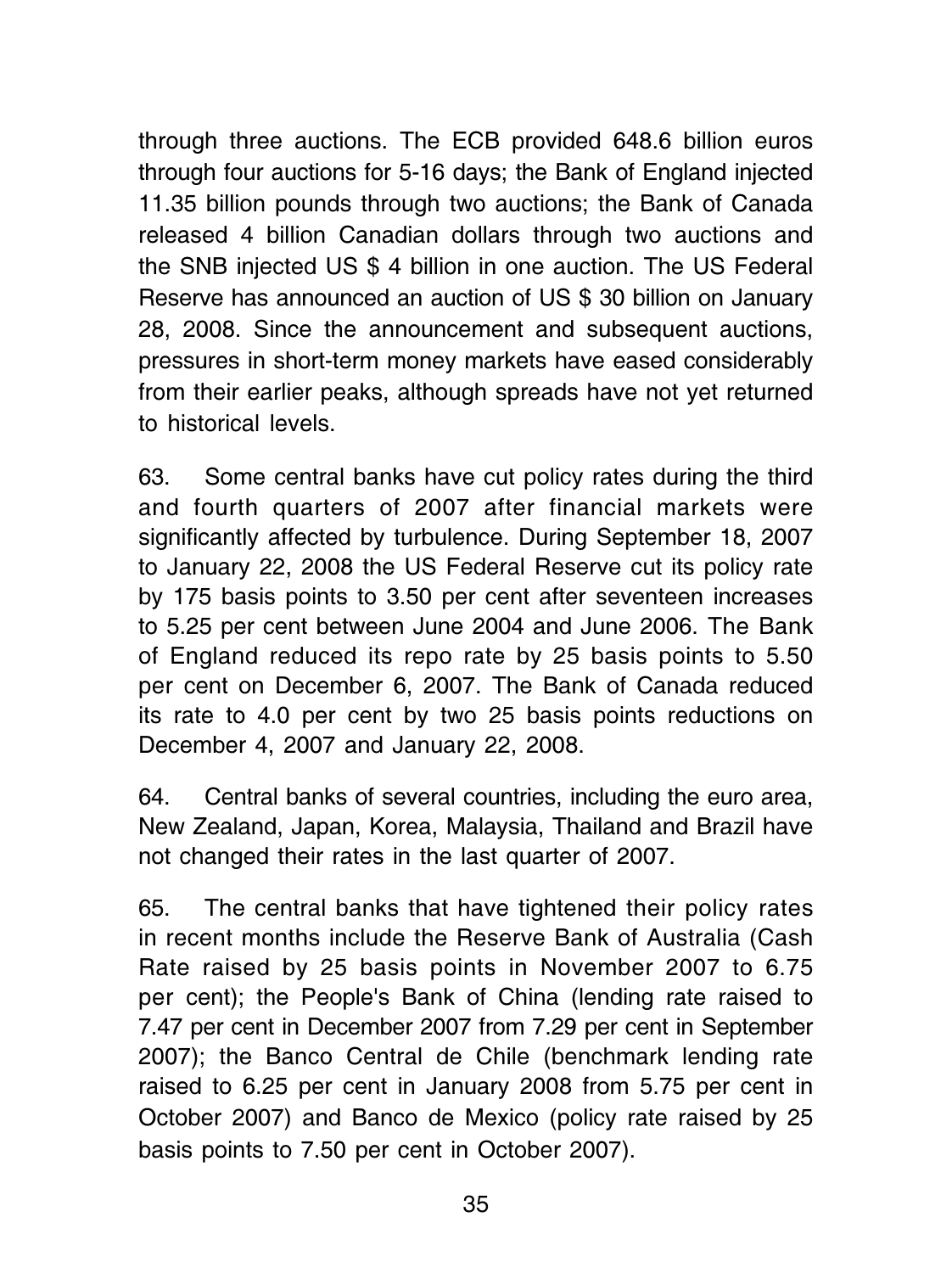through three auctions. The ECB provided 648.6 billion euros through four auctions for 5-16 days; the Bank of England injected 11.35 billion pounds through two auctions; the Bank of Canada released 4 billion Canadian dollars through two auctions and the SNB injected US $ 4 billion in one auction. The US Federal Reserve has announced an auction of US $ 30 billion on January 28, 2008. Since the announcement and subsequent auctions, pressures in short-term money markets have eased considerably from their earlier peaks, although spreads have not yet returned to historical levels.

63. Some central banks have cut policy rates during the third and fourth quarters of 2007 after financial markets were significantly affected by turbulence. During September 18, 2007 to January 22, 2008 the US Federal Reserve cut its policy rate by 175 basis points to 3.50 per cent after seventeen increases to 5.25 per cent between June 2004 and June 2006. The Bank of England reduced its repo rate by 25 basis points to 5.50 per cent on December 6, 2007. The Bank of Canada reduced its rate to 4.0 per cent by two 25 basis points reductions on December 4, 2007 and January 22, 2008.

64. Central banks of several countries, including the euro area, New Zealand, Japan, Korea, Malaysia, Thailand and Brazil have not changed their rates in the last quarter of 2007.

65. The central banks that have tightened their policy rates in recent months include the Reserve Bank of Australia (Cash Rate raised by 25 basis points in November 2007 to 6.75 per cent); the People's Bank of China (lending rate raised to 7.47 per cent in December 2007 from 7.29 per cent in September 2007); the Banco Central de Chile (benchmark lending rate raised to 6.25 per cent in January 2008 from 5.75 per cent in October 2007) and Banco de Mexico (policy rate raised by 25 basis points to 7.50 per cent in October 2007).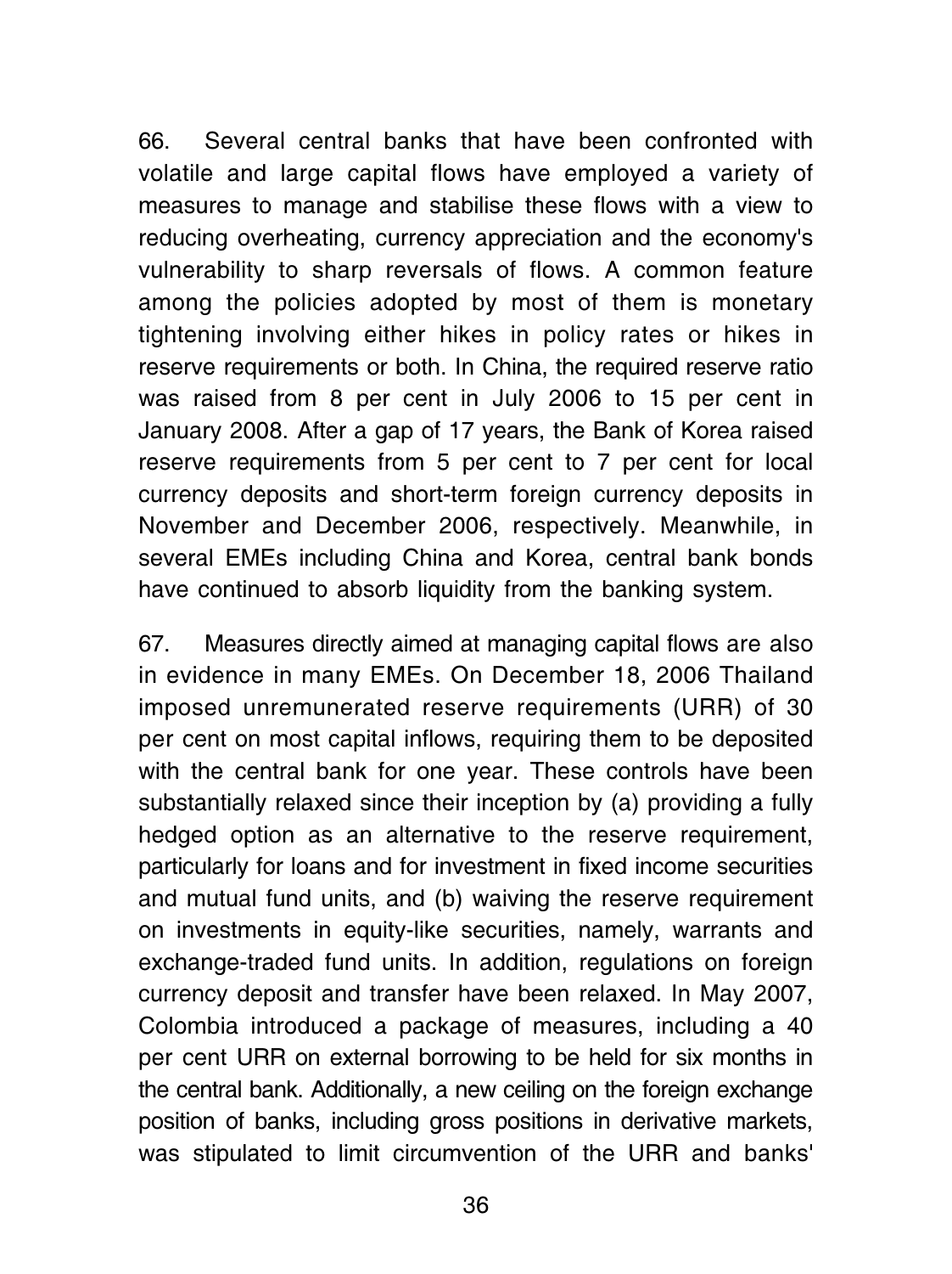66. Several central banks that have been confronted with volatile and large capital flows have employed a variety of measures to manage and stabilise these flows with a view to reducing overheating, currency appreciation and the economy's vulnerability to sharp reversals of flows. A common feature among the policies adopted by most of them is monetary tightening involving either hikes in policy rates or hikes in reserve requirements or both. In China, the required reserve ratio was raised from 8 per cent in July 2006 to 15 per cent in January 2008. After a gap of 17 years, the Bank of Korea raised reserve requirements from 5 per cent to 7 per cent for local currency deposits and short-term foreign currency deposits in November and December 2006, respectively. Meanwhile, in several EMEs including China and Korea, central bank bonds have continued to absorb liquidity from the banking system.

67. Measures directly aimed at managing capital flows are also in evidence in many EMEs. On December 18, 2006 Thailand imposed unremunerated reserve requirements (URR) of 30 per cent on most capital inflows, requiring them to be deposited with the central bank for one year. These controls have been substantially relaxed since their inception by (a) providing a fully hedged option as an alternative to the reserve requirement, particularly for loans and for investment in fixed income securities and mutual fund units, and (b) waiving the reserve requirement on investments in equity-like securities, namely, warrants and exchange-traded fund units. In addition, regulations on foreign currency deposit and transfer have been relaxed. In May 2007, Colombia introduced a package of measures, including a 40 per cent URR on external borrowing to be held for six months in the central bank. Additionally, a new ceiling on the foreign exchange position of banks, including gross positions in derivative markets, was stipulated to limit circumvention of the URR and banks'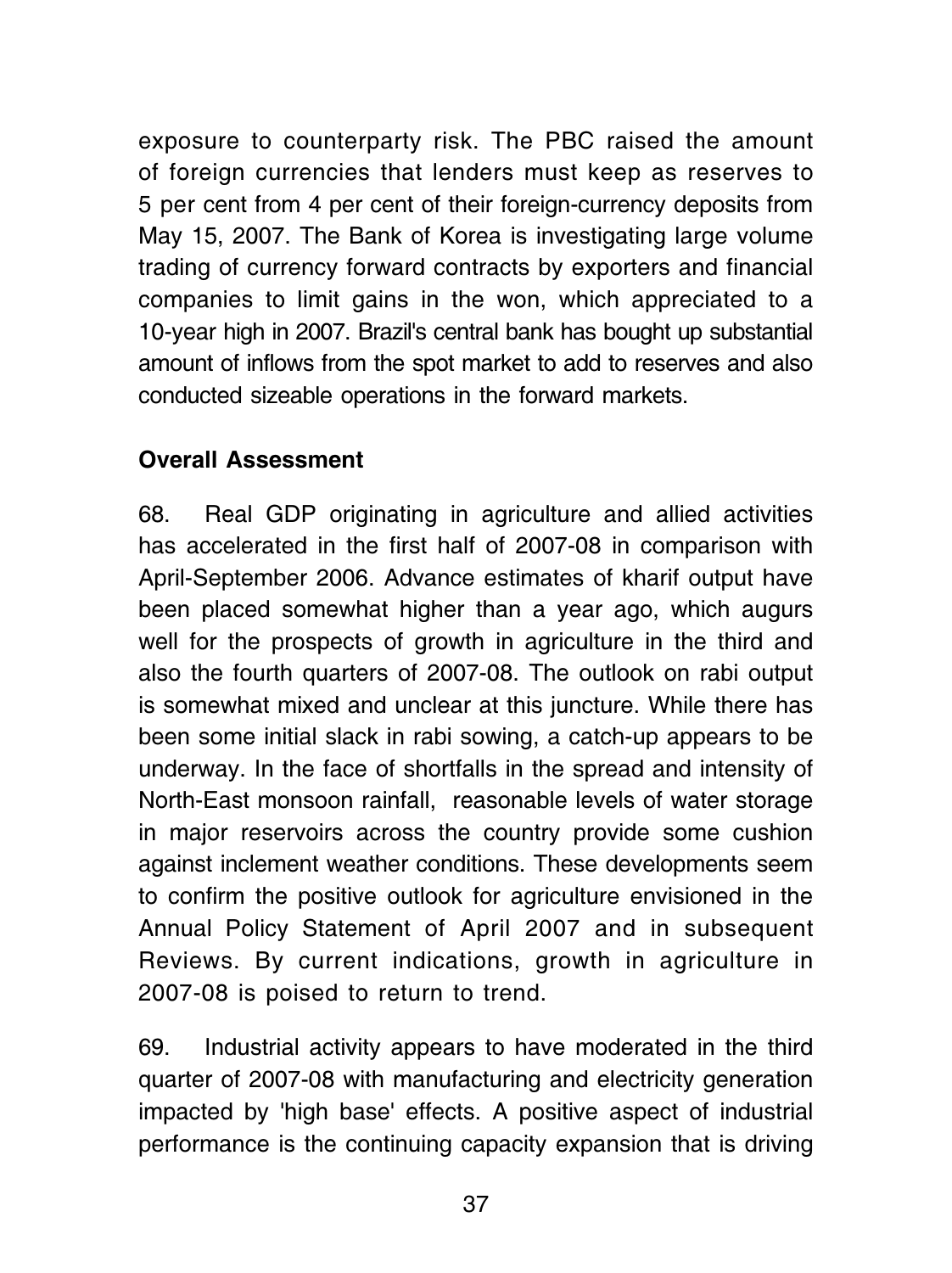exposure to counterparty risk. The PBC raised the amount of foreign currencies that lenders must keep as reserves to 5 per cent from 4 per cent of their foreign-currency deposits from May 15, 2007. The Bank of Korea is investigating large volume trading of currency forward contracts by exporters and financial companies to limit gains in the won, which appreciated to a 10-year high in 2007. Brazil's central bank has bought up substantial amount of inflows from the spot market to add to reserves and also conducted sizeable operations in the forward markets.

**Overall Assessment**

68. Real GDP originating in agriculture and allied activities has accelerated in the first half of 2007-08 in comparison with April-September 2006. Advance estimates of kharif output have been placed somewhat higher than a year ago, which augurs well for the prospects of growth in agriculture in the third and also the fourth quarters of 2007-08. The outlook on rabi output is somewhat mixed and unclear at this juncture. While there has been some initial slack in rabi sowing, a catch-up appears to be underway. In the face of shortfalls in the spread and intensity of North-East monsoon rainfall, reasonable levels of water storage in major reservoirs across the country provide some cushion against inclement weather conditions. These developments seem to confirm the positive outlook for agriculture envisioned in the Annual Policy Statement of April 2007 and in subsequent Reviews. By current indications, growth in agriculture in 2007-08 is poised to return to trend.

69. Industrial activity appears to have moderated in the third quarter of 2007-08 with manufacturing and electricity generation impacted by 'high base' effects. A positive aspect of industrial performance is the continuing capacity expansion that is driving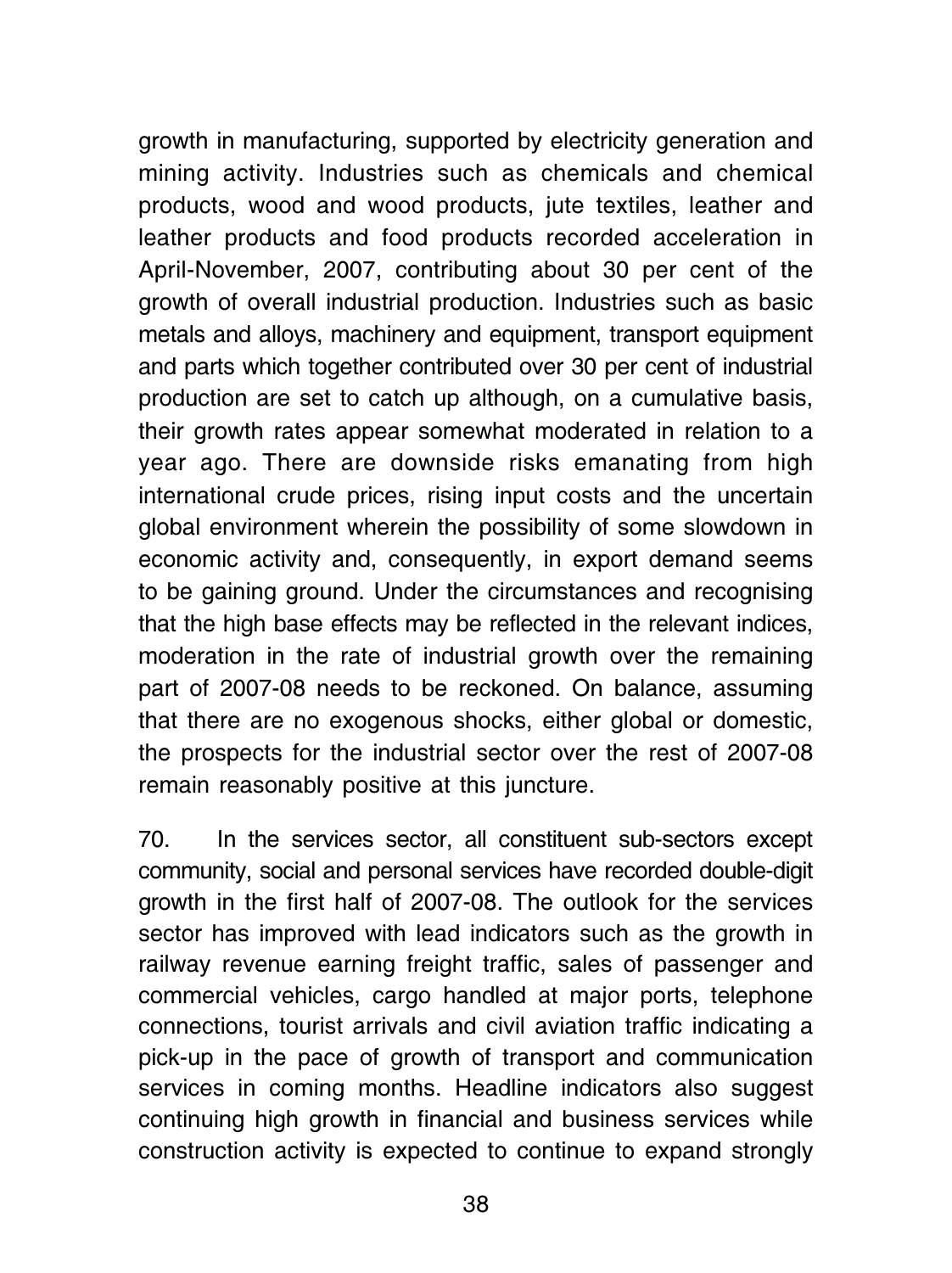growth in manufacturing, supported by electricity generation and mining activity. Industries such as chemicals and chemical products, wood and wood products, jute textiles, leather and leather products and food products recorded acceleration in April-November, 2007, contributing about 30 per cent of the growth of overall industrial production. Industries such as basic metals and alloys, machinery and equipment, transport equipment and parts which together contributed over 30 per cent of industrial production are set to catch up although, on a cumulative basis, their growth rates appear somewhat moderated in relation to a year ago. There are downside risks emanating from high international crude prices, rising input costs and the uncertain global environment wherein the possibility of some slowdown in economic activity and, consequently, in export demand seems to be gaining ground. Under the circumstances and recognising that the high base effects may be reflected in the relevant indices, moderation in the rate of industrial growth over the remaining part of 2007-08 needs to be reckoned. On balance, assuming that there are no exogenous shocks, either global or domestic, the prospects for the industrial sector over the rest of 2007-08 remain reasonably positive at this juncture.

70. In the services sector, all constituent sub-sectors except community, social and personal services have recorded double-digit growth in the first half of 2007-08. The outlook for the services sector has improved with lead indicators such as the growth in railway revenue earning freight traffic, sales of passenger and commercial vehicles, cargo handled at major ports, telephone connections, tourist arrivals and civil aviation traffic indicating a pick-up in the pace of growth of transport and communication services in coming months. Headline indicators also suggest continuing high growth in financial and business services while construction activity is expected to continue to expand strongly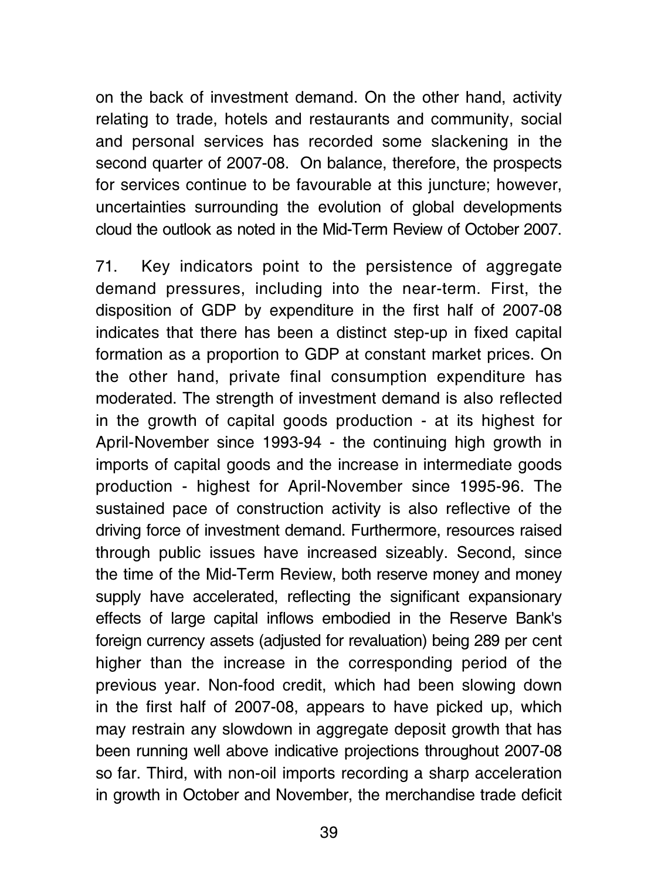on the back of investment demand. On the other hand, activity relating to trade, hotels and restaurants and community, social and personal services has recorded some slackening in the second quarter of 2007-08. On balance, therefore, the prospects for services continue to be favourable at this juncture; however, uncertainties surrounding the evolution of global developments cloud the outlook as noted in the Mid-Term Review of October 2007.

71. Key indicators point to the persistence of aggregate demand pressures, including into the near-term. First, the disposition of GDP by expenditure in the first half of 2007-08 indicates that there has been a distinct step-up in fixed capital formation as a proportion to GDP at constant market prices. On the other hand, private final consumption expenditure has moderated. The strength of investment demand is also reflected in the growth of capital goods production - at its highest for April-November since 1993-94 - the continuing high growth in imports of capital goods and the increase in intermediate goods production - highest for April-November since 1995-96. The sustained pace of construction activity is also reflective of the driving force of investment demand. Furthermore, resources raised through public issues have increased sizeably. Second, since the time of the Mid-Term Review, both reserve money and money supply have accelerated, reflecting the significant expansionary effects of large capital inflows embodied in the Reserve Bank's foreign currency assets (adjusted for revaluation) being 289 per cent higher than the increase in the corresponding period of the previous year. Non-food credit, which had been slowing down in the first half of 2007-08, appears to have picked up, which may restrain any slowdown in aggregate deposit growth that has been running well above indicative projections throughout 2007-08 so far. Third, with non-oil imports recording a sharp acceleration in growth in October and November, the merchandise trade deficit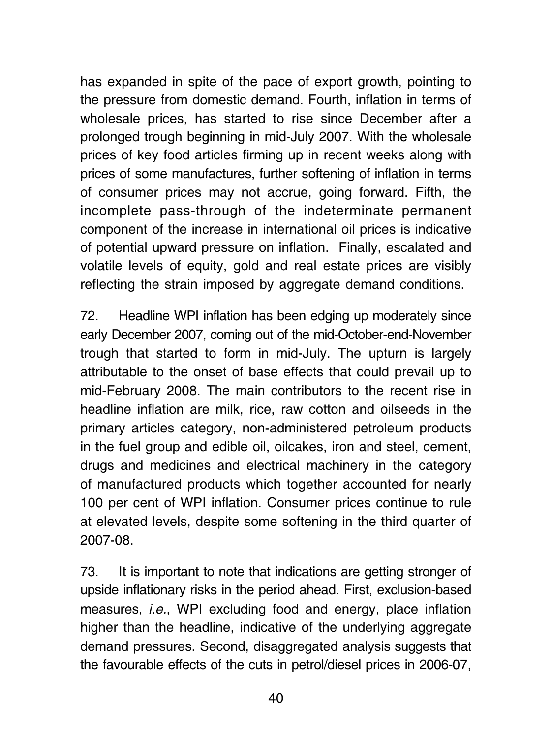has expanded in spite of the pace of export growth, pointing to the pressure from domestic demand. Fourth, inflation in terms of wholesale prices, has started to rise since December after a prolonged trough beginning in mid-July 2007. With the wholesale prices of key food articles firming up in recent weeks along with prices of some manufactures, further softening of inflation in terms of consumer prices may not accrue, going forward. Fifth, the incomplete pass-through of the indeterminate permanent component of the increase in international oil prices is indicative of potential upward pressure on inflation. Finally, escalated and volatile levels of equity, gold and real estate prices are visibly reflecting the strain imposed by aggregate demand conditions.

72. Headline WPI inflation has been edging up moderately since early December 2007, coming out of the mid-October-end-November trough that started to form in mid-July. The upturn is largely attributable to the onset of base effects that could prevail up to mid-February 2008. The main contributors to the recent rise in headline inflation are milk, rice, raw cotton and oilseeds in the primary articles category, non-administered petroleum products in the fuel group and edible oil, oilcakes, iron and steel, cement, drugs and medicines and electrical machinery in the category of manufactured products which together accounted for nearly 100 per cent of WPI inflation. Consumer prices continue to rule at elevated levels, despite some softening in the third quarter of 2007-08.

73. It is important to note that indications are getting stronger of upside inflationary risks in the period ahead. First, exclusion-based measures, *i.e.*, WPI excluding food and energy, place inflation higher than the headline, indicative of the underlying aggregate demand pressures. Second, disaggregated analysis suggests that the favourable effects of the cuts in petrol/diesel prices in 2006-07,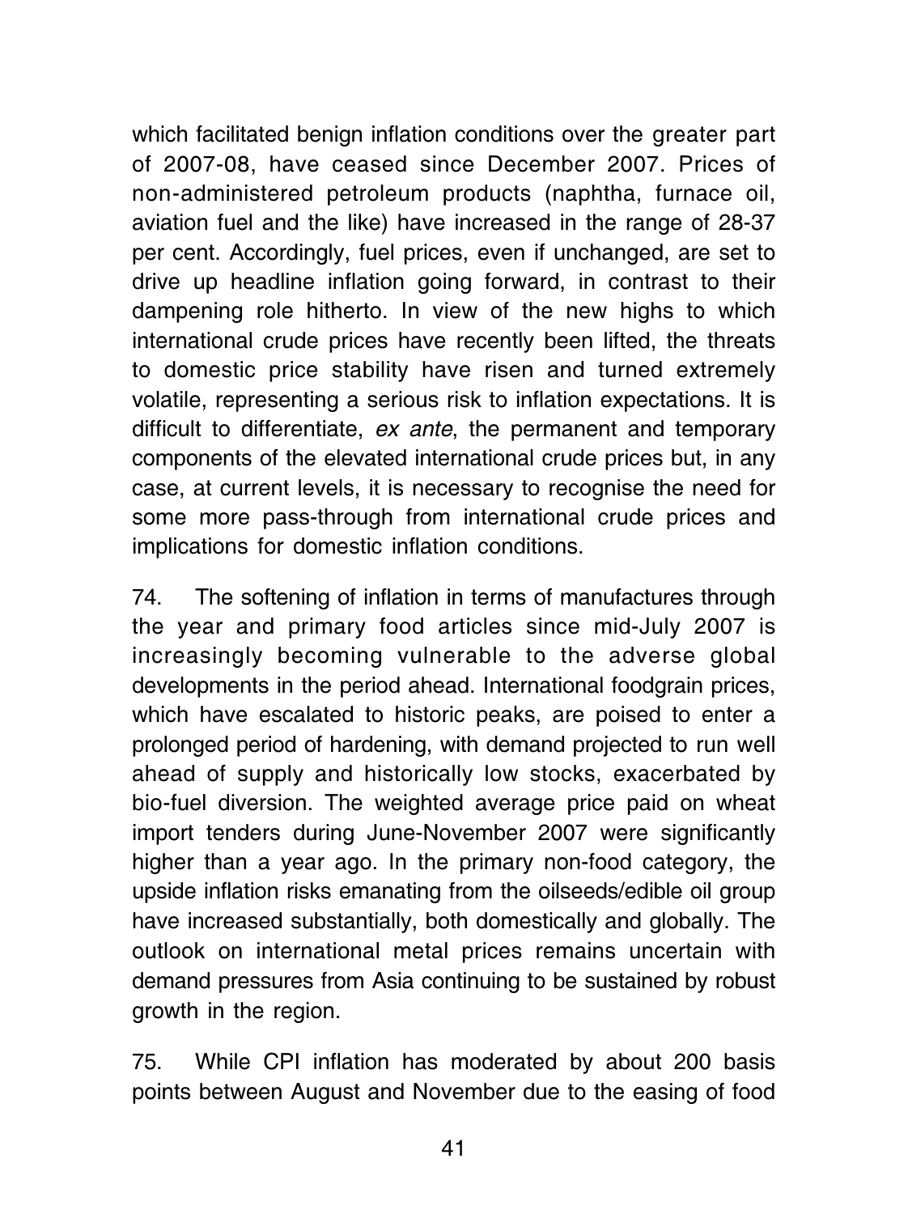which facilitated benign inflation conditions over the greater part of 2007-08, have ceased since December 2007. Prices of non-administered petroleum products (naphtha, furnace oil, aviation fuel and the like) have increased in the range of 28-37 per cent. Accordingly, fuel prices, even if unchanged, are set to drive up headline inflation going forward, in contrast to their dampening role hitherto. In view of the new highs to which international crude prices have recently been lifted, the threats to domestic price stability have risen and turned extremely volatile, representing a serious risk to inflation expectations. It is difficult to differentiate, *ex ante*, the permanent and temporary components of the elevated international crude prices but, in any case, at current levels, it is necessary to recognise the need for some more pass-through from international crude prices and implications for domestic inflation conditions.

74. The softening of inflation in terms of manufactures through the year and primary food articles since mid-July 2007 is increasingly becoming vulnerable to the adverse global developments in the period ahead. International foodgrain prices, which have escalated to historic peaks, are poised to enter a prolonged period of hardening, with demand projected to run well ahead of supply and historically low stocks, exacerbated by bio-fuel diversion. The weighted average price paid on wheat import tenders during June-November 2007 were significantly higher than a year ago. In the primary non-food category, the upside inflation risks emanating from the oilseeds/edible oil group have increased substantially, both domestically and globally. The outlook on international metal prices remains uncertain with demand pressures from Asia continuing to be sustained by robust growth in the region.

75. While CPI inflation has moderated by about 200 basis points between August and November due to the easing of food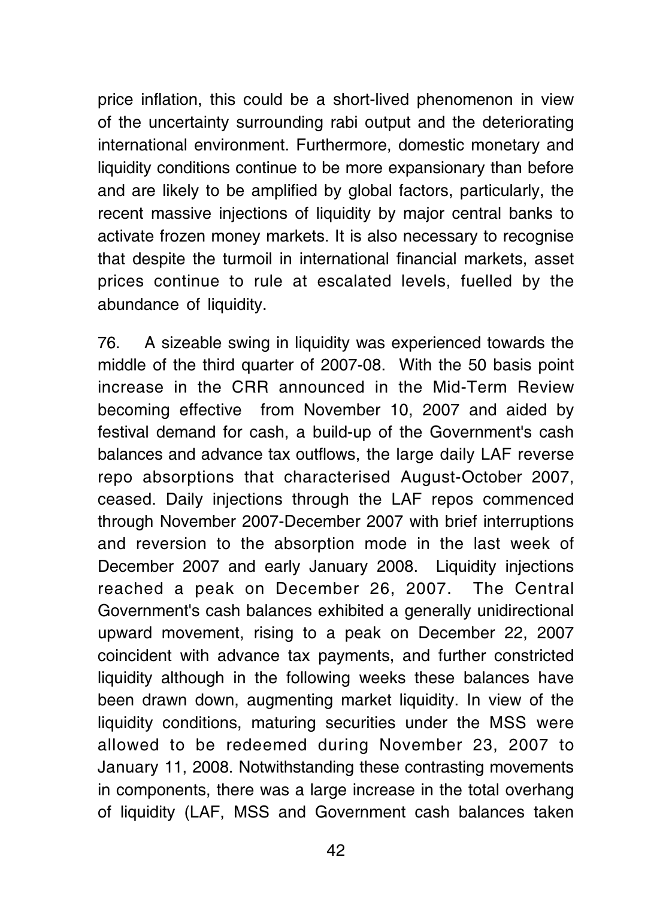price inflation, this could be a short-lived phenomenon in view of the uncertainty surrounding rabi output and the deteriorating international environment. Furthermore, domestic monetary and liquidity conditions continue to be more expansionary than before and are likely to be amplified by global factors, particularly, the recent massive injections of liquidity by major central banks to activate frozen money markets. It is also necessary to recognise that despite the turmoil in international financial markets, asset prices continue to rule at escalated levels, fuelled by the abundance of liquidity.

76. A sizeable swing in liquidity was experienced towards the middle of the third quarter of 2007-08. With the 50 basis point increase in the CRR announced in the Mid-Term Review becoming effective from November 10, 2007 and aided by festival demand for cash, a build-up of the Government's cash balances and advance tax outflows, the large daily LAF reverse repo absorptions that characterised August-October 2007, ceased. Daily injections through the LAF repos commenced through November 2007-December 2007 with brief interruptions and reversion to the absorption mode in the last week of December 2007 and early January 2008. Liquidity injections reached a peak on December 26, 2007. The Central Government's cash balances exhibited a generally unidirectional upward movement, rising to a peak on December 22, 2007 coincident with advance tax payments, and further constricted liquidity although in the following weeks these balances have been drawn down, augmenting market liquidity. In view of the liquidity conditions, maturing securities under the MSS were allowed to be redeemed during November 23, 2007 to January 11, 2008. Notwithstanding these contrasting movements in components, there was a large increase in the total overhang of liquidity (LAF, MSS and Government cash balances taken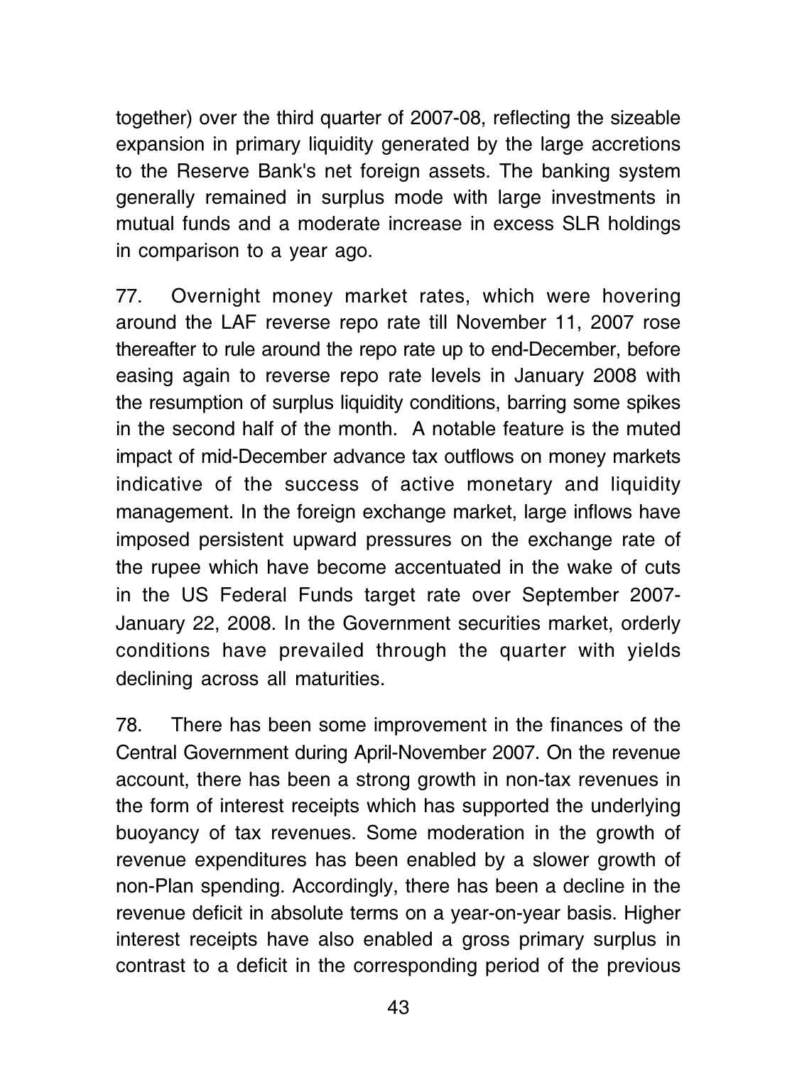together) over the third quarter of 2007-08, reflecting the sizeable expansion in primary liquidity generated by the large accretions to the Reserve Bank's net foreign assets. The banking system generally remained in surplus mode with large investments in mutual funds and a moderate increase in excess SLR holdings in comparison to a year ago.

77. Overnight money market rates, which were hovering around the LAF reverse repo rate till November 11, 2007 rose thereafter to rule around the repo rate up to end-December, before easing again to reverse repo rate levels in January 2008 with the resumption of surplus liquidity conditions, barring some spikes in the second half of the month. A notable feature is the muted impact of mid-December advance tax outflows on money markets indicative of the success of active monetary and liquidity management. In the foreign exchange market, large inflows have imposed persistent upward pressures on the exchange rate of the rupee which have become accentuated in the wake of cuts in the US Federal Funds target rate over September 2007-January 22, 2008. In the Government securities market, orderly conditions have prevailed through the quarter with yields declining across all maturities.

78. There has been some improvement in the finances of the Central Government during April-November 2007. On the revenue account, there has been a strong growth in non-tax revenues in the form of interest receipts which has supported the underlying buoyancy of tax revenues. Some moderation in the growth of revenue expenditures has been enabled by a slower growth of non-Plan spending. Accordingly, there has been a decline in the revenue deficit in absolute terms on a year-on-year basis. Higher interest receipts have also enabled a gross primary surplus in contrast to a deficit in the corresponding period of the previous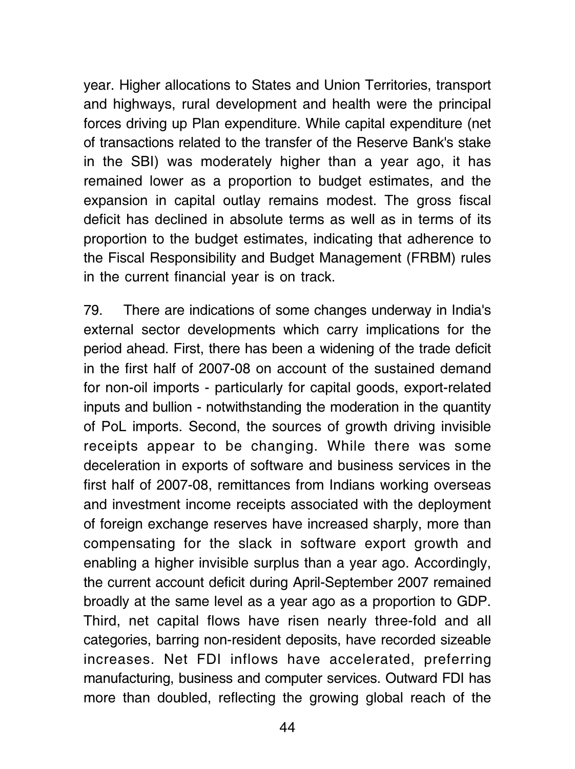year. Higher allocations to States and Union Territories, transport and highways, rural development and health were the principal forces driving up Plan expenditure. While capital expenditure (net of transactions related to the transfer of the Reserve Bank's stake in the SBI) was moderately higher than a year ago, it has remained lower as a proportion to budget estimates, and the expansion in capital outlay remains modest. The gross fiscal deficit has declined in absolute terms as well as in terms of its proportion to the budget estimates, indicating that adherence to the Fiscal Responsibility and Budget Management (FRBM) rules in the current financial year is on track.

79. There are indications of some changes underway in India's external sector developments which carry implications for the period ahead. First, there has been a widening of the trade deficit in the first half of 2007-08 on account of the sustained demand for non-oil imports - particularly for capital goods, export-related inputs and bullion - notwithstanding the moderation in the quantity of PoL imports. Second, the sources of growth driving invisible receipts appear to be changing. While there was some deceleration in exports of software and business services in the first half of 2007-08, remittances from Indians working overseas and investment income receipts associated with the deployment of foreign exchange reserves have increased sharply, more than compensating for the slack in software export growth and enabling a higher invisible surplus than a year ago. Accordingly, the current account deficit during April-September 2007 remained broadly at the same level as a year ago as a proportion to GDP. Third, net capital flows have risen nearly three-fold and all categories, barring non-resident deposits, have recorded sizeable increases. Net FDI inflows have accelerated, preferring manufacturing, business and computer services. Outward FDI has more than doubled, reflecting the growing global reach of the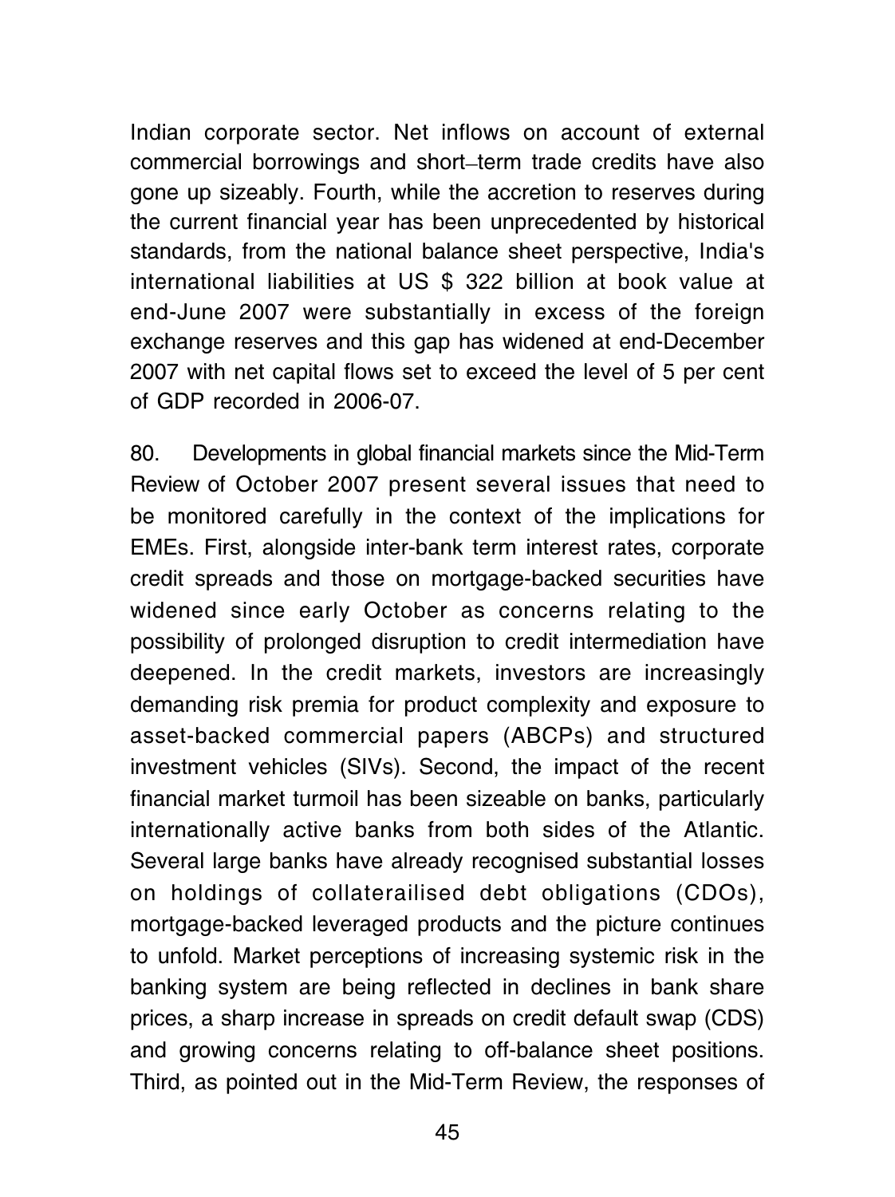Indian corporate sector. Net inflows on account of external commercial borrowings and short–term trade credits have also gone up sizeably. Fourth, while the accretion to reserves during the current financial year has been unprecedented by historical standards, from the national balance sheet perspective, India's international liabilities at US $ 322 billion at book value at end-June 2007 were substantially in excess of the foreign exchange reserves and this gap has widened at end-December 2007 with net capital flows set to exceed the level of 5 per cent of GDP recorded in 2006-07.

80. Developments in global financial markets since the Mid-Term Review of October 2007 present several issues that need to be monitored carefully in the context of the implications for EMEs. First, alongside inter-bank term interest rates, corporate credit spreads and those on mortgage-backed securities have widened since early October as concerns relating to the possibility of prolonged disruption to credit intermediation have deepened. In the credit markets, investors are increasingly demanding risk premia for product complexity and exposure to asset-backed commercial papers (ABCPs) and structured investment vehicles (SIVs). Second, the impact of the recent financial market turmoil has been sizeable on banks, particularly internationally active banks from both sides of the Atlantic. Several large banks have already recognised substantial losses on holdings of collaterailised debt obligations (CDOs), mortgage-backed leveraged products and the picture continues to unfold. Market perceptions of increasing systemic risk in the banking system are being reflected in declines in bank share prices, a sharp increase in spreads on credit default swap (CDS) and growing concerns relating to off-balance sheet positions. Third, as pointed out in the Mid-Term Review, the responses of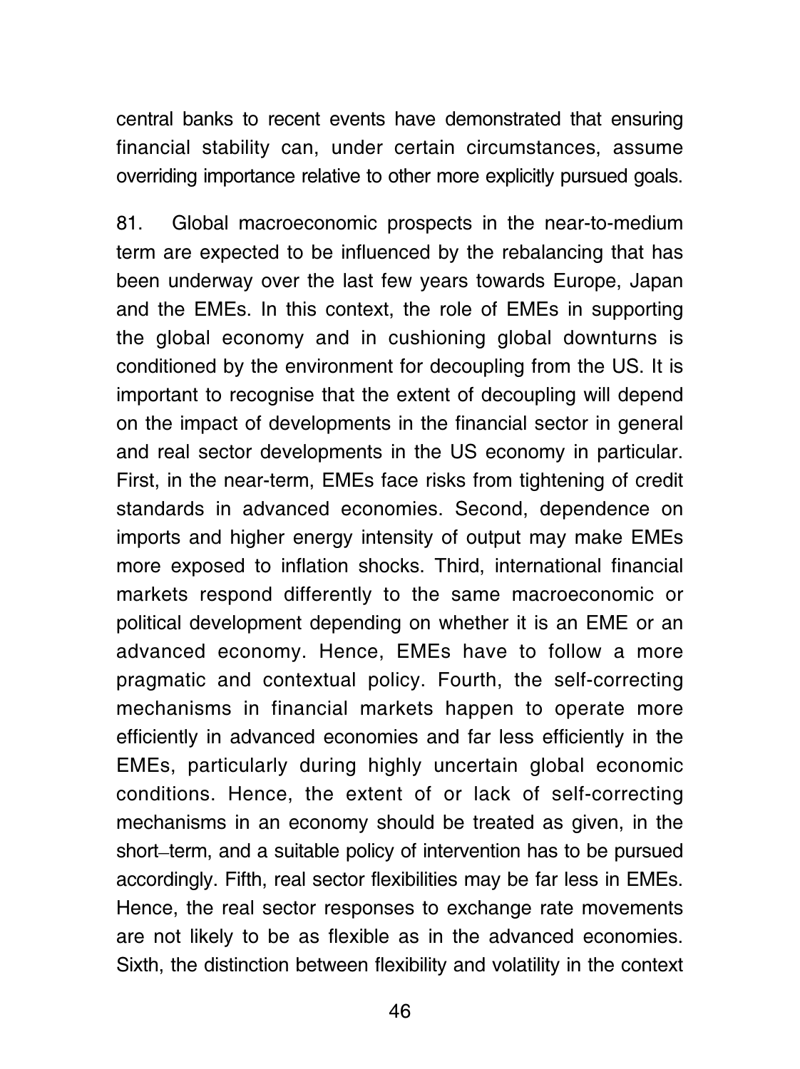central banks to recent events have demonstrated that ensuring financial stability can, under certain circumstances, assume overriding importance relative to other more explicitly pursued goals.

81. Global macroeconomic prospects in the near-to-medium term are expected to be influenced by the rebalancing that has been underway over the last few years towards Europe, Japan and the EMEs. In this context, the role of EMEs in supporting the global economy and in cushioning global downturns is conditioned by the environment for decoupling from the US. It is important to recognise that the extent of decoupling will depend on the impact of developments in the financial sector in general and real sector developments in the US economy in particular. First, in the near-term, EMEs face risks from tightening of credit standards in advanced economies. Second, dependence on imports and higher energy intensity of output may make EMEs more exposed to inflation shocks. Third, international financial markets respond differently to the same macroeconomic or political development depending on whether it is an EME or an advanced economy. Hence, EMEs have to follow a more pragmatic and contextual policy. Fourth, the self-correcting mechanisms in financial markets happen to operate more efficiently in advanced economies and far less efficiently in the EMEs, particularly during highly uncertain global economic conditions. Hence, the extent of or lack of self-correcting mechanisms in an economy should be treated as given, in the short–term, and a suitable policy of intervention has to be pursued accordingly. Fifth, real sector flexibilities may be far less in EMEs. Hence, the real sector responses to exchange rate movements are not likely to be as flexible as in the advanced economies. Sixth, the distinction between flexibility and volatility in the context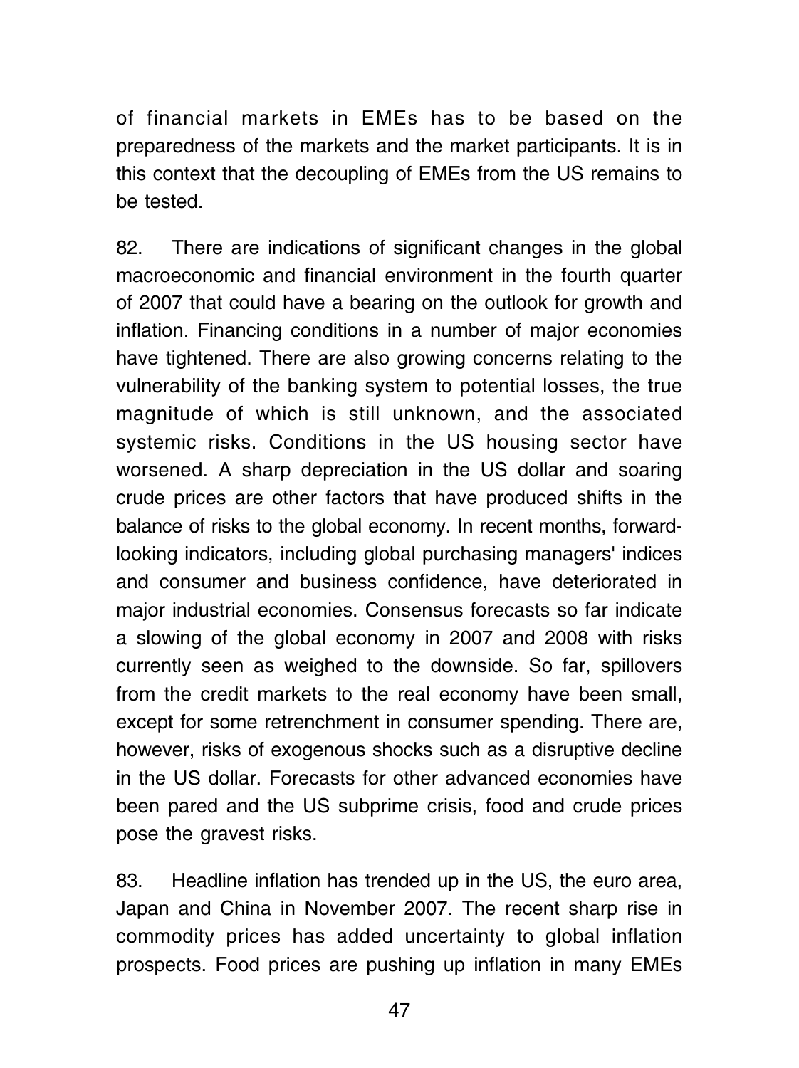of financial markets in EMEs has to be based on the preparedness of the markets and the market participants. It is in this context that the decoupling of EMEs from the US remains to be tested.

82. There are indications of significant changes in the global macroeconomic and financial environment in the fourth quarter of 2007 that could have a bearing on the outlook for growth and inflation. Financing conditions in a number of major economies have tightened. There are also growing concerns relating to the vulnerability of the banking system to potential losses, the true magnitude of which is still unknown, and the associated systemic risks. Conditions in the US housing sector have worsened. A sharp depreciation in the US dollar and soaring crude prices are other factors that have produced shifts in the balance of risks to the global economy. In recent months, forward-looking indicators, including global purchasing managers' indices and consumer and business confidence, have deteriorated in major industrial economies. Consensus forecasts so far indicate a slowing of the global economy in 2007 and 2008 with risks currently seen as weighed to the downside. So far, spillovers from the credit markets to the real economy have been small, except for some retrenchment in consumer spending. There are, however, risks of exogenous shocks such as a disruptive decline in the US dollar. Forecasts for other advanced economies have been pared and the US subprime crisis, food and crude prices pose the gravest risks.

83. Headline inflation has trended up in the US, the euro area, Japan and China in November 2007. The recent sharp rise in commodity prices has added uncertainty to global inflation prospects. Food prices are pushing up inflation in many EMEs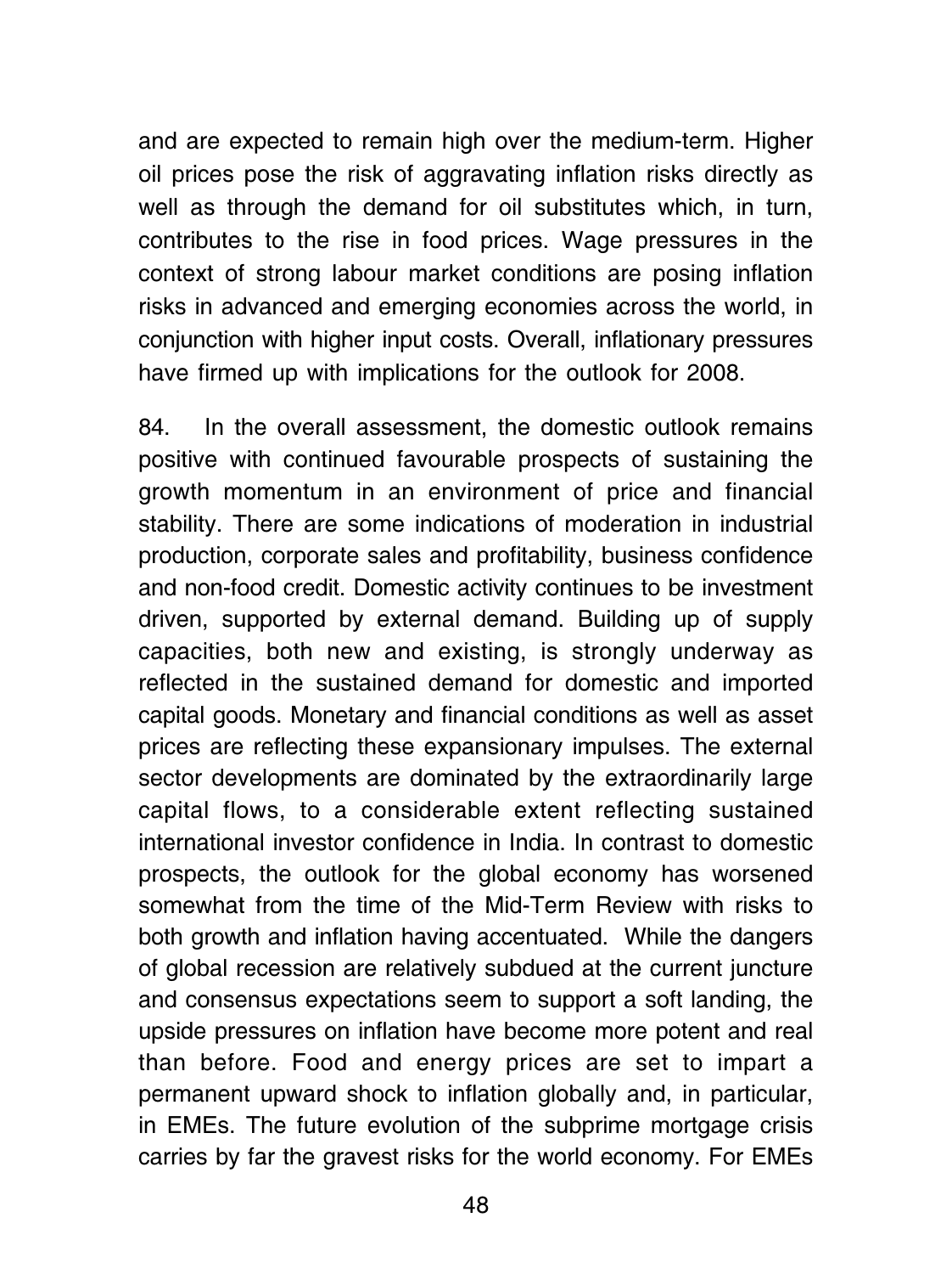and are expected to remain high over the medium-term. Higher oil prices pose the risk of aggravating inflation risks directly as well as through the demand for oil substitutes which, in turn, contributes to the rise in food prices. Wage pressures in the context of strong labour market conditions are posing inflation risks in advanced and emerging economies across the world, in conjunction with higher input costs. Overall, inflationary pressures have firmed up with implications for the outlook for 2008.

84. In the overall assessment, the domestic outlook remains positive with continued favourable prospects of sustaining the growth momentum in an environment of price and financial stability. There are some indications of moderation in industrial production, corporate sales and profitability, business confidence and non-food credit. Domestic activity continues to be investment driven, supported by external demand. Building up of supply capacities, both new and existing, is strongly underway as reflected in the sustained demand for domestic and imported capital goods. Monetary and financial conditions as well as asset prices are reflecting these expansionary impulses. The external sector developments are dominated by the extraordinarily large capital flows, to a considerable extent reflecting sustained international investor confidence in India. In contrast to domestic prospects, the outlook for the global economy has worsened somewhat from the time of the Mid-Term Review with risks to both growth and inflation having accentuated. While the dangers of global recession are relatively subdued at the current juncture and consensus expectations seem to support a soft landing, the upside pressures on inflation have become more potent and real than before. Food and energy prices are set to impart a permanent upward shock to inflation globally and, in particular, in EMEs. The future evolution of the subprime mortgage crisis carries by far the gravest risks for the world economy. For EMEs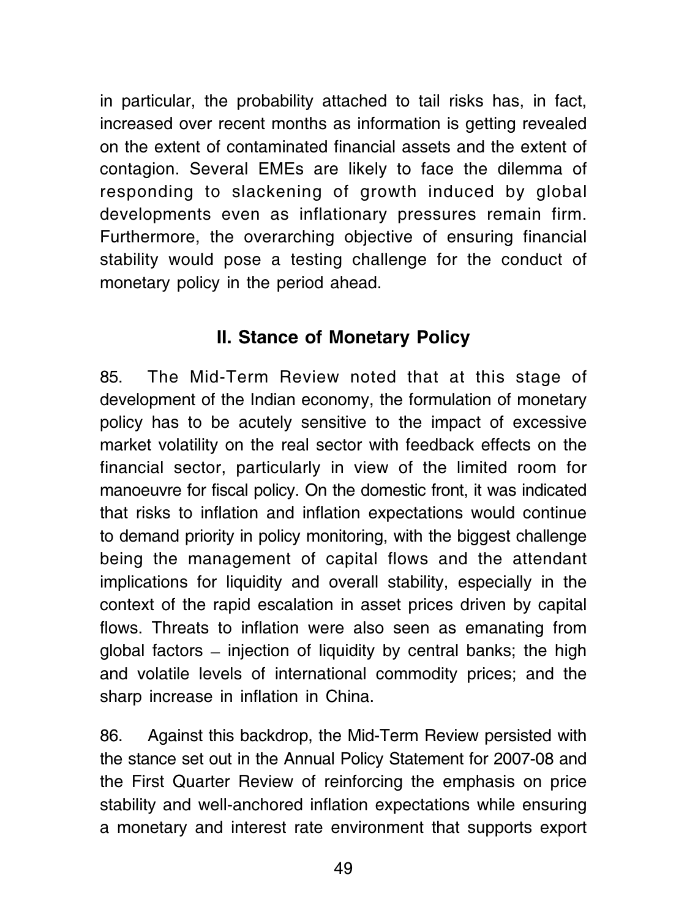in particular, the probability attached to tail risks has, in fact, increased over recent months as information is getting revealed on the extent of contaminated financial assets and the extent of contagion. Several EMEs are likely to face the dilemma of responding to slackening of growth induced by global developments even as inflationary pressures remain firm. Furthermore, the overarching objective of ensuring financial stability would pose a testing challenge for the conduct of monetary policy in the period ahead.

## II. Stance of Monetary Policy

85. The Mid-Term Review noted that at this stage of development of the Indian economy, the formulation of monetary policy has to be acutely sensitive to the impact of excessive market volatility on the real sector with feedback effects on the financial sector, particularly in view of the limited room for manoeuvre for fiscal policy. On the domestic front, it was indicated that risks to inflation and inflation expectations would continue to demand priority in policy monitoring, with the biggest challenge being the management of capital flows and the attendant implications for liquidity and overall stability, especially in the context of the rapid escalation in asset prices driven by capital flows. Threats to inflation were also seen as emanating from global factors – injection of liquidity by central banks; the high and volatile levels of international commodity prices; and the sharp increase in inflation in China.

86. Against this backdrop, the Mid-Term Review persisted with the stance set out in the Annual Policy Statement for 2007-08 and the First Quarter Review of reinforcing the emphasis on price stability and well-anchored inflation expectations while ensuring a monetary and interest rate environment that supports export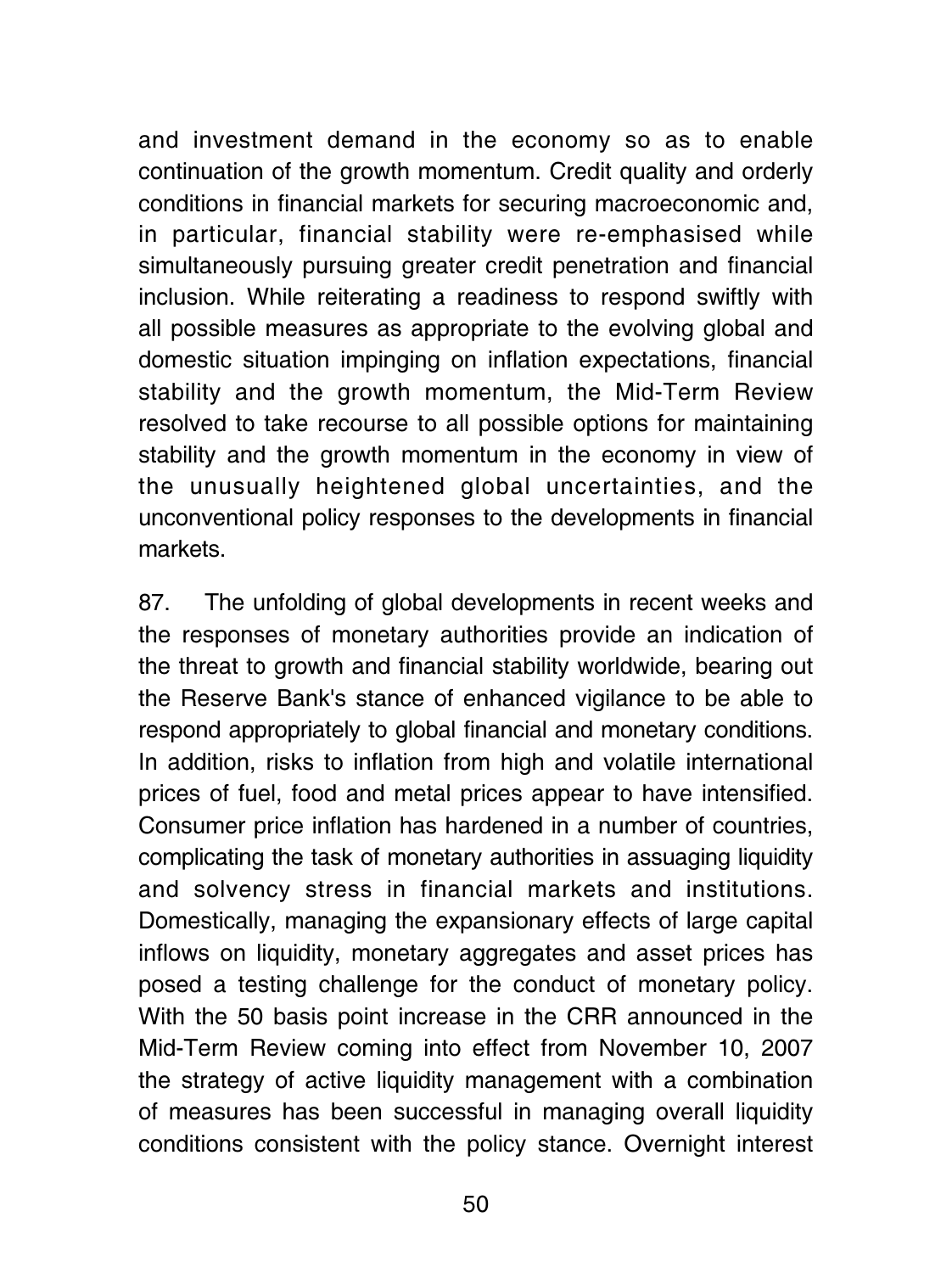and investment demand in the economy so as to enable continuation of the growth momentum. Credit quality and orderly conditions in financial markets for securing macroeconomic and, in particular, financial stability were re-emphasised while simultaneously pursuing greater credit penetration and financial inclusion. While reiterating a readiness to respond swiftly with all possible measures as appropriate to the evolving global and domestic situation impinging on inflation expectations, financial stability and the growth momentum, the Mid-Term Review resolved to take recourse to all possible options for maintaining stability and the growth momentum in the economy in view of the unusually heightened global uncertainties, and the unconventional policy responses to the developments in financial markets.

87. The unfolding of global developments in recent weeks and the responses of monetary authorities provide an indication of the threat to growth and financial stability worldwide, bearing out the Reserve Bank's stance of enhanced vigilance to be able to respond appropriately to global financial and monetary conditions. In addition, risks to inflation from high and volatile international prices of fuel, food and metal prices appear to have intensified. Consumer price inflation has hardened in a number of countries, complicating the task of monetary authorities in assuaging liquidity and solvency stress in financial markets and institutions. Domestically, managing the expansionary effects of large capital inflows on liquidity, monetary aggregates and asset prices has posed a testing challenge for the conduct of monetary policy. With the 50 basis point increase in the CRR announced in the Mid-Term Review coming into effect from November 10, 2007 the strategy of active liquidity management with a combination of measures has been successful in managing overall liquidity conditions consistent with the policy stance. Overnight interest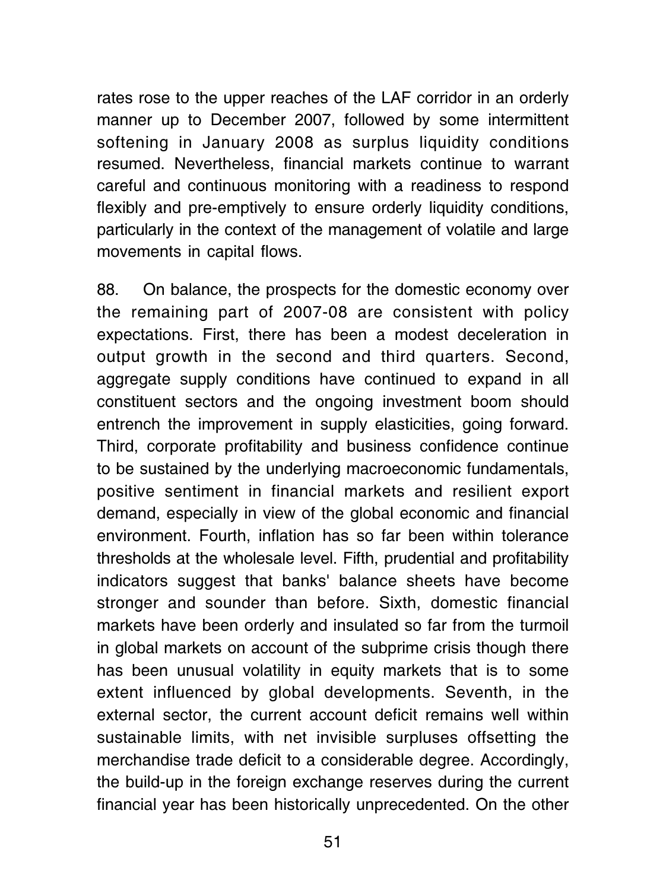rates rose to the upper reaches of the LAF corridor in an orderly manner up to December 2007, followed by some intermittent softening in January 2008 as surplus liquidity conditions resumed. Nevertheless, financial markets continue to warrant careful and continuous monitoring with a readiness to respond flexibly and pre-emptively to ensure orderly liquidity conditions, particularly in the context of the management of volatile and large movements in capital flows.

88. On balance, the prospects for the domestic economy over the remaining part of 2007-08 are consistent with policy expectations. First, there has been a modest deceleration in output growth in the second and third quarters. Second, aggregate supply conditions have continued to expand in all constituent sectors and the ongoing investment boom should entrench the improvement in supply elasticities, going forward. Third, corporate profitability and business confidence continue to be sustained by the underlying macroeconomic fundamentals, positive sentiment in financial markets and resilient export demand, especially in view of the global economic and financial environment. Fourth, inflation has so far been within tolerance thresholds at the wholesale level. Fifth, prudential and profitability indicators suggest that banks' balance sheets have become stronger and sounder than before. Sixth, domestic financial markets have been orderly and insulated so far from the turmoil in global markets on account of the subprime crisis though there has been unusual volatility in equity markets that is to some extent influenced by global developments. Seventh, in the external sector, the current account deficit remains well within sustainable limits, with net invisible surpluses offsetting the merchandise trade deficit to a considerable degree. Accordingly, the build-up in the foreign exchange reserves during the current financial year has been historically unprecedented. On the other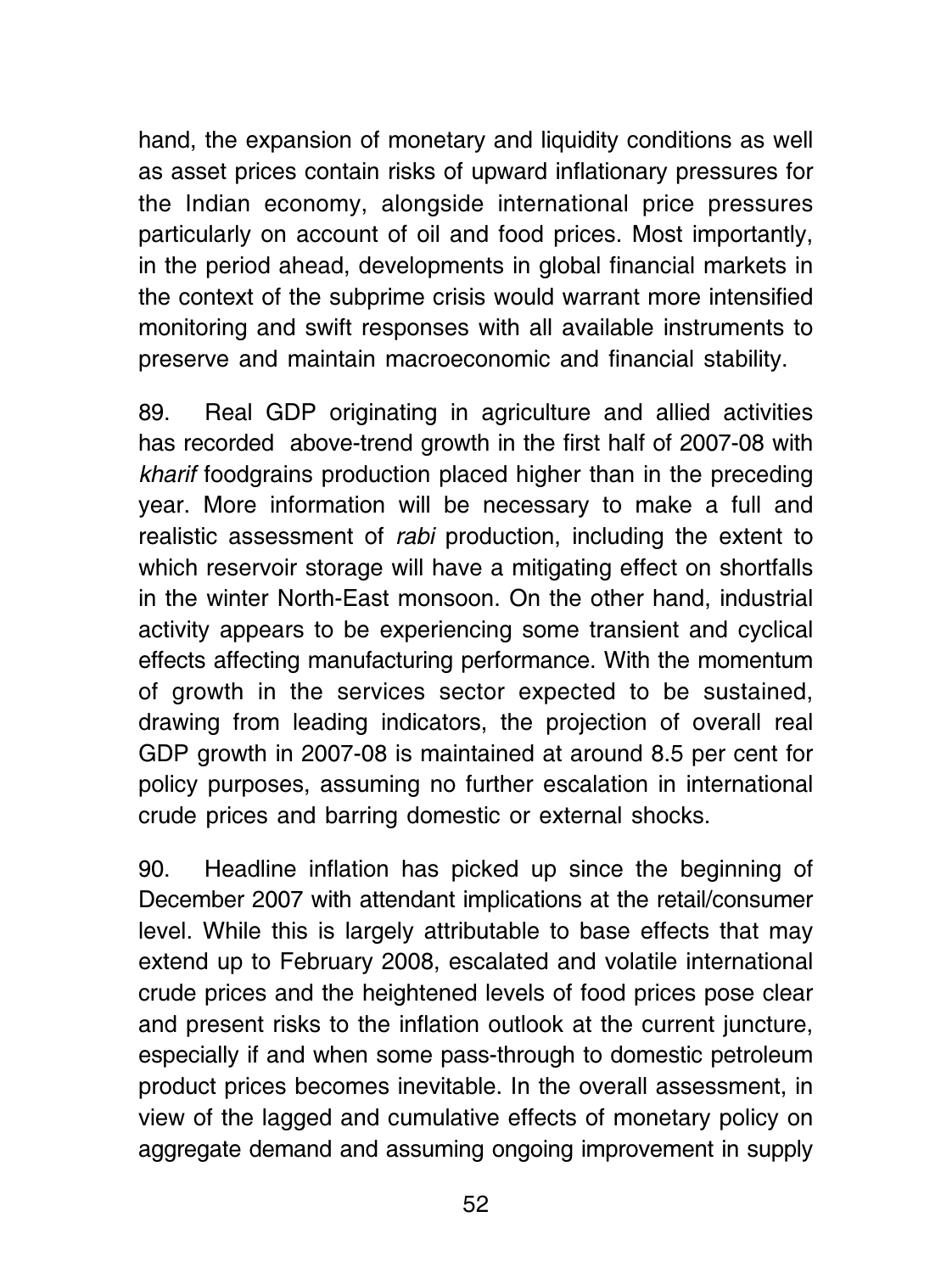hand, the expansion of monetary and liquidity conditions as well as asset prices contain risks of upward inflationary pressures for the Indian economy, alongside international price pressures particularly on account of oil and food prices. Most importantly, in the period ahead, developments in global financial markets in the context of the subprime crisis would warrant more intensified monitoring and swift responses with all available instruments to preserve and maintain macroeconomic and financial stability.

89. Real GDP originating in agriculture and allied activities has recorded above-trend growth in the first half of 2007-08 with *kharif* foodgrains production placed higher than in the preceding year. More information will be necessary to make a full and realistic assessment of *rabi* production, including the extent to which reservoir storage will have a mitigating effect on shortfalls in the winter North-East monsoon. On the other hand, industrial activity appears to be experiencing some transient and cyclical effects affecting manufacturing performance. With the momentum of growth in the services sector expected to be sustained, drawing from leading indicators, the projection of overall real GDP growth in 2007-08 is maintained at around 8.5 per cent for policy purposes, assuming no further escalation in international crude prices and barring domestic or external shocks.

90. Headline inflation has picked up since the beginning of December 2007 with attendant implications at the retail/consumer level. While this is largely attributable to base effects that may extend up to February 2008, escalated and volatile international crude prices and the heightened levels of food prices pose clear and present risks to the inflation outlook at the current juncture, especially if and when some pass-through to domestic petroleum product prices becomes inevitable. In the overall assessment, in view of the lagged and cumulative effects of monetary policy on aggregate demand and assuming ongoing improvement in supply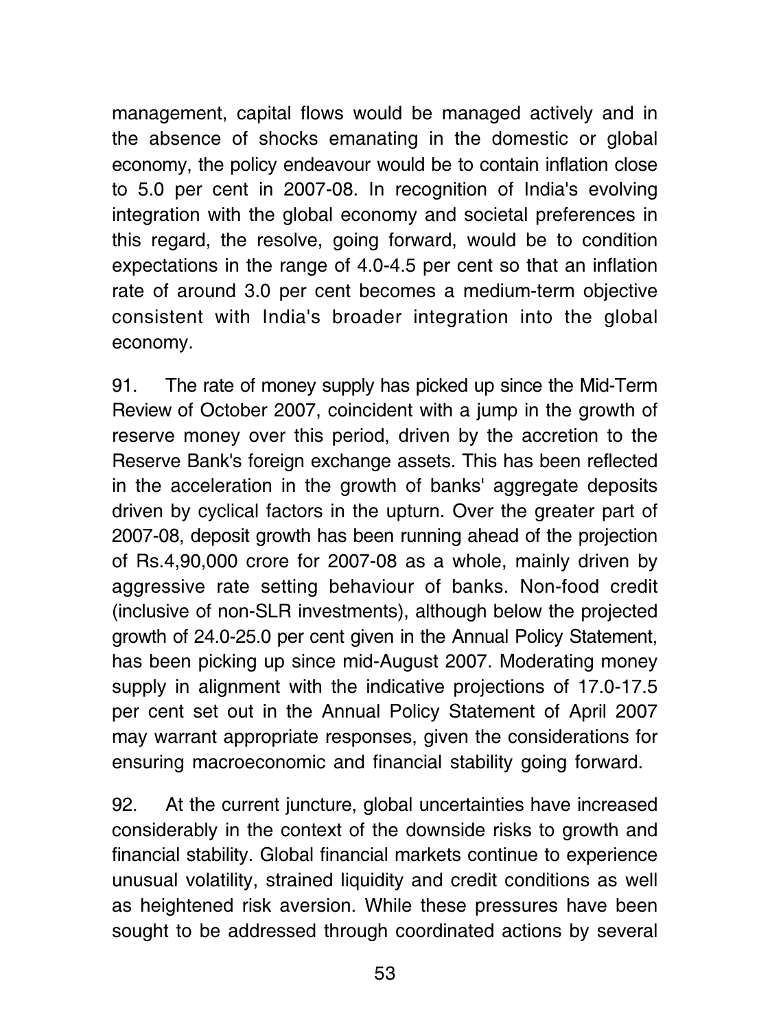management, capital flows would be managed actively and in the absence of shocks emanating in the domestic or global economy, the policy endeavour would be to contain inflation close to 5.0 per cent in 2007-08. In recognition of India's evolving integration with the global economy and societal preferences in this regard, the resolve, going forward, would be to condition expectations in the range of 4.0-4.5 per cent so that an inflation rate of around 3.0 per cent becomes a medium-term objective consistent with India's broader integration into the global economy.

91. The rate of money supply has picked up since the Mid-Term Review of October 2007, coincident with a jump in the growth of reserve money over this period, driven by the accretion to the Reserve Bank's foreign exchange assets. This has been reflected in the acceleration in the growth of banks' aggregate deposits driven by cyclical factors in the upturn. Over the greater part of 2007-08, deposit growth has been running ahead of the projection of Rs.4,90,000 crore for 2007-08 as a whole, mainly driven by aggressive rate setting behaviour of banks. Non-food credit (inclusive of non-SLR investments), although below the projected growth of 24.0-25.0 per cent given in the Annual Policy Statement, has been picking up since mid-August 2007. Moderating money supply in alignment with the indicative projections of 17.0-17.5 per cent set out in the Annual Policy Statement of April 2007 may warrant appropriate responses, given the considerations for ensuring macroeconomic and financial stability going forward.

92. At the current juncture, global uncertainties have increased considerably in the context of the downside risks to growth and financial stability. Global financial markets continue to experience unusual volatility, strained liquidity and credit conditions as well as heightened risk aversion. While these pressures have been sought to be addressed through coordinated actions by several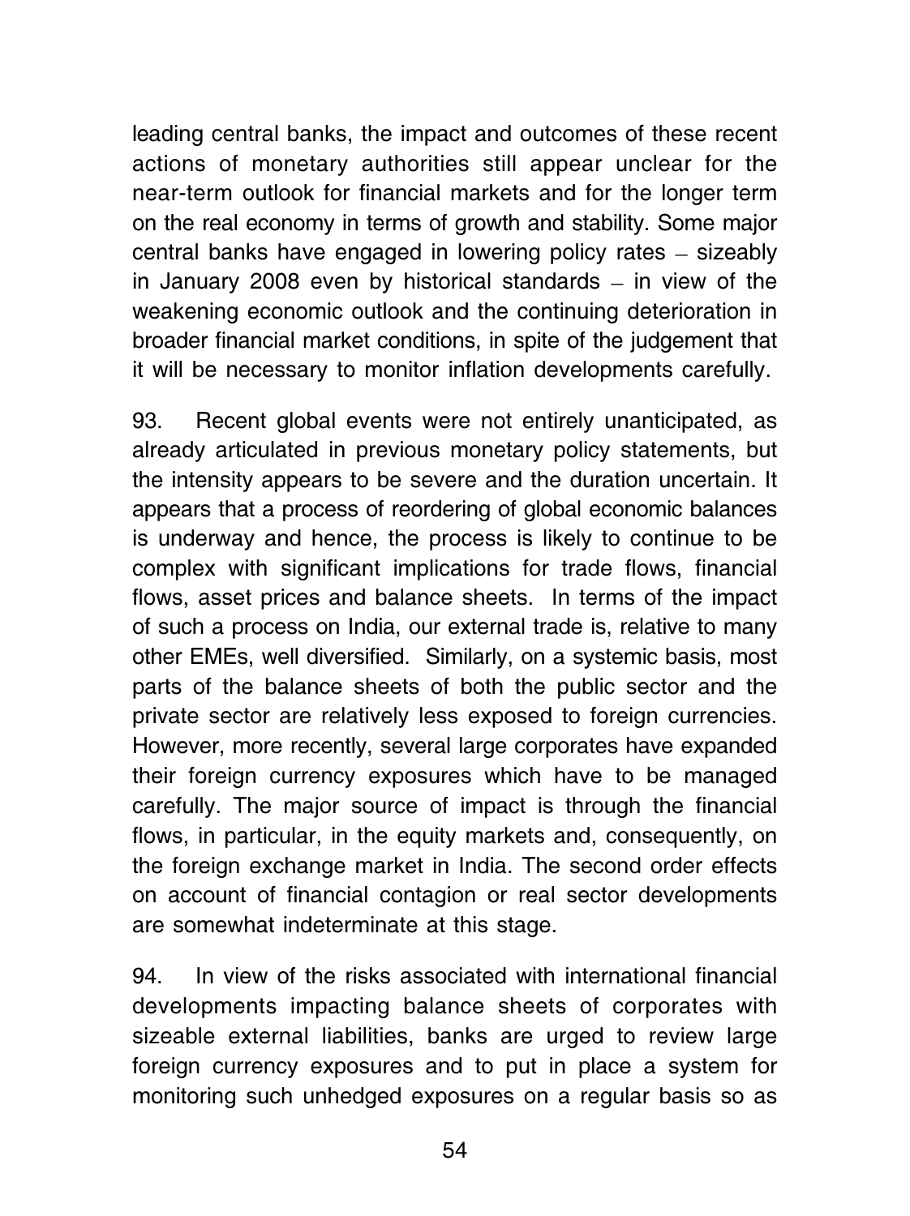leading central banks, the impact and outcomes of these recent actions of monetary authorities still appear unclear for the near-term outlook for financial markets and for the longer term on the real economy in terms of growth and stability. Some major central banks have engaged in lowering policy rates – sizeably in January 2008 even by historical standards – in view of the weakening economic outlook and the continuing deterioration in broader financial market conditions, in spite of the judgement that it will be necessary to monitor inflation developments carefully.

93. Recent global events were not entirely unanticipated, as already articulated in previous monetary policy statements, but the intensity appears to be severe and the duration uncertain. It appears that a process of reordering of global economic balances is underway and hence, the process is likely to continue to be complex with significant implications for trade flows, financial flows, asset prices and balance sheets. In terms of the impact of such a process on India, our external trade is, relative to many other EMEs, well diversified. Similarly, on a systemic basis, most parts of the balance sheets of both the public sector and the private sector are relatively less exposed to foreign currencies. However, more recently, several large corporates have expanded their foreign currency exposures which have to be managed carefully. The major source of impact is through the financial flows, in particular, in the equity markets and, consequently, on the foreign exchange market in India. The second order effects on account of financial contagion or real sector developments are somewhat indeterminate at this stage.

94. In view of the risks associated with international financial developments impacting balance sheets of corporates with sizeable external liabilities, banks are urged to review large foreign currency exposures and to put in place a system for monitoring such unhedged exposures on a regular basis so as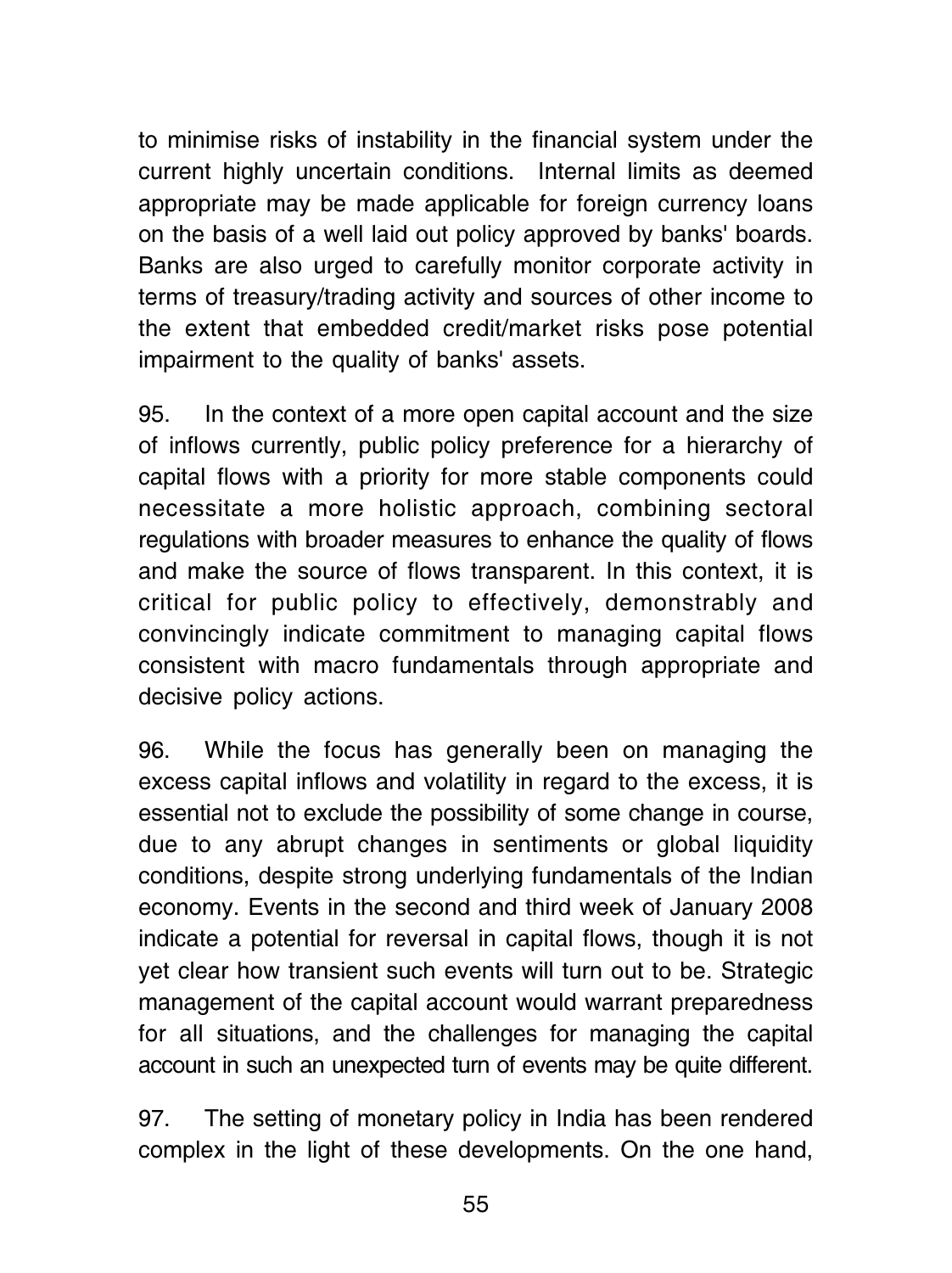to minimise risks of instability in the financial system under the current highly uncertain conditions. Internal limits as deemed appropriate may be made applicable for foreign currency loans on the basis of a well laid out policy approved by banks' boards. Banks are also urged to carefully monitor corporate activity in terms of treasury/trading activity and sources of other income to the extent that embedded credit/market risks pose potential impairment to the quality of banks' assets.

95. In the context of a more open capital account and the size of inflows currently, public policy preference for a hierarchy of capital flows with a priority for more stable components could necessitate a more holistic approach, combining sectoral regulations with broader measures to enhance the quality of flows and make the source of flows transparent. In this context, it is critical for public policy to effectively, demonstrably and convincingly indicate commitment to managing capital flows consistent with macro fundamentals through appropriate and decisive policy actions.

96. While the focus has generally been on managing the excess capital inflows and volatility in regard to the excess, it is essential not to exclude the possibility of some change in course, due to any abrupt changes in sentiments or global liquidity conditions, despite strong underlying fundamentals of the Indian economy. Events in the second and third week of January 2008 indicate a potential for reversal in capital flows, though it is not yet clear how transient such events will turn out to be. Strategic management of the capital account would warrant preparedness for all situations, and the challenges for managing the capital account in such an unexpected turn of events may be quite different.

97. The setting of monetary policy in India has been rendered complex in the light of these developments. On the one hand,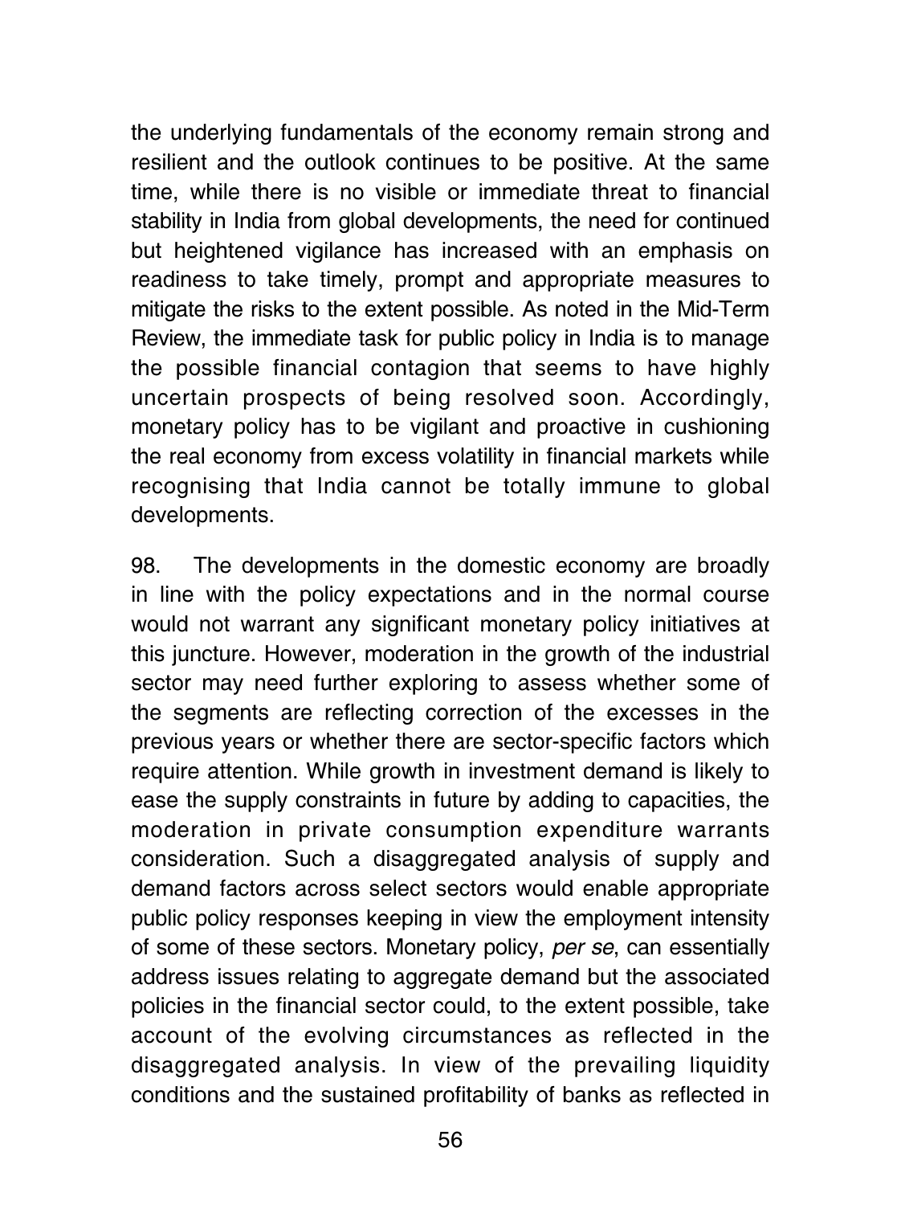the underlying fundamentals of the economy remain strong and resilient and the outlook continues to be positive. At the same time, while there is no visible or immediate threat to financial stability in India from global developments, the need for continued but heightened vigilance has increased with an emphasis on readiness to take timely, prompt and appropriate measures to mitigate the risks to the extent possible. As noted in the Mid-Term Review, the immediate task for public policy in India is to manage the possible financial contagion that seems to have highly uncertain prospects of being resolved soon. Accordingly, monetary policy has to be vigilant and proactive in cushioning the real economy from excess volatility in financial markets while recognising that India cannot be totally immune to global developments.

98. The developments in the domestic economy are broadly in line with the policy expectations and in the normal course would not warrant any significant monetary policy initiatives at this juncture. However, moderation in the growth of the industrial sector may need further exploring to assess whether some of the segments are reflecting correction of the excesses in the previous years or whether there are sector-specific factors which require attention. While growth in investment demand is likely to ease the supply constraints in future by adding to capacities, the moderation in private consumption expenditure warrants consideration. Such a disaggregated analysis of supply and demand factors across select sectors would enable appropriate public policy responses keeping in view the employment intensity of some of these sectors. Monetary policy, *per se*, can essentially address issues relating to aggregate demand but the associated policies in the financial sector could, to the extent possible, take account of the evolving circumstances as reflected in the disaggregated analysis. In view of the prevailing liquidity conditions and the sustained profitability of banks as reflected in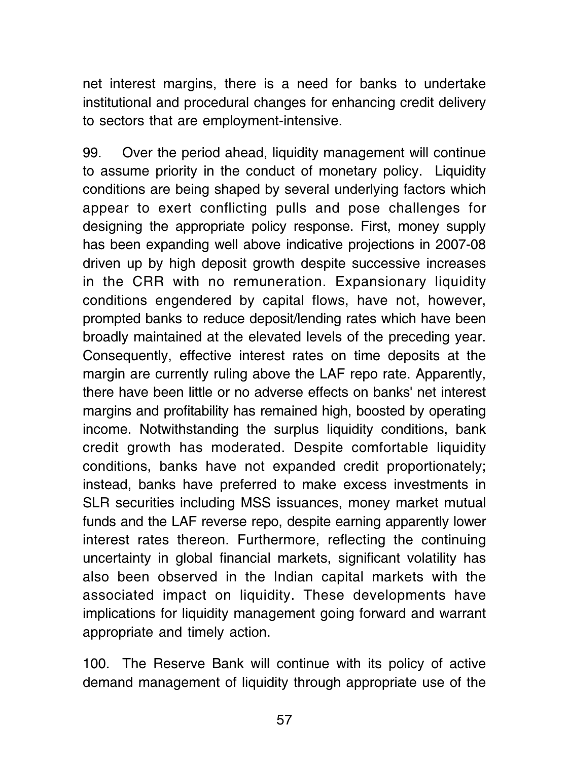net interest margins, there is a need for banks to undertake institutional and procedural changes for enhancing credit delivery to sectors that are employment-intensive.

99. Over the period ahead, liquidity management will continue to assume priority in the conduct of monetary policy. Liquidity conditions are being shaped by several underlying factors which appear to exert conflicting pulls and pose challenges for designing the appropriate policy response. First, money supply has been expanding well above indicative projections in 2007-08 driven up by high deposit growth despite successive increases in the CRR with no remuneration. Expansionary liquidity conditions engendered by capital flows, have not, however, prompted banks to reduce deposit/lending rates which have been broadly maintained at the elevated levels of the preceding year. Consequently, effective interest rates on time deposits at the margin are currently ruling above the LAF repo rate. Apparently, there have been little or no adverse effects on banks' net interest margins and profitability has remained high, boosted by operating income. Notwithstanding the surplus liquidity conditions, bank credit growth has moderated. Despite comfortable liquidity conditions, banks have not expanded credit proportionately; instead, banks have preferred to make excess investments in SLR securities including MSS issuances, money market mutual funds and the LAF reverse repo, despite earning apparently lower interest rates thereon. Furthermore, reflecting the continuing uncertainty in global financial markets, significant volatility has also been observed in the Indian capital markets with the associated impact on liquidity. These developments have implications for liquidity management going forward and warrant appropriate and timely action.

100. The Reserve Bank will continue with its policy of active demand management of liquidity through appropriate use of the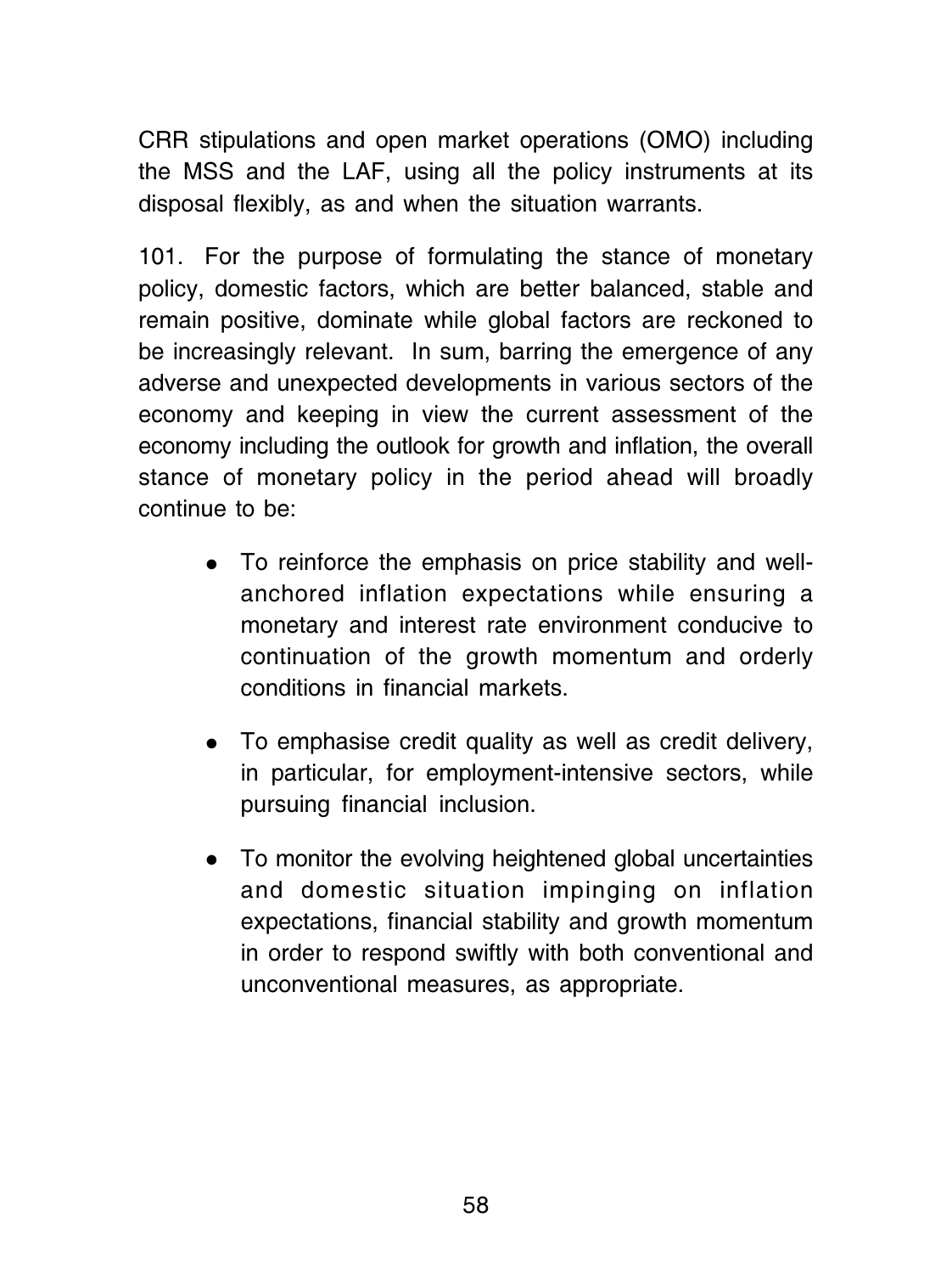CRR stipulations and open market operations (OMO) including the MSS and the LAF, using all the policy instruments at its disposal flexibly, as and when the situation warrants.

101. For the purpose of formulating the stance of monetary policy, domestic factors, which are better balanced, stable and remain positive, dominate while global factors are reckoned to be increasingly relevant. In sum, barring the emergence of any adverse and unexpected developments in various sectors of the economy and keeping in view the current assessment of the economy including the outlook for growth and inflation, the overall stance of monetary policy in the period ahead will broadly continue to be:

- To reinforce the emphasis on price stability and well-anchored inflation expectations while ensuring a monetary and interest rate environment conducive to continuation of the growth momentum and orderly conditions in financial markets.

- To emphasise credit quality as well as credit delivery, in particular, for employment-intensive sectors, while pursuing financial inclusion.

- To monitor the evolving heightened global uncertainties and domestic situation impinging on inflation expectations, financial stability and growth momentum in order to respond swiftly with both conventional and unconventional measures, as appropriate.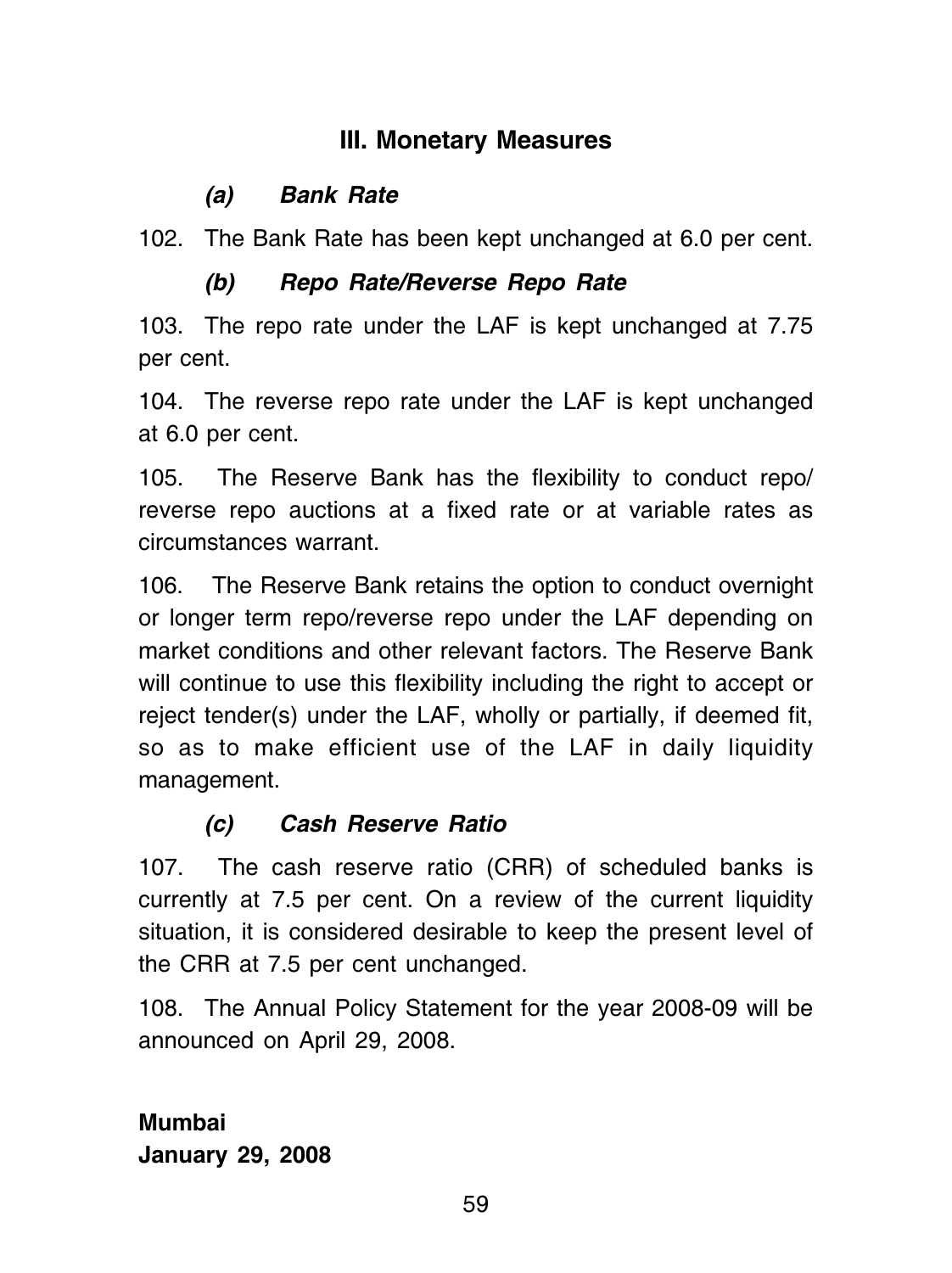## III. Monetary Measures

### *(a) Bank Rate*

102. The Bank Rate has been kept unchanged at 6.0 per cent.

### *(b) Repo Rate/Reverse Repo Rate*

103. The repo rate under the LAF is kept unchanged at 7.75 per cent.

104. The reverse repo rate under the LAF is kept unchanged at 6.0 per cent.

105. The Reserve Bank has the flexibility to conduct repo/reverse repo auctions at a fixed rate or at variable rates as circumstances warrant.

106. The Reserve Bank retains the option to conduct overnight or longer term repo/reverse repo under the LAF depending on market conditions and other relevant factors. The Reserve Bank will continue to use this flexibility including the right to accept or reject tender(s) under the LAF, wholly or partially, if deemed fit, so as to make efficient use of the LAF in daily liquidity management.

### *(c) Cash Reserve Ratio*

107. The cash reserve ratio (CRR) of scheduled banks is currently at 7.5 per cent. On a review of the current liquidity situation, it is considered desirable to keep the present level of the CRR at 7.5 per cent unchanged.

108. The Annual Policy Statement for the year 2008-09 will be announced on April 29, 2008.

**Mumbai**
**January 29, 2008**